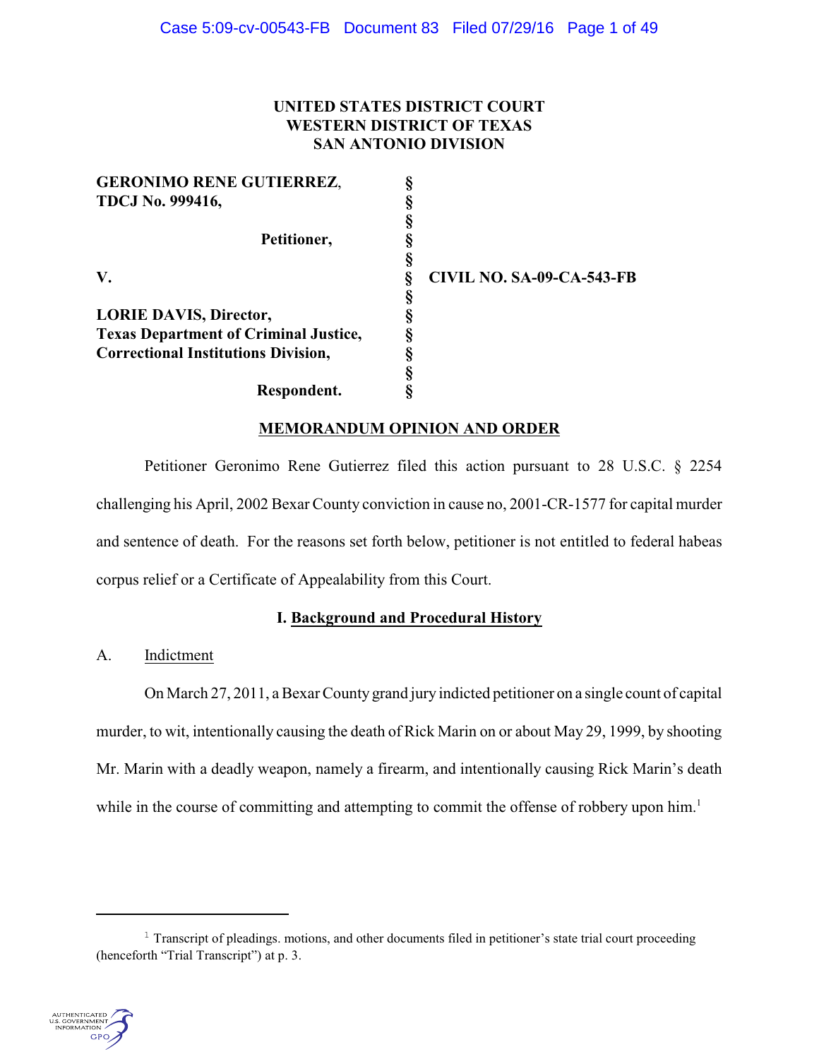**UNITED STATES DISTRICT COURT**
**WESTERN DISTRICT OF TEXAS**
**SAN ANTONIO DIVISION**

| | | |
|---|---|---|
| **GERONIMO RENE GUTIERREZ,** | § | |
| **TDCJ No. 999416,** | § | |
| | § | |
| **Petitioner,** | § | |
| | § | |
| **V.** | § | **CIVIL NO. SA-09-CA-543-FB** |
| | § | |
| **LORIE DAVIS, Director,** | § | |
| **Texas Department of Criminal Justice,** | § | |
| **Correctional Institutions Division,** | § | |
| | § | |
| **Respondent.** | § | |

## MEMORANDUM OPINION AND ORDER

Petitioner Geronimo Rene Gutierrez filed this action pursuant to 28 U.S.C. § 2254 challenging his April, 2002 Bexar County conviction in cause no, 2001-CR-1577 for capital murder and sentence of death. For the reasons set forth below, petitioner is not entitled to federal habeas corpus relief or a Certificate of Appealability from this Court.

### I. Background and Procedural History

A. Indictment

On March 27, 2011, a Bexar County grand jury indicted petitioner on a single count of capital murder, to wit, intentionally causing the death of Rick Marin on or about May 29, 1999, by shooting Mr. Marin with a deadly weapon, namely a firearm, and intentionally causing Rick Marin's death while in the course of committing and attempting to commit the offense of robbery upon him.[1]

---

[1] Transcript of pleadings. motions, and other documents filed in petitioner's state trial court proceeding (henceforth "Trial Transcript") at p. 3.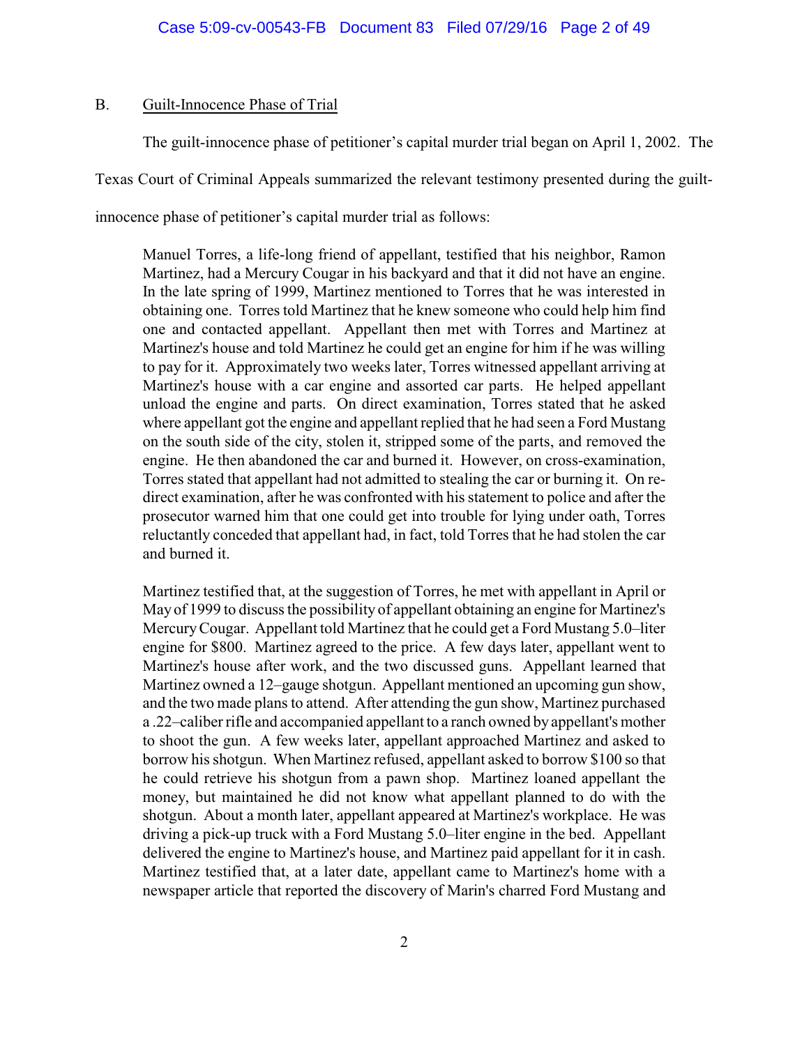## B. Guilt-Innocence Phase of Trial

The guilt-innocence phase of petitioner's capital murder trial began on April 1, 2002. The Texas Court of Criminal Appeals summarized the relevant testimony presented during the guilt-innocence phase of petitioner's capital murder trial as follows:

> Manuel Torres, a life-long friend of appellant, testified that his neighbor, Ramon Martinez, had a Mercury Cougar in his backyard and that it did not have an engine. In the late spring of 1999, Martinez mentioned to Torres that he was interested in obtaining one. Torres told Martinez that he knew someone who could help him find one and contacted appellant. Appellant then met with Torres and Martinez at Martinez's house and told Martinez he could get an engine for him if he was willing to pay for it. Approximately two weeks later, Torres witnessed appellant arriving at Martinez's house with a car engine and assorted car parts. He helped appellant unload the engine and parts. On direct examination, Torres stated that he asked where appellant got the engine and appellant replied that he had seen a Ford Mustang on the south side of the city, stolen it, stripped some of the parts, and removed the engine. He then abandoned the car and burned it. However, on cross-examination, Torres stated that appellant had not admitted to stealing the car or burning it. On re-direct examination, after he was confronted with his statement to police and after the prosecutor warned him that one could get into trouble for lying under oath, Torres reluctantly conceded that appellant had, in fact, told Torres that he had stolen the car and burned it.
>
> Martinez testified that, at the suggestion of Torres, he met with appellant in April or May of 1999 to discuss the possibility of appellant obtaining an engine for Martinez's Mercury Cougar. Appellant told Martinez that he could get a Ford Mustang 5.0–liter engine for $800. Martinez agreed to the price. A few days later, appellant went to Martinez's house after work, and the two discussed guns. Appellant learned that Martinez owned a 12–gauge shotgun. Appellant mentioned an upcoming gun show, and the two made plans to attend. After attending the gun show, Martinez purchased a .22–caliber rifle and accompanied appellant to a ranch owned by appellant's mother to shoot the gun. A few weeks later, appellant approached Martinez and asked to borrow his shotgun. When Martinez refused, appellant asked to borrow $100 so that he could retrieve his shotgun from a pawn shop. Martinez loaned appellant the money, but maintained he did not know what appellant planned to do with the shotgun. About a month later, appellant appeared at Martinez's workplace. He was driving a pick-up truck with a Ford Mustang 5.0–liter engine in the bed. Appellant delivered the engine to Martinez's house, and Martinez paid appellant for it in cash. Martinez testified that, at a later date, appellant came to Martinez's home with a newspaper article that reported the discovery of Marin's charred Ford Mustang and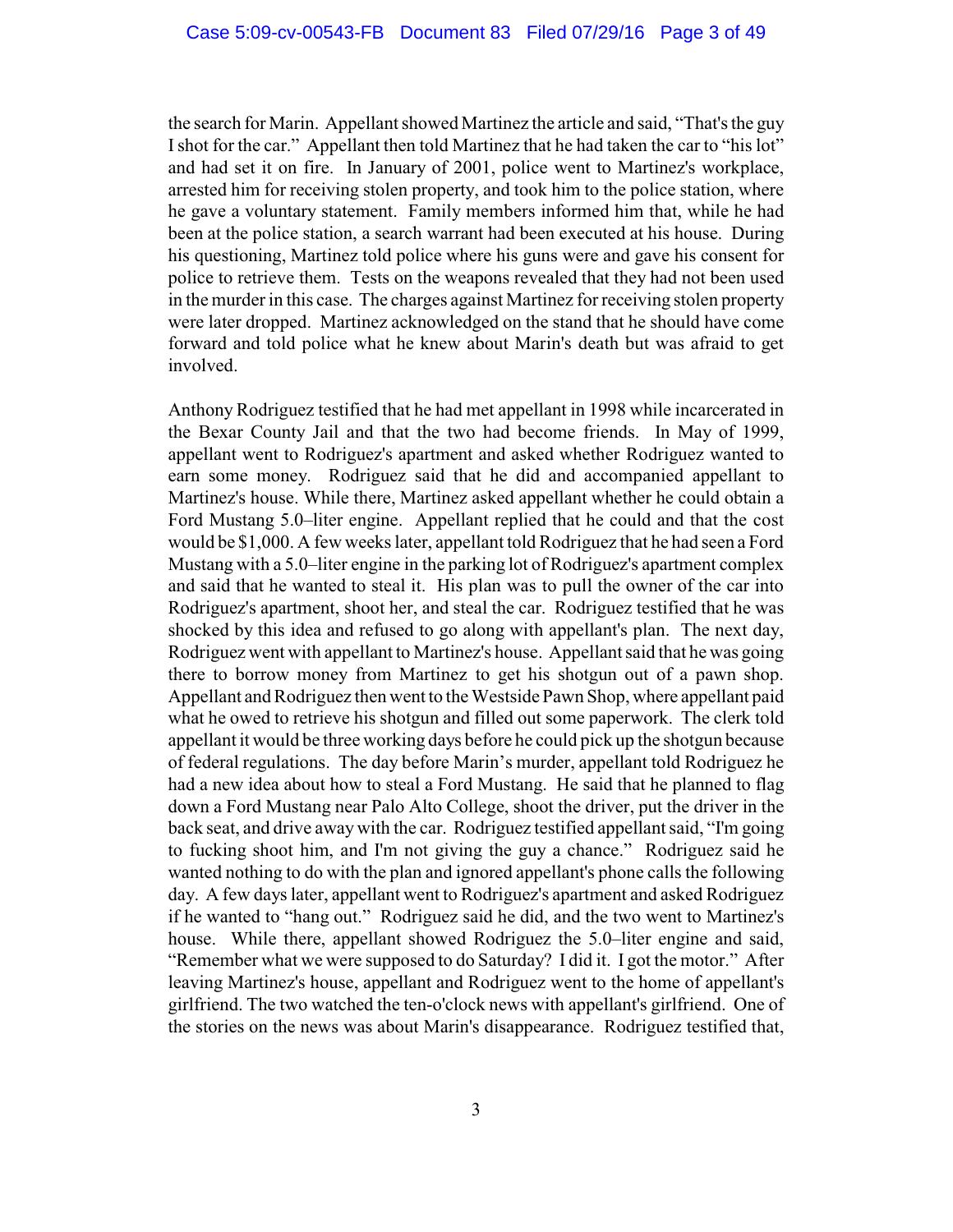the search for Marin. Appellant showed Martinez the article and said, "That's the guy I shot for the car." Appellant then told Martinez that he had taken the car to "his lot" and had set it on fire. In January of 2001, police went to Martinez's workplace, arrested him for receiving stolen property, and took him to the police station, where he gave a voluntary statement. Family members informed him that, while he had been at the police station, a search warrant had been executed at his house. During his questioning, Martinez told police where his guns were and gave his consent for police to retrieve them. Tests on the weapons revealed that they had not been used in the murder in this case. The charges against Martinez for receiving stolen property were later dropped. Martinez acknowledged on the stand that he should have come forward and told police what he knew about Marin's death but was afraid to get involved.

Anthony Rodriguez testified that he had met appellant in 1998 while incarcerated in the Bexar County Jail and that the two had become friends. In May of 1999, appellant went to Rodriguez's apartment and asked whether Rodriguez wanted to earn some money. Rodriguez said that he did and accompanied appellant to Martinez's house. While there, Martinez asked appellant whether he could obtain a Ford Mustang 5.0–liter engine. Appellant replied that he could and that the cost would be $1,000. A few weeks later, appellant told Rodriguez that he had seen a Ford Mustang with a 5.0–liter engine in the parking lot of Rodriguez's apartment complex and said that he wanted to steal it. His plan was to pull the owner of the car into Rodriguez's apartment, shoot her, and steal the car. Rodriguez testified that he was shocked by this idea and refused to go along with appellant's plan. The next day, Rodriguez went with appellant to Martinez's house. Appellant said that he was going there to borrow money from Martinez to get his shotgun out of a pawn shop. Appellant and Rodriguez then went to the Westside Pawn Shop, where appellant paid what he owed to retrieve his shotgun and filled out some paperwork. The clerk told appellant it would be three working days before he could pick up the shotgun because of federal regulations. The day before Marin's murder, appellant told Rodriguez he had a new idea about how to steal a Ford Mustang. He said that he planned to flag down a Ford Mustang near Palo Alto College, shoot the driver, put the driver in the back seat, and drive away with the car. Rodriguez testified appellant said, "I'm going to fucking shoot him, and I'm not giving the guy a chance." Rodriguez said he wanted nothing to do with the plan and ignored appellant's phone calls the following day. A few days later, appellant went to Rodriguez's apartment and asked Rodriguez if he wanted to "hang out." Rodriguez said he did, and the two went to Martinez's house. While there, appellant showed Rodriguez the 5.0–liter engine and said, "Remember what we were supposed to do Saturday? I did it. I got the motor." After leaving Martinez's house, appellant and Rodriguez went to the home of appellant's girlfriend. The two watched the ten-o'clock news with appellant's girlfriend. One of the stories on the news was about Marin's disappearance. Rodriguez testified that,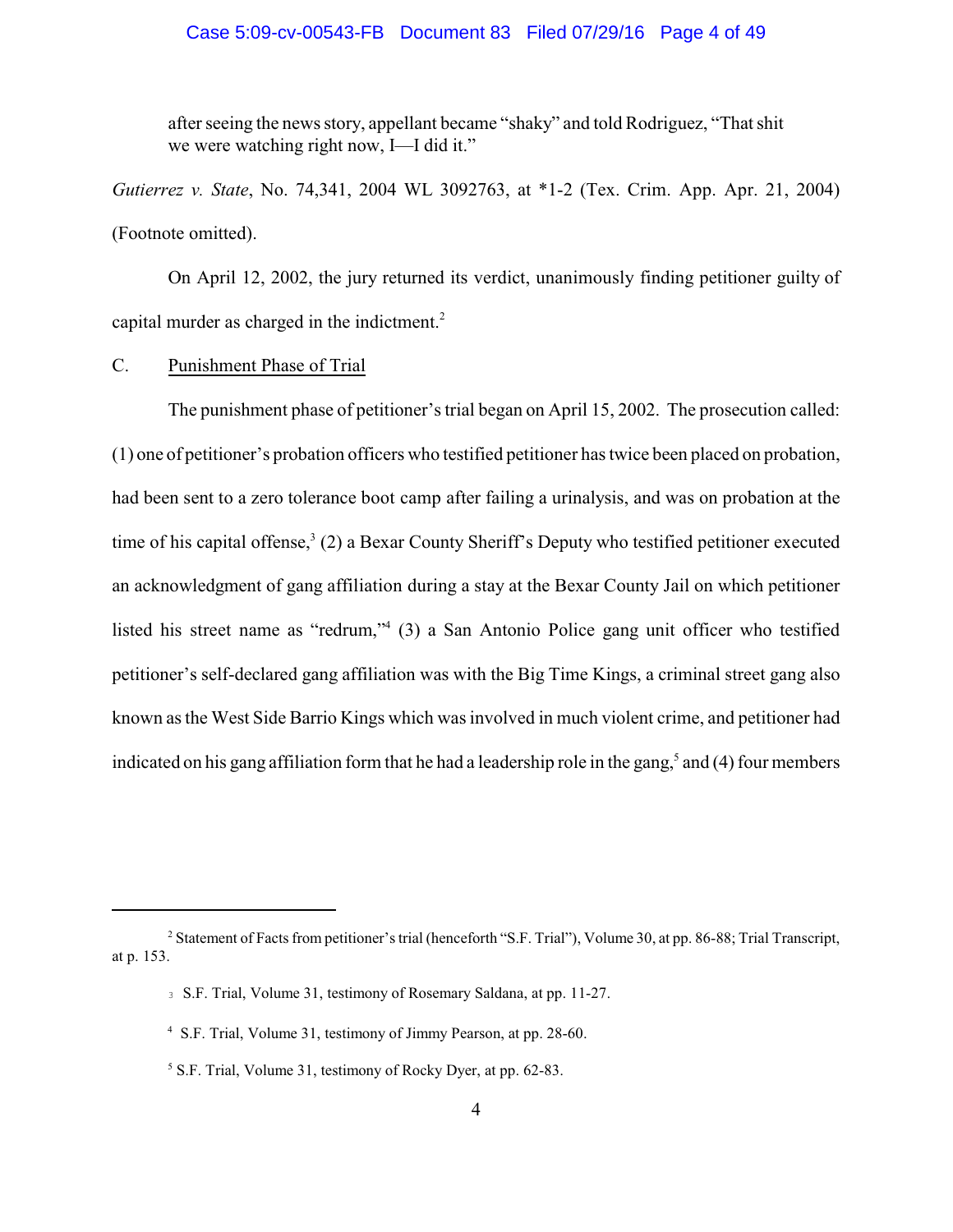> after seeing the news story, appellant became "shaky" and told Rodriguez, "That shit we were watching right now, I—I did it."

*Gutierrez v. State*, No. 74,341, 2004 WL 3092763, at *1-2 (Tex. Crim. App. Apr. 21, 2004) (Footnote omitted).

On April 12, 2002, the jury returned its verdict, unanimously finding petitioner guilty of capital murder as charged in the indictment.[2]

C. Punishment Phase of Trial

The punishment phase of petitioner's trial began on April 15, 2002. The prosecution called: (1) one of petitioner's probation officers who testified petitioner has twice been placed on probation, had been sent to a zero tolerance boot camp after failing a urinalysis, and was on probation at the time of his capital offense,[3] (2) a Bexar County Sheriff's Deputy who testified petitioner executed an acknowledgment of gang affiliation during a stay at the Bexar County Jail on which petitioner listed his street name as "redrum,"[4] (3) a San Antonio Police gang unit officer who testified petitioner's self-declared gang affiliation was with the Big Time Kings, a criminal street gang also known as the West Side Barrio Kings which was involved in much violent crime, and petitioner had indicated on his gang affiliation form that he had a leadership role in the gang,[5] and (4) four members

---

[2] Statement of Facts from petitioner's trial (henceforth "S.F. Trial"), Volume 30, at pp. 86-88; Trial Transcript, at p. 153.

[3] S.F. Trial, Volume 31, testimony of Rosemary Saldana, at pp. 11-27.

[4] S.F. Trial, Volume 31, testimony of Jimmy Pearson, at pp. 28-60.

[5] S.F. Trial, Volume 31, testimony of Rocky Dyer, at pp. 62-83.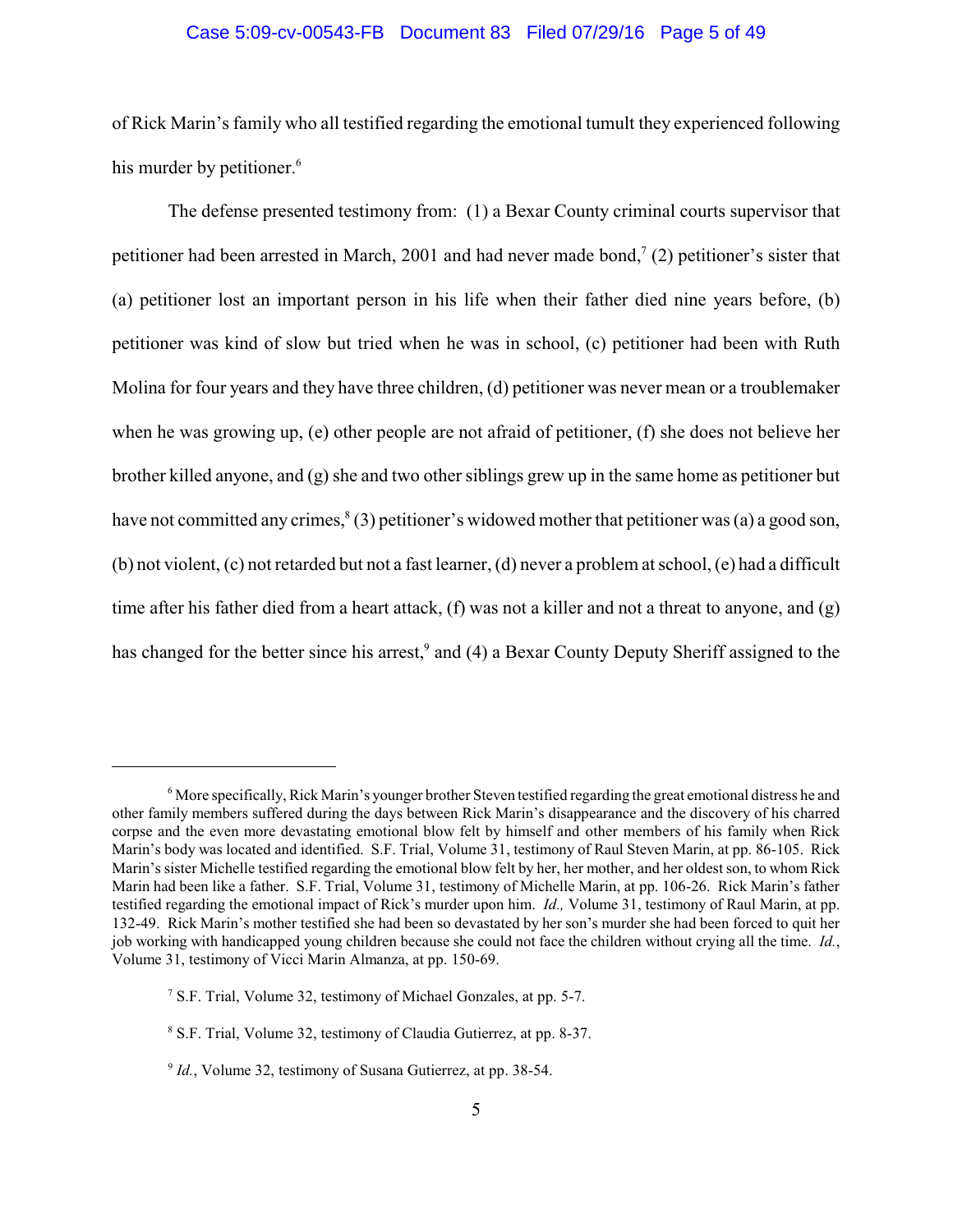of Rick Marin's family who all testified regarding the emotional tumult they experienced following his murder by petitioner.[6]

The defense presented testimony from: (1) a Bexar County criminal courts supervisor that petitioner had been arrested in March, 2001 and had never made bond,[7] (2) petitioner's sister that (a) petitioner lost an important person in his life when their father died nine years before, (b) petitioner was kind of slow but tried when he was in school, (c) petitioner had been with Ruth Molina for four years and they have three children, (d) petitioner was never mean or a troublemaker when he was growing up, (e) other people are not afraid of petitioner, (f) she does not believe her brother killed anyone, and (g) she and two other siblings grew up in the same home as petitioner but have not committed any crimes,[8] (3) petitioner's widowed mother that petitioner was (a) a good son, (b) not violent, (c) not retarded but not a fast learner, (d) never a problem at school, (e) had a difficult time after his father died from a heart attack, (f) was not a killer and not a threat to anyone, and (g) has changed for the better since his arrest,[9] and (4) a Bexar County Deputy Sheriff assigned to the

---

[6] More specifically, Rick Marin's younger brother Steven testified regarding the great emotional distress he and other family members suffered during the days between Rick Marin's disappearance and the discovery of his charred corpse and the even more devastating emotional blow felt by himself and other members of his family when Rick Marin's body was located and identified. S.F. Trial, Volume 31, testimony of Raul Steven Marin, at pp. 86-105. Rick Marin's sister Michelle testified regarding the emotional blow felt by her, her mother, and her oldest son, to whom Rick Marin had been like a father. S.F. Trial, Volume 31, testimony of Michelle Marin, at pp. 106-26. Rick Marin's father testified regarding the emotional impact of Rick's murder upon him. *Id.,* Volume 31, testimony of Raul Marin, at pp. 132-49. Rick Marin's mother testified she had been so devastated by her son's murder she had been forced to quit her job working with handicapped young children because she could not face the children without crying all the time. *Id.*, Volume 31, testimony of Vicci Marin Almanza, at pp. 150-69.

[7] S.F. Trial, Volume 32, testimony of Michael Gonzales, at pp. 5-7.

[8] S.F. Trial, Volume 32, testimony of Claudia Gutierrez, at pp. 8-37.

[9] *Id.*, Volume 32, testimony of Susana Gutierrez, at pp. 38-54.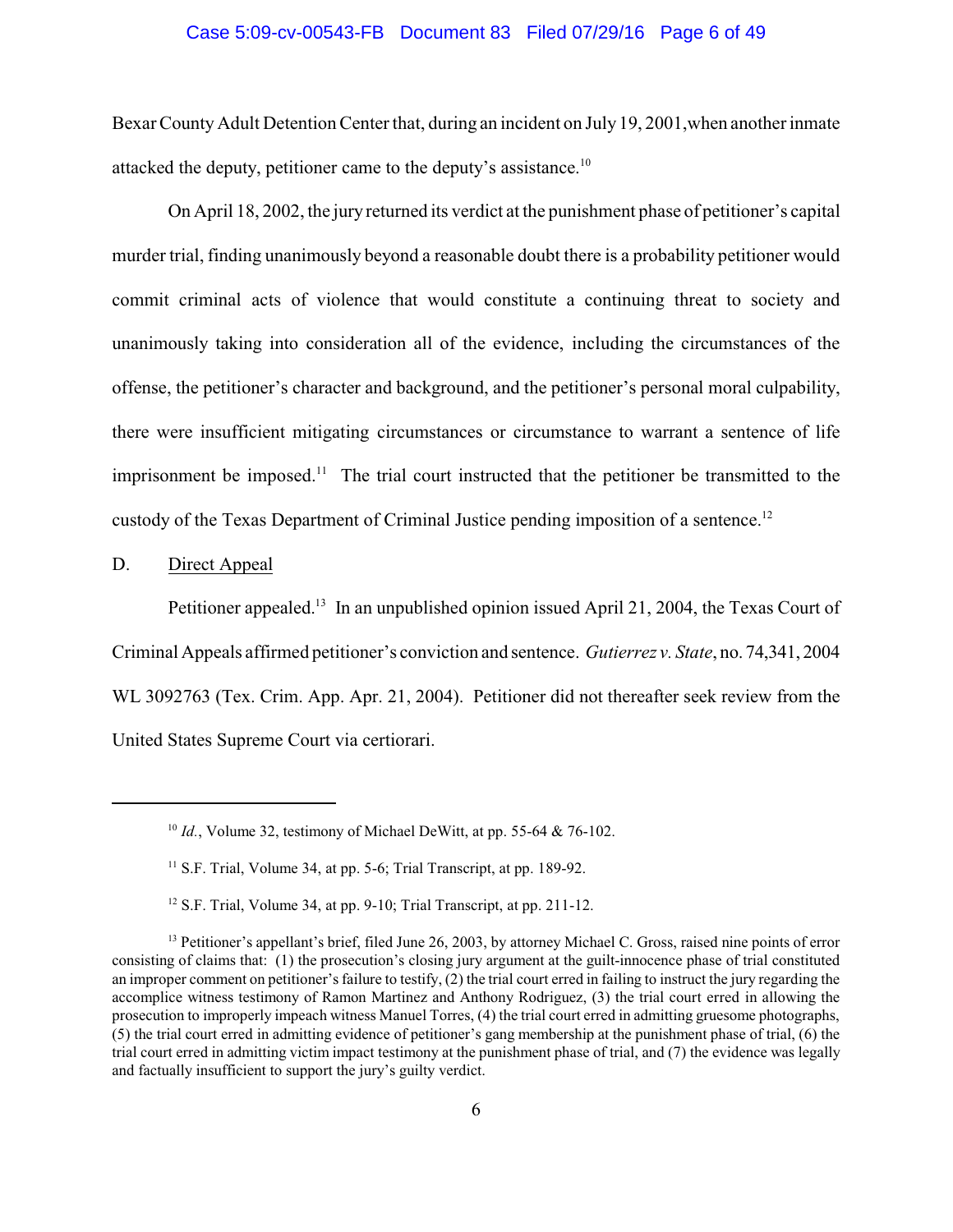Bexar County Adult Detention Center that, during an incident on July 19, 2001,when another inmate attacked the deputy, petitioner came to the deputy's assistance.[10]

On April 18, 2002, the jury returned its verdict at the punishment phase of petitioner's capital murder trial, finding unanimously beyond a reasonable doubt there is a probability petitioner would commit criminal acts of violence that would constitute a continuing threat to society and unanimously taking into consideration all of the evidence, including the circumstances of the offense, the petitioner's character and background, and the petitioner's personal moral culpability, there were insufficient mitigating circumstances or circumstance to warrant a sentence of life imprisonment be imposed.[11] The trial court instructed that the petitioner be transmitted to the custody of the Texas Department of Criminal Justice pending imposition of a sentence.[12]

D. Direct Appeal

Petitioner appealed.[13] In an unpublished opinion issued April 21, 2004, the Texas Court of Criminal Appeals affirmed petitioner's conviction and sentence. *Gutierrez v. State*, no. 74,341, 2004 WL 3092763 (Tex. Crim. App. Apr. 21, 2004). Petitioner did not thereafter seek review from the United States Supreme Court via certiorari.

---

[10] *Id.*, Volume 32, testimony of Michael DeWitt, at pp. 55-64 & 76-102.

[11] S.F. Trial, Volume 34, at pp. 5-6; Trial Transcript, at pp. 189-92.

[12] S.F. Trial, Volume 34, at pp. 9-10; Trial Transcript, at pp. 211-12.

[13] Petitioner's appellant's brief, filed June 26, 2003, by attorney Michael C. Gross, raised nine points of error consisting of claims that: (1) the prosecution's closing jury argument at the guilt-innocence phase of trial constituted an improper comment on petitioner's failure to testify, (2) the trial court erred in failing to instruct the jury regarding the accomplice witness testimony of Ramon Martinez and Anthony Rodriguez, (3) the trial court erred in allowing the prosecution to improperly impeach witness Manuel Torres, (4) the trial court erred in admitting gruesome photographs, (5) the trial court erred in admitting evidence of petitioner's gang membership at the punishment phase of trial, (6) the trial court erred in admitting victim impact testimony at the punishment phase of trial, and (7) the evidence was legally and factually insufficient to support the jury's guilty verdict.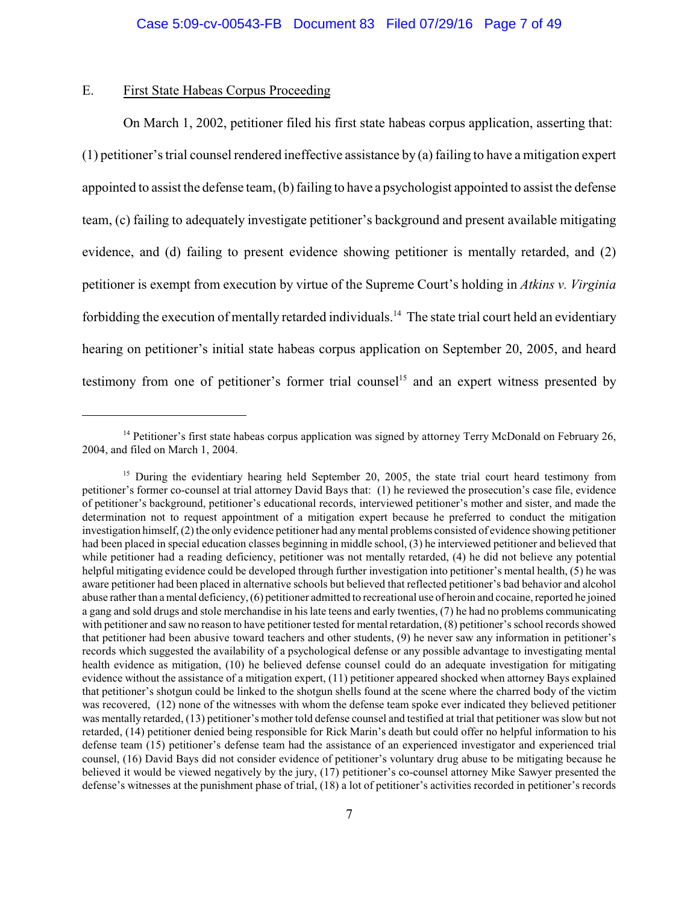## E. First State Habeas Corpus Proceeding

On March 1, 2002, petitioner filed his first state habeas corpus application, asserting that: (1) petitioner's trial counsel rendered ineffective assistance by (a) failing to have a mitigation expert appointed to assist the defense team, (b) failing to have a psychologist appointed to assist the defense team, (c) failing to adequately investigate petitioner's background and present available mitigating evidence, and (d) failing to present evidence showing petitioner is mentally retarded, and (2) petitioner is exempt from execution by virtue of the Supreme Court's holding in *Atkins v. Virginia* forbidding the execution of mentally retarded individuals.[14] The state trial court held an evidentiary hearing on petitioner's initial state habeas corpus application on September 20, 2005, and heard testimony from one of petitioner's former trial counsel[15] and an expert witness presented by

---

[14] Petitioner's first state habeas corpus application was signed by attorney Terry McDonald on February 26, 2004, and filed on March 1, 2004.

[15] During the evidentiary hearing held September 20, 2005, the state trial court heard testimony from petitioner's former co-counsel at trial attorney David Bays that: (1) he reviewed the prosecution's case file, evidence of petitioner's background, petitioner's educational records, interviewed petitioner's mother and sister, and made the determination not to request appointment of a mitigation expert because he preferred to conduct the mitigation investigation himself, (2) the only evidence petitioner had any mental problems consisted of evidence showing petitioner had been placed in special education classes beginning in middle school, (3) he interviewed petitioner and believed that while petitioner had a reading deficiency, petitioner was not mentally retarded, (4) he did not believe any potential helpful mitigating evidence could be developed through further investigation into petitioner's mental health, (5) he was aware petitioner had been placed in alternative schools but believed that reflected petitioner's bad behavior and alcohol abuse rather than a mental deficiency, (6) petitioner admitted to recreational use of heroin and cocaine, reported he joined a gang and sold drugs and stole merchandise in his late teens and early twenties, (7) he had no problems communicating with petitioner and saw no reason to have petitioner tested for mental retardation, (8) petitioner's school records showed that petitioner had been abusive toward teachers and other students, (9) he never saw any information in petitioner's records which suggested the availability of a psychological defense or any possible advantage to investigating mental health evidence as mitigation, (10) he believed defense counsel could do an adequate investigation for mitigating evidence without the assistance of a mitigation expert, (11) petitioner appeared shocked when attorney Bays explained that petitioner's shotgun could be linked to the shotgun shells found at the scene where the charred body of the victim was recovered, (12) none of the witnesses with whom the defense team spoke ever indicated they believed petitioner was mentally retarded, (13) petitioner's mother told defense counsel and testified at trial that petitioner was slow but not retarded, (14) petitioner denied being responsible for Rick Marin's death but could offer no helpful information to his defense team (15) petitioner's defense team had the assistance of an experienced investigator and experienced trial counsel, (16) David Bays did not consider evidence of petitioner's voluntary drug abuse to be mitigating because he believed it would be viewed negatively by the jury, (17) petitioner's co-counsel attorney Mike Sawyer presented the defense's witnesses at the punishment phase of trial, (18) a lot of petitioner's activities recorded in petitioner's records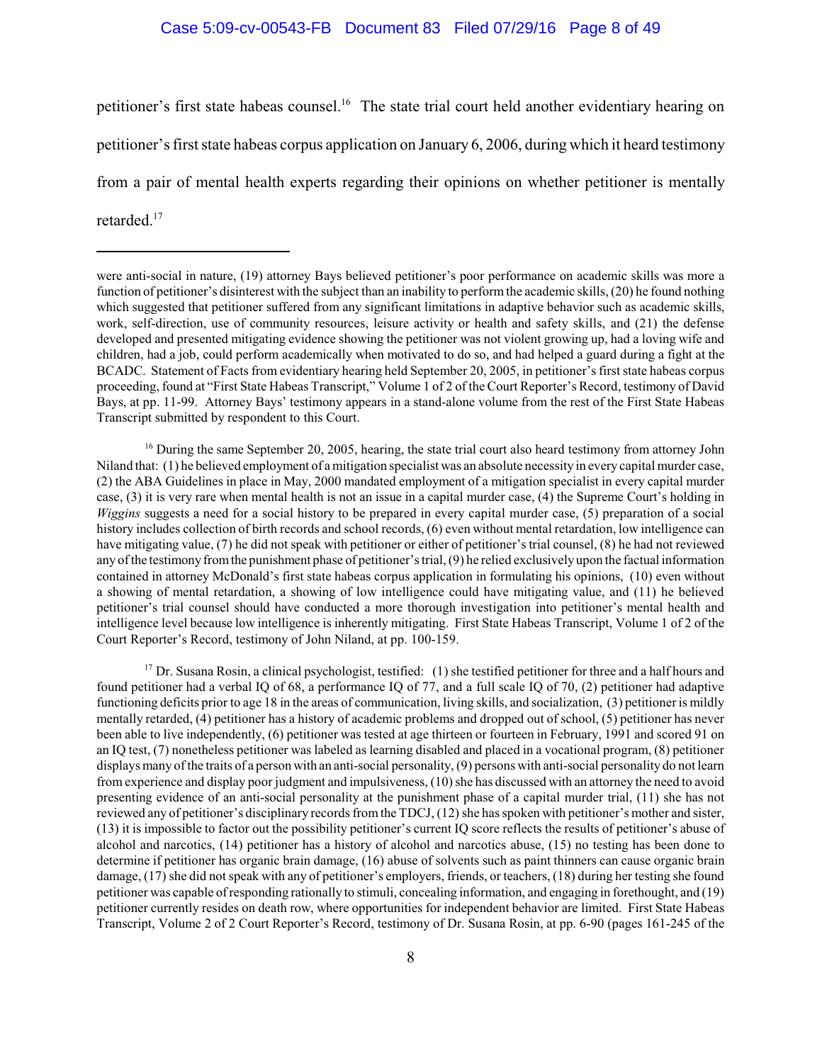petitioner's first state habeas counsel.[16] The state trial court held another evidentiary hearing on petitioner's first state habeas corpus application on January 6, 2006, during which it heard testimony from a pair of mental health experts regarding their opinions on whether petitioner is mentally retarded.[17]

---

were anti-social in nature, (19) attorney Bays believed petitioner's poor performance on academic skills was more a function of petitioner's disinterest with the subject than an inability to perform the academic skills, (20) he found nothing which suggested that petitioner suffered from any significant limitations in adaptive behavior such as academic skills, work, self-direction, use of community resources, leisure activity or health and safety skills, and (21) the defense developed and presented mitigating evidence showing the petitioner was not violent growing up, had a loving wife and children, had a job, could perform academically when motivated to do so, and had helped a guard during a fight at the BCADC. Statement of Facts from evidentiary hearing held September 20, 2005, in petitioner's first state habeas corpus proceeding, found at "First State Habeas Transcript," Volume 1 of 2 of the Court Reporter's Record, testimony of David Bays, at pp. 11-99. Attorney Bays' testimony appears in a stand-alone volume from the rest of the First State Habeas Transcript submitted by respondent to this Court.

[16] During the same September 20, 2005, hearing, the state trial court also heard testimony from attorney John Niland that: (1) he believed employment of a mitigation specialist was an absolute necessity in every capital murder case, (2) the ABA Guidelines in place in May, 2000 mandated employment of a mitigation specialist in every capital murder case, (3) it is very rare when mental health is not an issue in a capital murder case, (4) the Supreme Court's holding in *Wiggins* suggests a need for a social history to be prepared in every capital murder case, (5) preparation of a social history includes collection of birth records and school records, (6) even without mental retardation, low intelligence can have mitigating value, (7) he did not speak with petitioner or either of petitioner's trial counsel, (8) he had not reviewed any of the testimony from the punishment phase of petitioner's trial, (9) he relied exclusively upon the factual information contained in attorney McDonald's first state habeas corpus application in formulating his opinions, (10) even without a showing of mental retardation, a showing of low intelligence could have mitigating value, and (11) he believed petitioner's trial counsel should have conducted a more thorough investigation into petitioner's mental health and intelligence level because low intelligence is inherently mitigating. First State Habeas Transcript, Volume 1 of 2 of the Court Reporter's Record, testimony of John Niland, at pp. 100-159.

[17] Dr. Susana Rosin, a clinical psychologist, testified: (1) she testified petitioner for three and a half hours and found petitioner had a verbal IQ of 68, a performance IQ of 77, and a full scale IQ of 70, (2) petitioner had adaptive functioning deficits prior to age 18 in the areas of communication, living skills, and socialization, (3) petitioner is mildly mentally retarded, (4) petitioner has a history of academic problems and dropped out of school, (5) petitioner has never been able to live independently, (6) petitioner was tested at age thirteen or fourteen in February, 1991 and scored 91 on an IQ test, (7) nonetheless petitioner was labeled as learning disabled and placed in a vocational program, (8) petitioner displays many of the traits of a person with an anti-social personality, (9) persons with anti-social personality do not learn from experience and display poor judgment and impulsiveness, (10) she has discussed with an attorney the need to avoid presenting evidence of an anti-social personality at the punishment phase of a capital murder trial, (11) she has not reviewed any of petitioner's disciplinary records from the TDCJ, (12) she has spoken with petitioner's mother and sister, (13) it is impossible to factor out the possibility petitioner's current IQ score reflects the results of petitioner's abuse of alcohol and narcotics, (14) petitioner has a history of alcohol and narcotics abuse, (15) no testing has been done to determine if petitioner has organic brain damage, (16) abuse of solvents such as paint thinners can cause organic brain damage, (17) she did not speak with any of petitioner's employers, friends, or teachers, (18) during her testing she found petitioner was capable of responding rationally to stimuli, concealing information, and engaging in forethought, and (19) petitioner currently resides on death row, where opportunities for independent behavior are limited. First State Habeas Transcript, Volume 2 of 2 Court Reporter's Record, testimony of Dr. Susana Rosin, at pp. 6-90 (pages 161-245 of the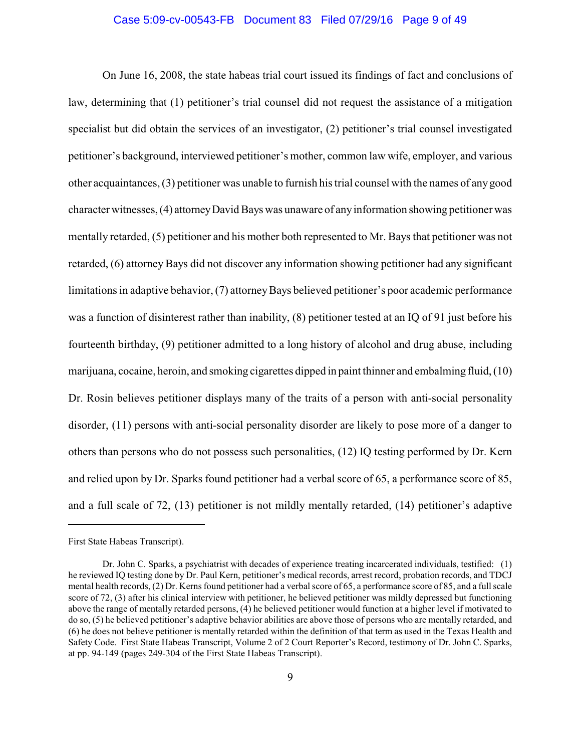On June 16, 2008, the state habeas trial court issued its findings of fact and conclusions of law, determining that (1) petitioner's trial counsel did not request the assistance of a mitigation specialist but did obtain the services of an investigator, (2) petitioner's trial counsel investigated petitioner's background, interviewed petitioner's mother, common law wife, employer, and various other acquaintances, (3) petitioner was unable to furnish his trial counsel with the names of any good character witnesses, (4) attorney David Bays was unaware of any information showing petitioner was mentally retarded, (5) petitioner and his mother both represented to Mr. Bays that petitioner was not retarded, (6) attorney Bays did not discover any information showing petitioner had any significant limitations in adaptive behavior, (7) attorney Bays believed petitioner's poor academic performance was a function of disinterest rather than inability, (8) petitioner tested at an IQ of 91 just before his fourteenth birthday, (9) petitioner admitted to a long history of alcohol and drug abuse, including marijuana, cocaine, heroin, and smoking cigarettes dipped in paint thinner and embalming fluid, (10) Dr. Rosin believes petitioner displays many of the traits of a person with anti-social personality disorder, (11) persons with anti-social personality disorder are likely to pose more of a danger to others than persons who do not possess such personalities, (12) IQ testing performed by Dr. Kern and relied upon by Dr. Sparks found petitioner had a verbal score of 65, a performance score of 85, and a full scale of 72, (13) petitioner is not mildly mentally retarded, (14) petitioner's adaptive

---

First State Habeas Transcript).

Dr. John C. Sparks, a psychiatrist with decades of experience treating incarcerated individuals, testified: (1) he reviewed IQ testing done by Dr. Paul Kern, petitioner's medical records, arrest record, probation records, and TDCJ mental health records, (2) Dr. Kerns found petitioner had a verbal score of 65, a performance score of 85, and a full scale score of 72, (3) after his clinical interview with petitioner, he believed petitioner was mildly depressed but functioning above the range of mentally retarded persons, (4) he believed petitioner would function at a higher level if motivated to do so, (5) he believed petitioner's adaptive behavior abilities are above those of persons who are mentally retarded, and (6) he does not believe petitioner is mentally retarded within the definition of that term as used in the Texas Health and Safety Code. First State Habeas Transcript, Volume 2 of 2 Court Reporter's Record, testimony of Dr. John C. Sparks, at pp. 94-149 (pages 249-304 of the First State Habeas Transcript).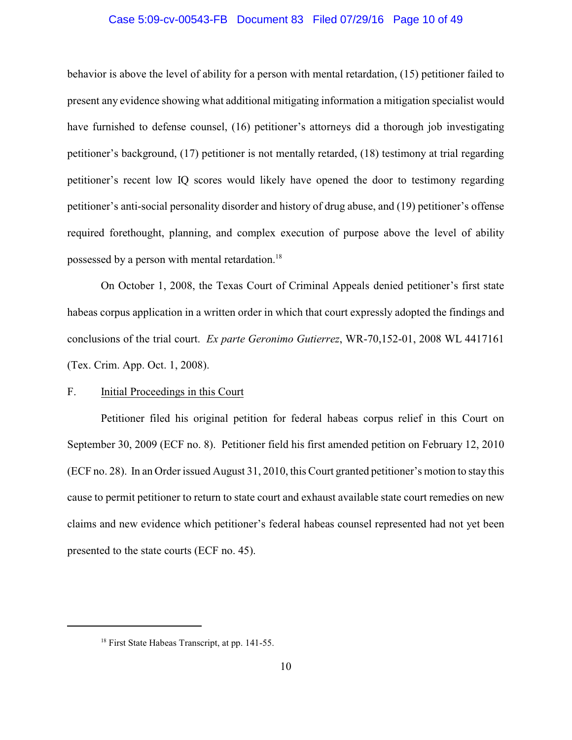behavior is above the level of ability for a person with mental retardation, (15) petitioner failed to present any evidence showing what additional mitigating information a mitigation specialist would have furnished to defense counsel, (16) petitioner's attorneys did a thorough job investigating petitioner's background, (17) petitioner is not mentally retarded, (18) testimony at trial regarding petitioner's recent low IQ scores would likely have opened the door to testimony regarding petitioner's anti-social personality disorder and history of drug abuse, and (19) petitioner's offense required forethought, planning, and complex execution of purpose above the level of ability possessed by a person with mental retardation.[18]

On October 1, 2008, the Texas Court of Criminal Appeals denied petitioner's first state habeas corpus application in a written order in which that court expressly adopted the findings and conclusions of the trial court. *Ex parte Geronimo Gutierrez*, WR-70,152-01, 2008 WL 4417161 (Tex. Crim. App. Oct. 1, 2008).

F. Initial Proceedings in this Court

Petitioner filed his original petition for federal habeas corpus relief in this Court on September 30, 2009 (ECF no. 8). Petitioner field his first amended petition on February 12, 2010 (ECF no. 28). In an Order issued August 31, 2010, this Court granted petitioner's motion to stay this cause to permit petitioner to return to state court and exhaust available state court remedies on new claims and new evidence which petitioner's federal habeas counsel represented had not yet been presented to the state courts (ECF no. 45).

---

[18] First State Habeas Transcript, at pp. 141-55.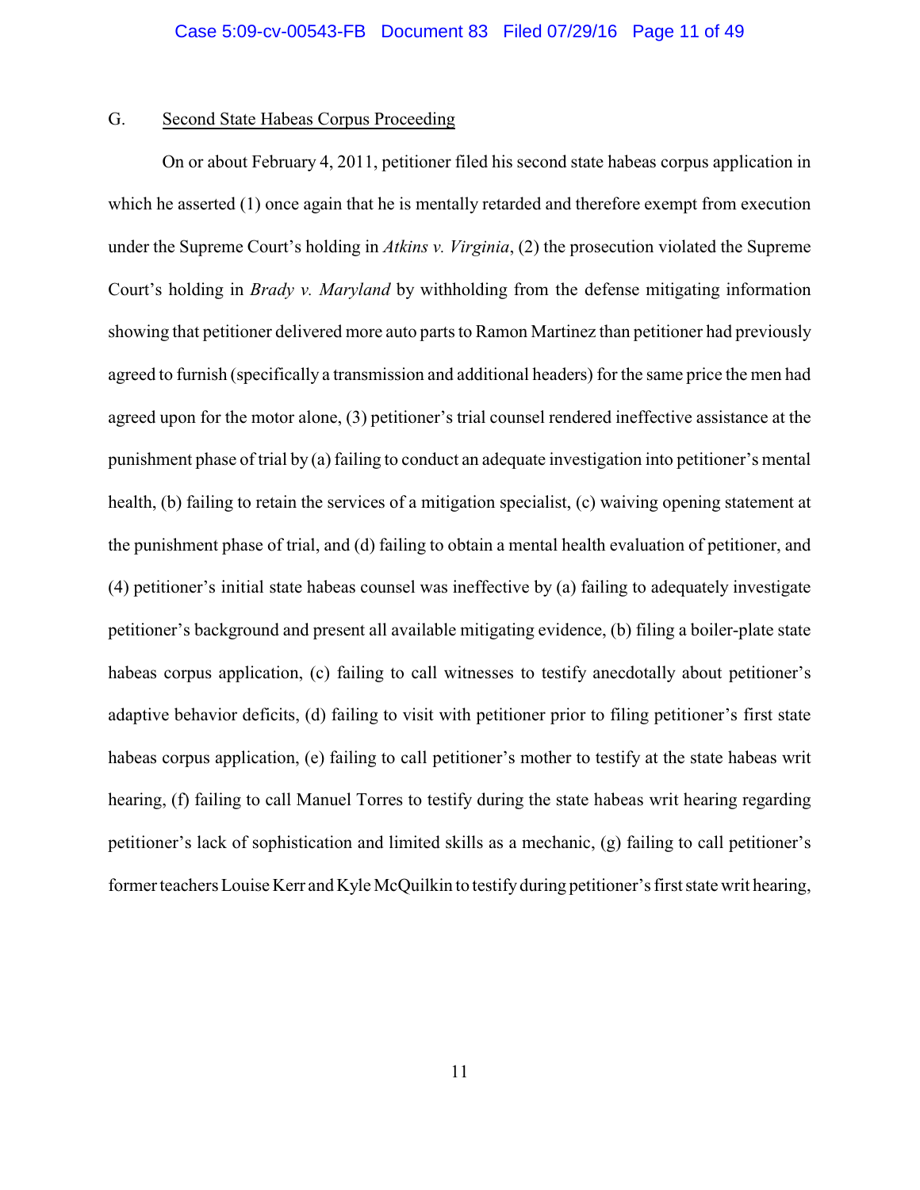## G. Second State Habeas Corpus Proceeding

On or about February 4, 2011, petitioner filed his second state habeas corpus application in which he asserted (1) once again that he is mentally retarded and therefore exempt from execution under the Supreme Court's holding in *Atkins v. Virginia*, (2) the prosecution violated the Supreme Court's holding in *Brady v. Maryland* by withholding from the defense mitigating information showing that petitioner delivered more auto parts to Ramon Martinez than petitioner had previously agreed to furnish (specifically a transmission and additional headers) for the same price the men had agreed upon for the motor alone, (3) petitioner's trial counsel rendered ineffective assistance at the punishment phase of trial by (a) failing to conduct an adequate investigation into petitioner's mental health, (b) failing to retain the services of a mitigation specialist, (c) waiving opening statement at the punishment phase of trial, and (d) failing to obtain a mental health evaluation of petitioner, and (4) petitioner's initial state habeas counsel was ineffective by (a) failing to adequately investigate petitioner's background and present all available mitigating evidence, (b) filing a boiler-plate state habeas corpus application, (c) failing to call witnesses to testify anecdotally about petitioner's adaptive behavior deficits, (d) failing to visit with petitioner prior to filing petitioner's first state habeas corpus application, (e) failing to call petitioner's mother to testify at the state habeas writ hearing, (f) failing to call Manuel Torres to testify during the state habeas writ hearing regarding petitioner's lack of sophistication and limited skills as a mechanic, (g) failing to call petitioner's former teachers Louise Kerr and Kyle McQuilkin to testify during petitioner's first state writ hearing,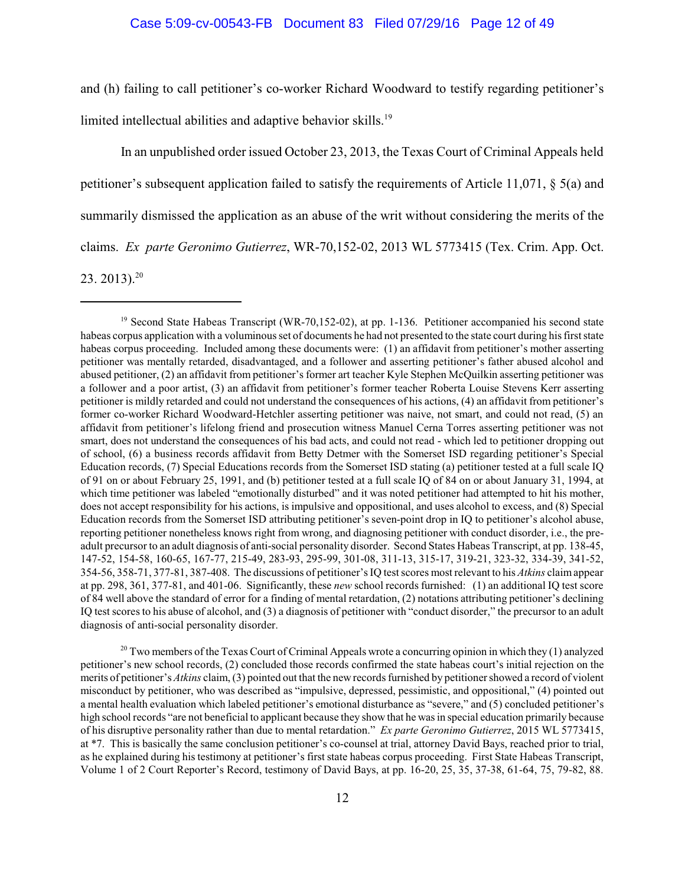and (h) failing to call petitioner's co-worker Richard Woodward to testify regarding petitioner's limited intellectual abilities and adaptive behavior skills.[19]

In an unpublished order issued October 23, 2013, the Texas Court of Criminal Appeals held petitioner's subsequent application failed to satisfy the requirements of Article 11,071, § 5(a) and summarily dismissed the application as an abuse of the writ without considering the merits of the claims. *Ex parte Geronimo Gutierrez*, WR-70,152-02, 2013 WL 5773415 (Tex. Crim. App. Oct. 23. 2013).[20]

---

[19] Second State Habeas Transcript (WR-70,152-02), at pp. 1-136. Petitioner accompanied his second state habeas corpus application with a voluminous set of documents he had not presented to the state court during his first state habeas corpus proceeding. Included among these documents were: (1) an affidavit from petitioner's mother asserting petitioner was mentally retarded, disadvantaged, and a follower and asserting petitioner's father abused alcohol and abused petitioner, (2) an affidavit from petitioner's former art teacher Kyle Stephen McQuilkin asserting petitioner was a follower and a poor artist, (3) an affidavit from petitioner's former teacher Roberta Louise Stevens Kerr asserting petitioner is mildly retarded and could not understand the consequences of his actions, (4) an affidavit from petitioner's former co-worker Richard Woodward-Hetchler asserting petitioner was naive, not smart, and could not read, (5) an affidavit from petitioner's lifelong friend and prosecution witness Manuel Cerna Torres asserting petitioner was not smart, does not understand the consequences of his bad acts, and could not read - which led to petitioner dropping out of school, (6) a business records affidavit from Betty Detmer with the Somerset ISD regarding petitioner's Special Education records, (7) Special Educations records from the Somerset ISD stating (a) petitioner tested at a full scale IQ of 91 on or about February 25, 1991, and (b) petitioner tested at a full scale IQ of 84 on or about January 31, 1994, at which time petitioner was labeled "emotionally disturbed" and it was noted petitioner had attempted to hit his mother, does not accept responsibility for his actions, is impulsive and oppositional, and uses alcohol to excess, and (8) Special Education records from the Somerset ISD attributing petitioner's seven-point drop in IQ to petitioner's alcohol abuse, reporting petitioner nonetheless knows right from wrong, and diagnosing petitioner with conduct disorder, i.e., the pre-adult precursor to an adult diagnosis of anti-social personality disorder. Second States Habeas Transcript, at pp. 138-45, 147-52, 154-58, 160-65, 167-77, 215-49, 283-93, 295-99, 301-08, 311-13, 315-17, 319-21, 323-32, 334-39, 341-52, 354-56, 358-71, 377-81, 387-408. The discussions of petitioner's IQ test scores most relevant to his *Atkins* claim appear at pp. 298, 361, 377-81, and 401-06. Significantly, these *new* school records furnished: (1) an additional IQ test score of 84 well above the standard of error for a finding of mental retardation, (2) notations attributing petitioner's declining IQ test scores to his abuse of alcohol, and (3) a diagnosis of petitioner with "conduct disorder," the precursor to an adult diagnosis of anti-social personality disorder.

[20] Two members of the Texas Court of Criminal Appeals wrote a concurring opinion in which they (1) analyzed petitioner's new school records, (2) concluded those records confirmed the state habeas court's initial rejection on the merits of petitioner's *Atkins* claim, (3) pointed out that the new records furnished by petitioner showed a record of violent misconduct by petitioner, who was described as "impulsive, depressed, pessimistic, and oppositional," (4) pointed out a mental health evaluation which labeled petitioner's emotional disturbance as "severe," and (5) concluded petitioner's high school records "are not beneficial to applicant because they show that he was in special education primarily because of his disruptive personality rather than due to mental retardation." *Ex parte Geronimo Gutierrez*, 2015 WL 5773415, at *7. This is basically the same conclusion petitioner's co-counsel at trial, attorney David Bays, reached prior to trial, as he explained during his testimony at petitioner's first state habeas corpus proceeding. First State Habeas Transcript, Volume 1 of 2 Court Reporter's Record, testimony of David Bays, at pp. 16-20, 25, 35, 37-38, 61-64, 75, 79-82, 88.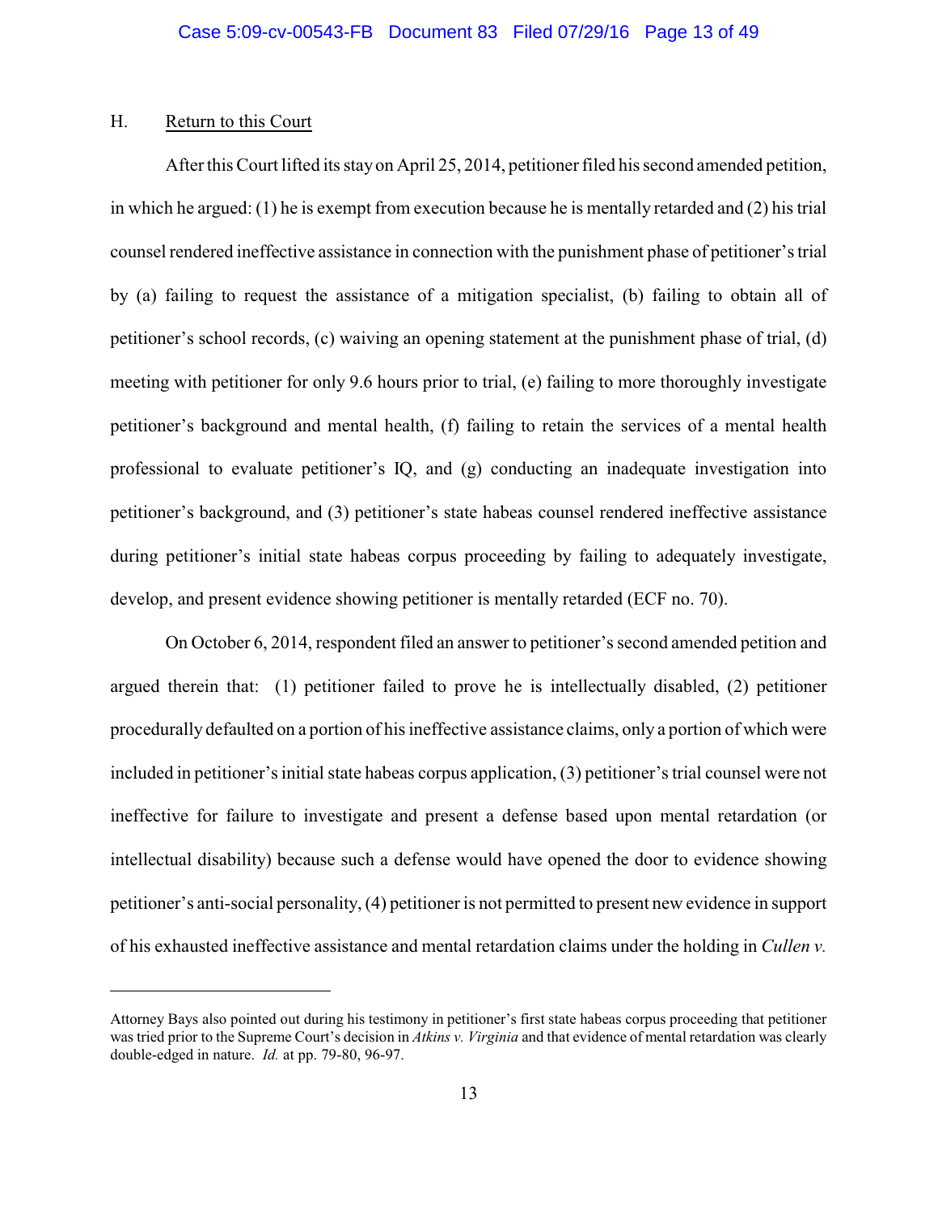## H. Return to this Court

After this Court lifted its stay on April 25, 2014, petitioner filed his second amended petition, in which he argued: (1) he is exempt from execution because he is mentally retarded and (2) his trial counsel rendered ineffective assistance in connection with the punishment phase of petitioner's trial by (a) failing to request the assistance of a mitigation specialist, (b) failing to obtain all of petitioner's school records, (c) waiving an opening statement at the punishment phase of trial, (d) meeting with petitioner for only 9.6 hours prior to trial, (e) failing to more thoroughly investigate petitioner's background and mental health, (f) failing to retain the services of a mental health professional to evaluate petitioner's IQ, and (g) conducting an inadequate investigation into petitioner's background, and (3) petitioner's state habeas counsel rendered ineffective assistance during petitioner's initial state habeas corpus proceeding by failing to adequately investigate, develop, and present evidence showing petitioner is mentally retarded (ECF no. 70).

On October 6, 2014, respondent filed an answer to petitioner's second amended petition and argued therein that: (1) petitioner failed to prove he is intellectually disabled, (2) petitioner procedurally defaulted on a portion of his ineffective assistance claims, only a portion of which were included in petitioner's initial state habeas corpus application, (3) petitioner's trial counsel were not ineffective for failure to investigate and present a defense based upon mental retardation (or intellectual disability) because such a defense would have opened the door to evidence showing petitioner's anti-social personality, (4) petitioner is not permitted to present new evidence in support of his exhausted ineffective assistance and mental retardation claims under the holding in *Cullen v.*

---

Attorney Bays also pointed out during his testimony in petitioner's first state habeas corpus proceeding that petitioner was tried prior to the Supreme Court's decision in *Atkins v. Virginia* and that evidence of mental retardation was clearly double-edged in nature. *Id.* at pp. 79-80, 96-97.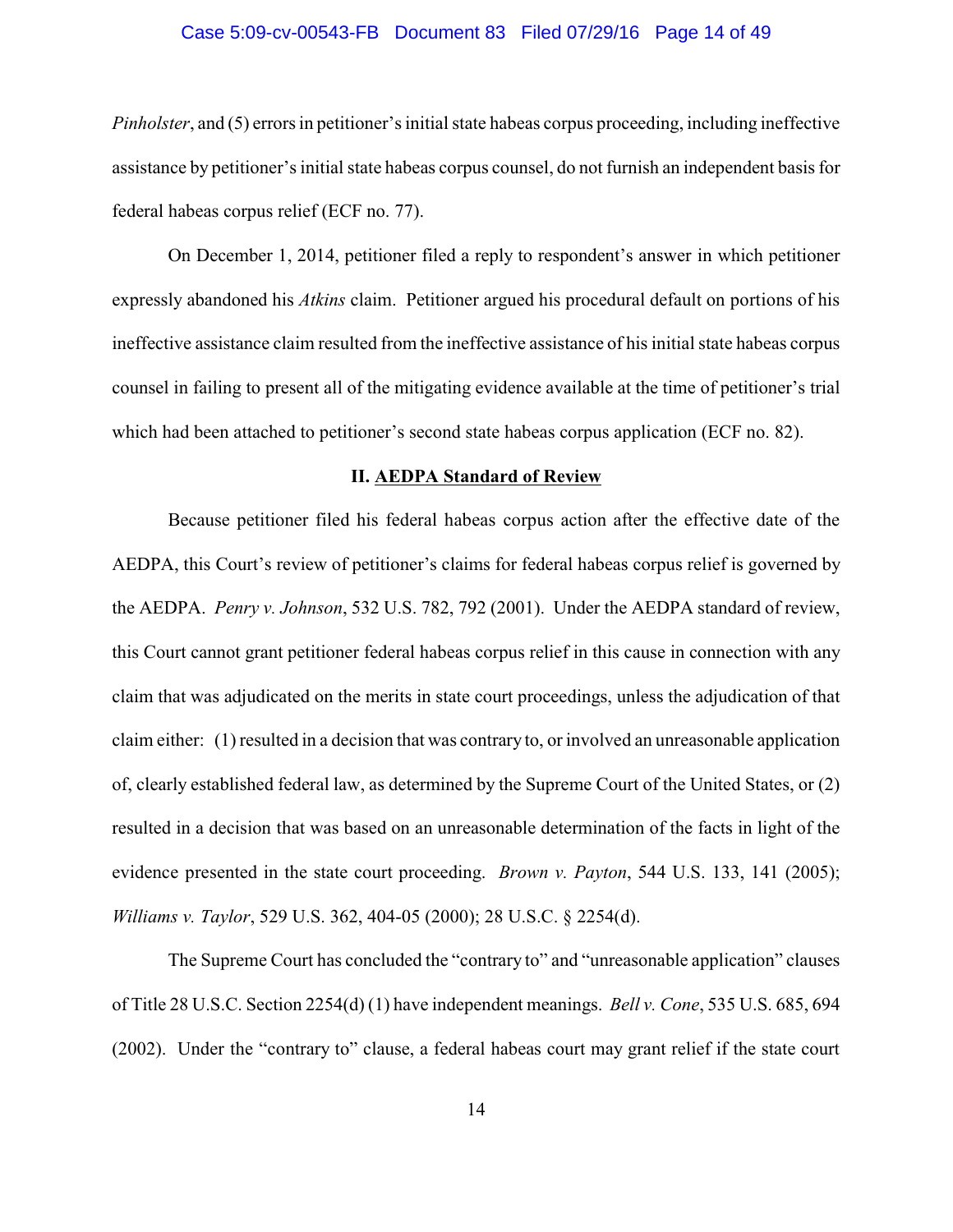*Pinholster*, and (5) errors in petitioner's initial state habeas corpus proceeding, including ineffective assistance by petitioner's initial state habeas corpus counsel, do not furnish an independent basis for federal habeas corpus relief (ECF no. 77).

On December 1, 2014, petitioner filed a reply to respondent's answer in which petitioner expressly abandoned his *Atkins* claim. Petitioner argued his procedural default on portions of his ineffective assistance claim resulted from the ineffective assistance of his initial state habeas corpus counsel in failing to present all of the mitigating evidence available at the time of petitioner's trial which had been attached to petitioner's second state habeas corpus application (ECF no. 82).

## II. AEDPA Standard of Review

Because petitioner filed his federal habeas corpus action after the effective date of the AEDPA, this Court's review of petitioner's claims for federal habeas corpus relief is governed by the AEDPA. *Penry v. Johnson*, 532 U.S. 782, 792 (2001). Under the AEDPA standard of review, this Court cannot grant petitioner federal habeas corpus relief in this cause in connection with any claim that was adjudicated on the merits in state court proceedings, unless the adjudication of that claim either: (1) resulted in a decision that was contrary to, or involved an unreasonable application of, clearly established federal law, as determined by the Supreme Court of the United States, or (2) resulted in a decision that was based on an unreasonable determination of the facts in light of the evidence presented in the state court proceeding. *Brown v. Payton*, 544 U.S. 133, 141 (2005); *Williams v. Taylor*, 529 U.S. 362, 404-05 (2000); 28 U.S.C. § 2254(d).

The Supreme Court has concluded the "contrary to" and "unreasonable application" clauses of Title 28 U.S.C. Section 2254(d)(1) have independent meanings. *Bell v. Cone*, 535 U.S. 685, 694 (2002). Under the "contrary to" clause, a federal habeas court may grant relief if the state court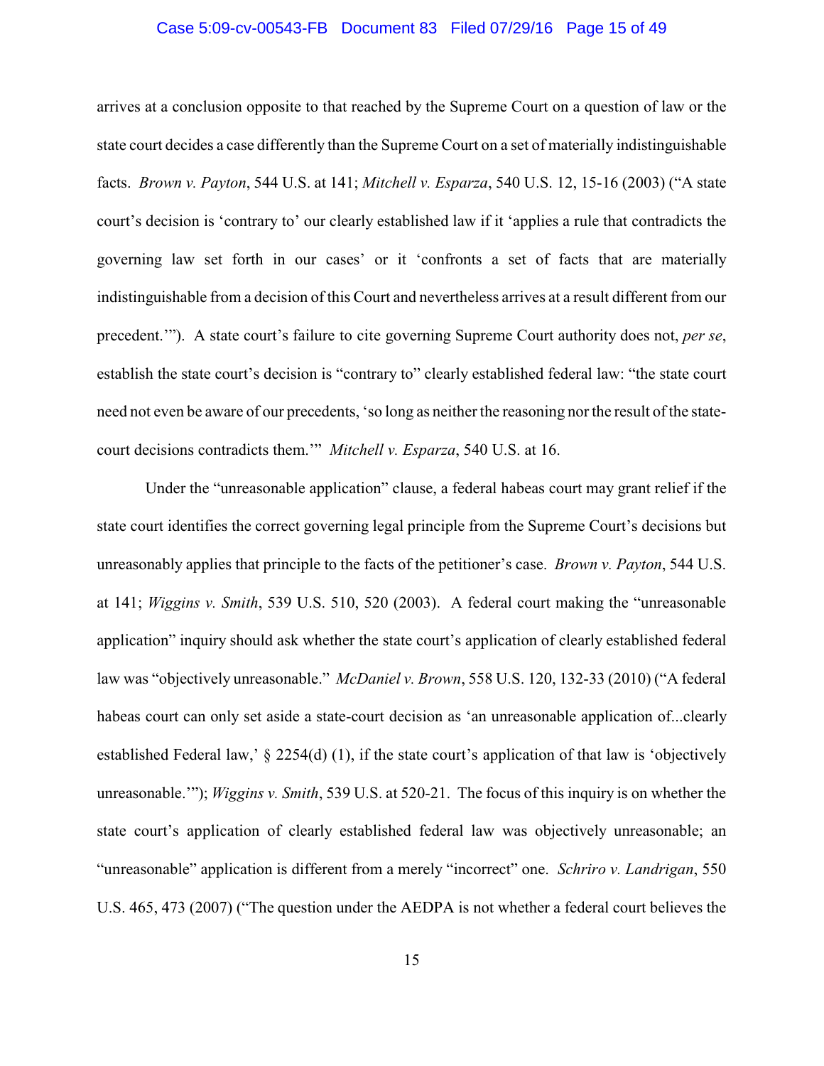arrives at a conclusion opposite to that reached by the Supreme Court on a question of law or the state court decides a case differently than the Supreme Court on a set of materially indistinguishable facts. *Brown v. Payton*, 544 U.S. at 141; *Mitchell v. Esparza*, 540 U.S. 12, 15-16 (2003) ("A state court's decision is 'contrary to' our clearly established law if it 'applies a rule that contradicts the governing law set forth in our cases' or it 'confronts a set of facts that are materially indistinguishable from a decision of this Court and nevertheless arrives at a result different from our precedent.'"). A state court's failure to cite governing Supreme Court authority does not, *per se*, establish the state court's decision is "contrary to" clearly established federal law: "the state court need not even be aware of our precedents, 'so long as neither the reasoning nor the result of the state-court decisions contradicts them.'" *Mitchell v. Esparza*, 540 U.S. at 16.

Under the "unreasonable application" clause, a federal habeas court may grant relief if the state court identifies the correct governing legal principle from the Supreme Court's decisions but unreasonably applies that principle to the facts of the petitioner's case. *Brown v. Payton*, 544 U.S. at 141; *Wiggins v. Smith*, 539 U.S. 510, 520 (2003). A federal court making the "unreasonable application" inquiry should ask whether the state court's application of clearly established federal law was "objectively unreasonable." *McDaniel v. Brown*, 558 U.S. 120, 132-33 (2010) ("A federal habeas court can only set aside a state-court decision as 'an unreasonable application of...clearly established Federal law,' § 2254(d) (1), if the state court's application of that law is 'objectively unreasonable.'"); *Wiggins v. Smith*, 539 U.S. at 520-21. The focus of this inquiry is on whether the state court's application of clearly established federal law was objectively unreasonable; an "unreasonable" application is different from a merely "incorrect" one. *Schriro v. Landrigan*, 550 U.S. 465, 473 (2007) ("The question under the AEDPA is not whether a federal court believes the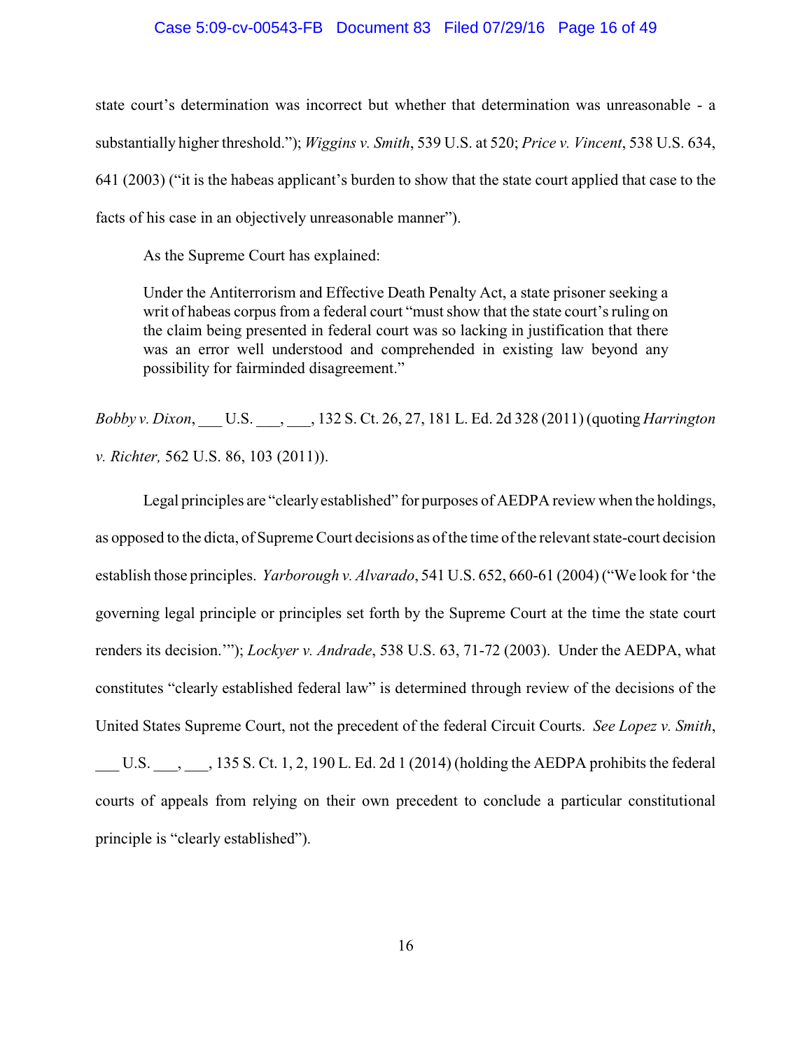state court's determination was incorrect but whether that determination was unreasonable - a substantially higher threshold."); *Wiggins v. Smith*, 539 U.S. at 520; *Price v. Vincent*, 538 U.S. 634, 641 (2003) ("it is the habeas applicant's burden to show that the state court applied that case to the facts of his case in an objectively unreasonable manner").

As the Supreme Court has explained:

> Under the Antiterrorism and Effective Death Penalty Act, a state prisoner seeking a writ of habeas corpus from a federal court "must show that the state court's ruling on the claim being presented in federal court was so lacking in justification that there was an error well understood and comprehended in existing law beyond any possibility for fairminded disagreement."

*Bobby v. Dixon*, ___ U.S. ___, ___, 132 S. Ct. 26, 27, 181 L. Ed. 2d 328 (2011) (quoting *Harrington v. Richter,* 562 U.S. 86, 103 (2011)).

Legal principles are "clearly established" for purposes of AEDPA review when the holdings, as opposed to the dicta, of Supreme Court decisions as of the time of the relevant state-court decision establish those principles. *Yarborough v. Alvarado*, 541 U.S. 652, 660-61 (2004) ("We look for 'the governing legal principle or principles set forth by the Supreme Court at the time the state court renders its decision.'"); *Lockyer v. Andrade*, 538 U.S. 63, 71-72 (2003). Under the AEDPA, what constitutes "clearly established federal law" is determined through review of the decisions of the United States Supreme Court, not the precedent of the federal Circuit Courts. *See Lopez v. Smith*, ___ U.S. ___, ___, 135 S. Ct. 1, 2, 190 L. Ed. 2d 1 (2014) (holding the AEDPA prohibits the federal courts of appeals from relying on their own precedent to conclude a particular constitutional principle is "clearly established").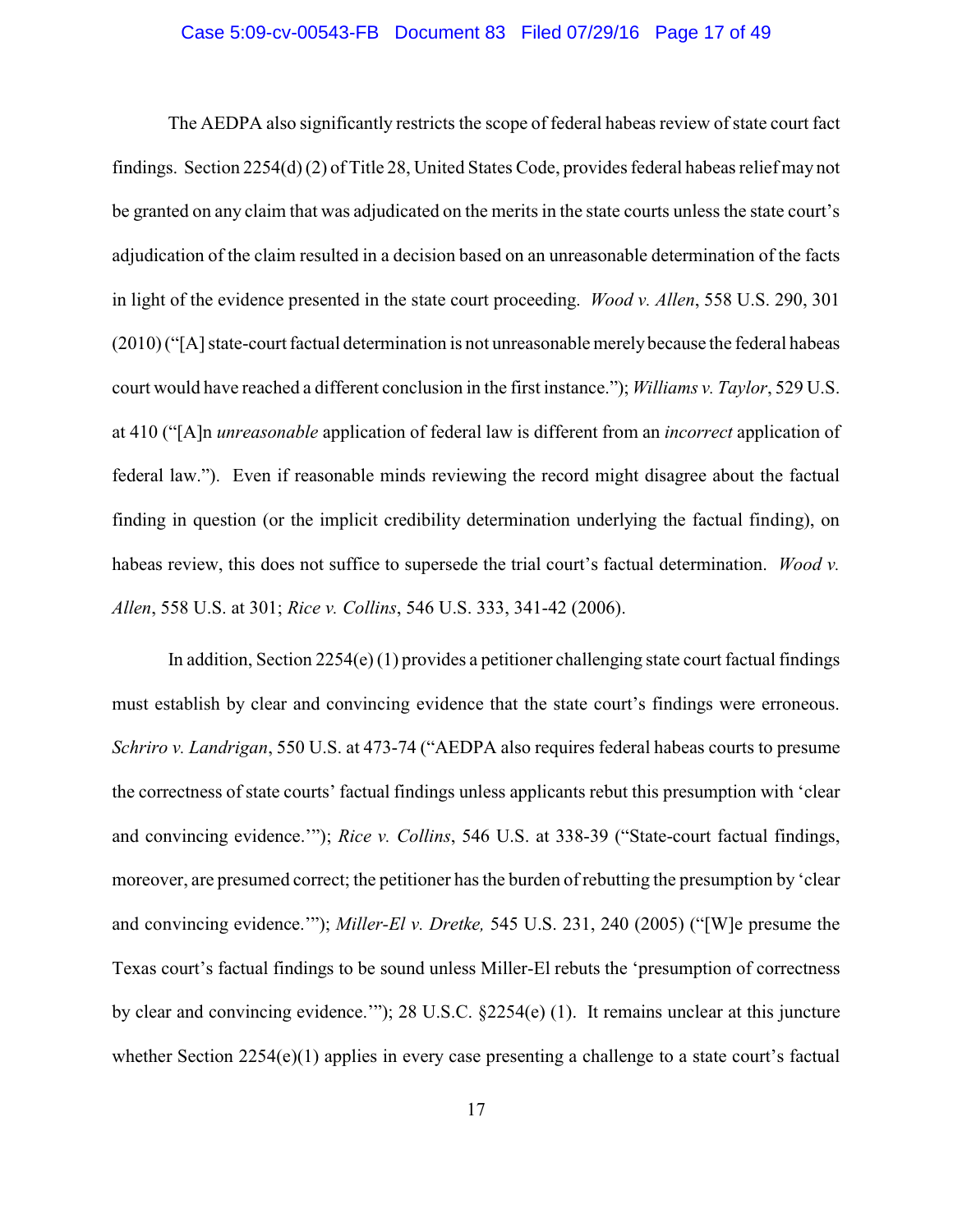The AEDPA also significantly restricts the scope of federal habeas review of state court fact findings. Section 2254(d) (2) of Title 28, United States Code, provides federal habeas relief may not be granted on any claim that was adjudicated on the merits in the state courts unless the state court's adjudication of the claim resulted in a decision based on an unreasonable determination of the facts in light of the evidence presented in the state court proceeding. *Wood v. Allen*, 558 U.S. 290, 301 (2010) ("[A] state-court factual determination is not unreasonable merely because the federal habeas court would have reached a different conclusion in the first instance."); *Williams v. Taylor*, 529 U.S. at 410 ("[A]n *unreasonable* application of federal law is different from an *incorrect* application of federal law."). Even if reasonable minds reviewing the record might disagree about the factual finding in question (or the implicit credibility determination underlying the factual finding), on habeas review, this does not suffice to supersede the trial court's factual determination. *Wood v. Allen*, 558 U.S. at 301; *Rice v. Collins*, 546 U.S. 333, 341-42 (2006).

In addition, Section 2254(e) (1) provides a petitioner challenging state court factual findings must establish by clear and convincing evidence that the state court's findings were erroneous. *Schriro v. Landrigan*, 550 U.S. at 473-74 ("AEDPA also requires federal habeas courts to presume the correctness of state courts' factual findings unless applicants rebut this presumption with 'clear and convincing evidence.'"); *Rice v. Collins*, 546 U.S. at 338-39 ("State-court factual findings, moreover, are presumed correct; the petitioner has the burden of rebutting the presumption by 'clear and convincing evidence.'"); *Miller-El v. Dretke,* 545 U.S. 231, 240 (2005) ("[W]e presume the Texas court's factual findings to be sound unless Miller-El rebuts the 'presumption of correctness by clear and convincing evidence.'"); 28 U.S.C. §2254(e) (1). It remains unclear at this juncture whether Section 2254(e)(1) applies in every case presenting a challenge to a state court's factual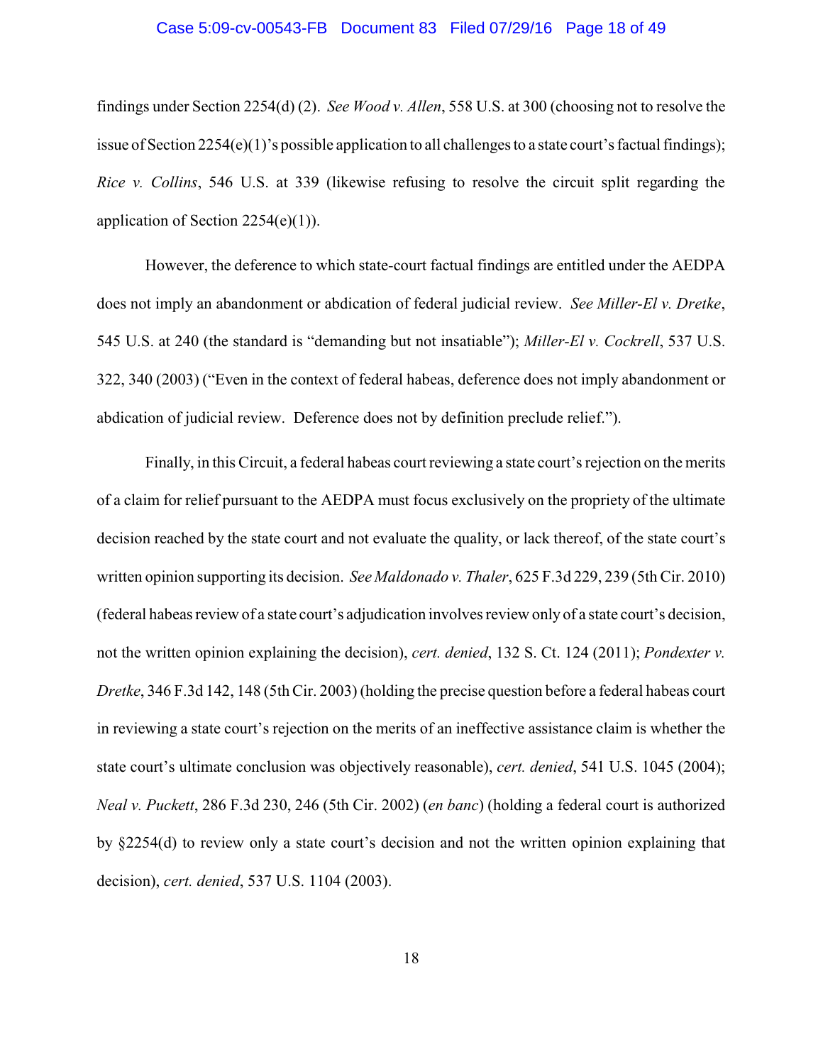findings under Section 2254(d) (2). *See Wood v. Allen*, 558 U.S. at 300 (choosing not to resolve the issue of Section 2254(e)(1)'s possible application to all challenges to a state court's factual findings); *Rice v. Collins*, 546 U.S. at 339 (likewise refusing to resolve the circuit split regarding the application of Section 2254(e)(1)).

However, the deference to which state-court factual findings are entitled under the AEDPA does not imply an abandonment or abdication of federal judicial review. *See Miller-El v. Dretke*, 545 U.S. at 240 (the standard is "demanding but not insatiable"); *Miller-El v. Cockrell*, 537 U.S. 322, 340 (2003) ("Even in the context of federal habeas, deference does not imply abandonment or abdication of judicial review. Deference does not by definition preclude relief.").

Finally, in this Circuit, a federal habeas court reviewing a state court's rejection on the merits of a claim for relief pursuant to the AEDPA must focus exclusively on the propriety of the ultimate decision reached by the state court and not evaluate the quality, or lack thereof, of the state court's written opinion supporting its decision. *See Maldonado v. Thaler*, 625 F.3d 229, 239 (5th Cir. 2010) (federal habeas review of a state court's adjudication involves review only of a state court's decision, not the written opinion explaining the decision), *cert. denied*, 132 S. Ct. 124 (2011); *Pondexter v. Dretke*, 346 F.3d 142, 148 (5th Cir. 2003) (holding the precise question before a federal habeas court in reviewing a state court's rejection on the merits of an ineffective assistance claim is whether the state court's ultimate conclusion was objectively reasonable), *cert. denied*, 541 U.S. 1045 (2004); *Neal v. Puckett*, 286 F.3d 230, 246 (5th Cir. 2002) (*en banc*) (holding a federal court is authorized by §2254(d) to review only a state court's decision and not the written opinion explaining that decision), *cert. denied*, 537 U.S. 1104 (2003).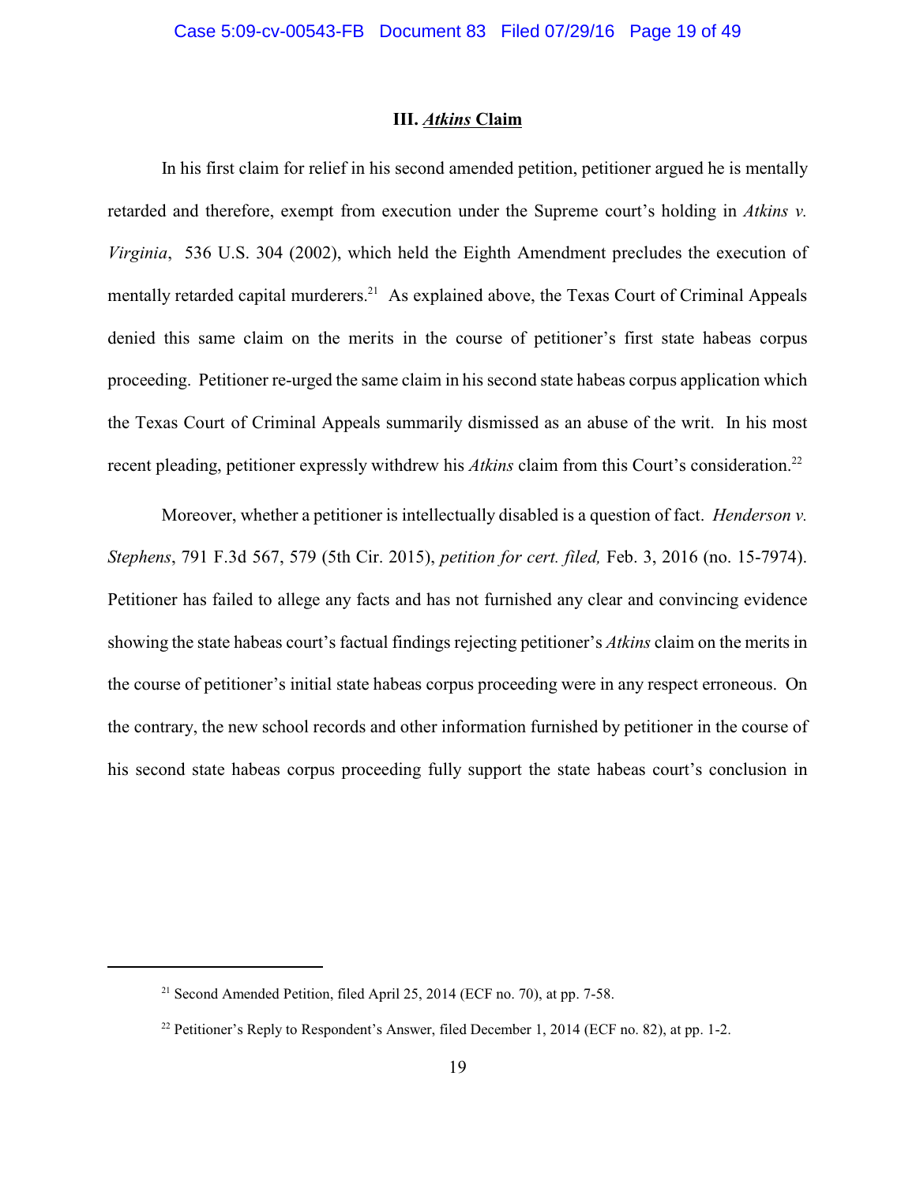### III. *Atkins* Claim

In his first claim for relief in his second amended petition, petitioner argued he is mentally retarded and therefore, exempt from execution under the Supreme court's holding in *Atkins v. Virginia*, 536 U.S. 304 (2002), which held the Eighth Amendment precludes the execution of mentally retarded capital murderers.[21] As explained above, the Texas Court of Criminal Appeals denied this same claim on the merits in the course of petitioner's first state habeas corpus proceeding. Petitioner re-urged the same claim in his second state habeas corpus application which the Texas Court of Criminal Appeals summarily dismissed as an abuse of the writ. In his most recent pleading, petitioner expressly withdrew his *Atkins* claim from this Court's consideration.[22]

Moreover, whether a petitioner is intellectually disabled is a question of fact. *Henderson v. Stephens*, 791 F.3d 567, 579 (5th Cir. 2015), *petition for cert. filed,* Feb. 3, 2016 (no. 15-7974). Petitioner has failed to allege any facts and has not furnished any clear and convincing evidence showing the state habeas court's factual findings rejecting petitioner's *Atkins* claim on the merits in the course of petitioner's initial state habeas corpus proceeding were in any respect erroneous. On the contrary, the new school records and other information furnished by petitioner in the course of his second state habeas corpus proceeding fully support the state habeas court's conclusion in

---

[21] Second Amended Petition, filed April 25, 2014 (ECF no. 70), at pp. 7-58.

[22] Petitioner's Reply to Respondent's Answer, filed December 1, 2014 (ECF no. 82), at pp. 1-2.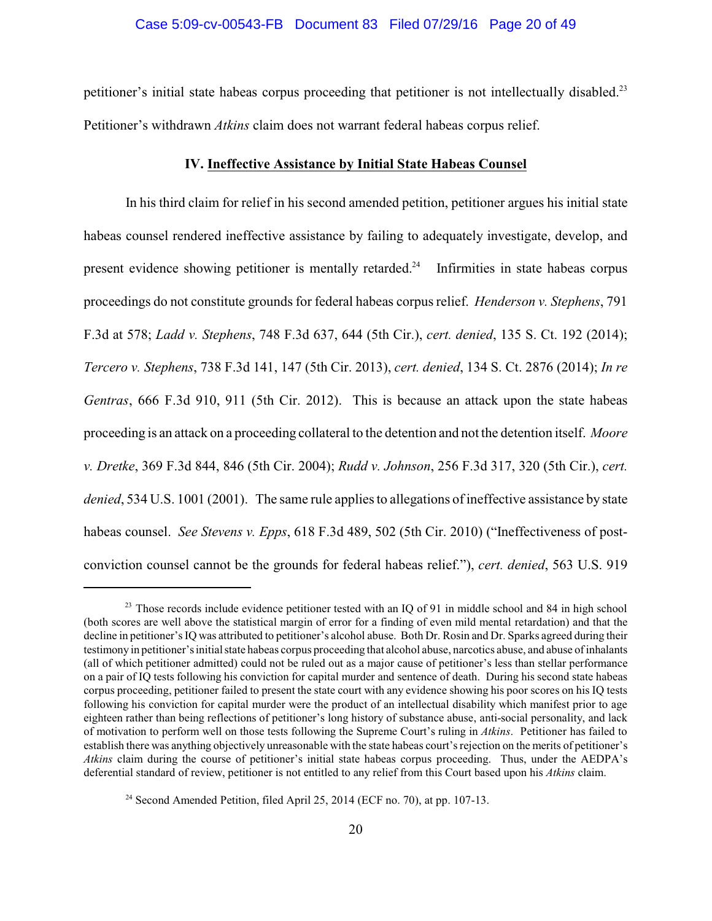petitioner's initial state habeas corpus proceeding that petitioner is not intellectually disabled.[23] Petitioner's withdrawn *Atkins* claim does not warrant federal habeas corpus relief.

### IV. Ineffective Assistance by Initial State Habeas Counsel

In his third claim for relief in his second amended petition, petitioner argues his initial state habeas counsel rendered ineffective assistance by failing to adequately investigate, develop, and present evidence showing petitioner is mentally retarded.[24] Infirmities in state habeas corpus proceedings do not constitute grounds for federal habeas corpus relief. *Henderson v. Stephens*, 791 F.3d at 578; *Ladd v. Stephens*, 748 F.3d 637, 644 (5th Cir.), *cert. denied*, 135 S. Ct. 192 (2014); *Tercero v. Stephens*, 738 F.3d 141, 147 (5th Cir. 2013), *cert. denied*, 134 S. Ct. 2876 (2014); *In re Gentras*, 666 F.3d 910, 911 (5th Cir. 2012). This is because an attack upon the state habeas proceeding is an attack on a proceeding collateral to the detention and not the detention itself. *Moore v. Dretke*, 369 F.3d 844, 846 (5th Cir. 2004); *Rudd v. Johnson*, 256 F.3d 317, 320 (5th Cir.), *cert. denied*, 534 U.S. 1001 (2001). The same rule applies to allegations of ineffective assistance by state habeas counsel. *See Stevens v. Epps*, 618 F.3d 489, 502 (5th Cir. 2010) ("Ineffectiveness of post-conviction counsel cannot be the grounds for federal habeas relief."), *cert. denied*, 563 U.S. 919

---

[23] Those records include evidence petitioner tested with an IQ of 91 in middle school and 84 in high school (both scores are well above the statistical margin of error for a finding of even mild mental retardation) and that the decline in petitioner's IQ was attributed to petitioner's alcohol abuse. Both Dr. Rosin and Dr. Sparks agreed during their testimony in petitioner's initial state habeas corpus proceeding that alcohol abuse, narcotics abuse, and abuse of inhalants (all of which petitioner admitted) could not be ruled out as a major cause of petitioner's less than stellar performance on a pair of IQ tests following his conviction for capital murder and sentence of death. During his second state habeas corpus proceeding, petitioner failed to present the state court with any evidence showing his poor scores on his IQ tests following his conviction for capital murder were the product of an intellectual disability which manifest prior to age eighteen rather than being reflections of petitioner's long history of substance abuse, anti-social personality, and lack of motivation to perform well on those tests following the Supreme Court's ruling in *Atkins*. Petitioner has failed to establish there was anything objectively unreasonable with the state habeas court's rejection on the merits of petitioner's *Atkins* claim during the course of petitioner's initial state habeas corpus proceeding. Thus, under the AEDPA's deferential standard of review, petitioner is not entitled to any relief from this Court based upon his *Atkins* claim.

[24] Second Amended Petition, filed April 25, 2014 (ECF no. 70), at pp. 107-13.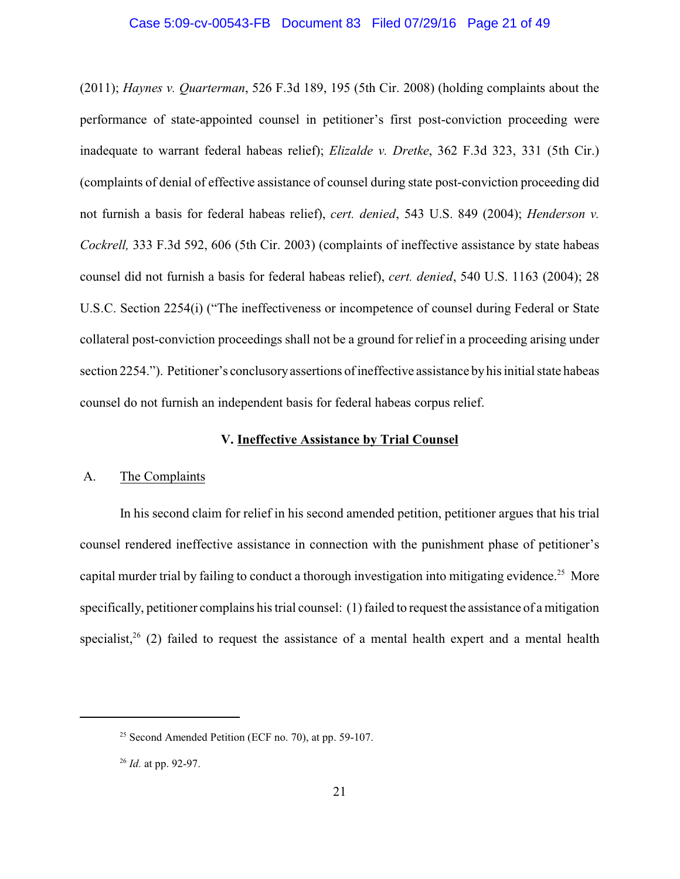(2011); *Haynes v. Quarterman*, 526 F.3d 189, 195 (5th Cir. 2008) (holding complaints about the performance of state-appointed counsel in petitioner's first post-conviction proceeding were inadequate to warrant federal habeas relief); *Elizalde v. Dretke*, 362 F.3d 323, 331 (5th Cir.) (complaints of denial of effective assistance of counsel during state post-conviction proceeding did not furnish a basis for federal habeas relief), *cert. denied*, 543 U.S. 849 (2004); *Henderson v. Cockrell,* 333 F.3d 592, 606 (5th Cir. 2003) (complaints of ineffective assistance by state habeas counsel did not furnish a basis for federal habeas relief), *cert. denied*, 540 U.S. 1163 (2004); 28 U.S.C. Section 2254(i) ("The ineffectiveness or incompetence of counsel during Federal or State collateral post-conviction proceedings shall not be a ground for relief in a proceeding arising under section 2254."). Petitioner's conclusory assertions of ineffective assistance by his initial state habeas counsel do not furnish an independent basis for federal habeas corpus relief.

## V. Ineffective Assistance by Trial Counsel

### A. The Complaints

In his second claim for relief in his second amended petition, petitioner argues that his trial counsel rendered ineffective assistance in connection with the punishment phase of petitioner's capital murder trial by failing to conduct a thorough investigation into mitigating evidence.[25] More specifically, petitioner complains his trial counsel: (1) failed to request the assistance of a mitigation specialist,[26] (2) failed to request the assistance of a mental health expert and a mental health

---

[25] Second Amended Petition (ECF no. 70), at pp. 59-107.

[26] *Id.* at pp. 92-97.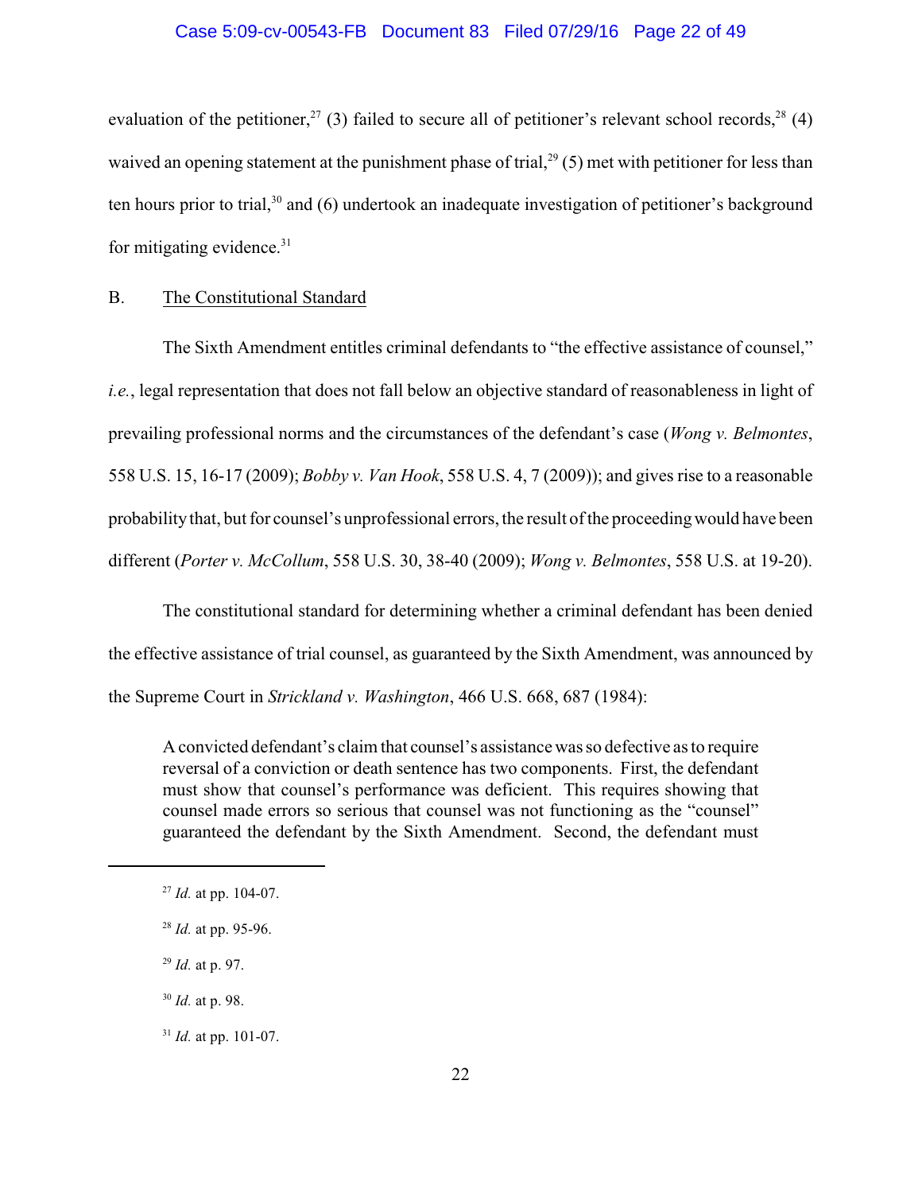evaluation of the petitioner,[27] (3) failed to secure all of petitioner's relevant school records,[28] (4) waived an opening statement at the punishment phase of trial,[29] (5) met with petitioner for less than ten hours prior to trial,[30] and (6) undertook an inadequate investigation of petitioner's background for mitigating evidence.[31]

B. The Constitutional Standard

The Sixth Amendment entitles criminal defendants to "the effective assistance of counsel," *i.e.*, legal representation that does not fall below an objective standard of reasonableness in light of prevailing professional norms and the circumstances of the defendant's case (*Wong v. Belmontes*, 558 U.S. 15, 16-17 (2009); *Bobby v. Van Hook*, 558 U.S. 4, 7 (2009)); and gives rise to a reasonable probability that, but for counsel's unprofessional errors, the result of the proceeding would have been different (*Porter v. McCollum*, 558 U.S. 30, 38-40 (2009); *Wong v. Belmontes*, 558 U.S. at 19-20).

The constitutional standard for determining whether a criminal defendant has been denied the effective assistance of trial counsel, as guaranteed by the Sixth Amendment, was announced by the Supreme Court in *Strickland v. Washington*, 466 U.S. 668, 687 (1984):

> A convicted defendant's claim that counsel's assistance was so defective as to require reversal of a conviction or death sentence has two components. First, the defendant must show that counsel's performance was deficient. This requires showing that counsel made errors so serious that counsel was not functioning as the "counsel" guaranteed the defendant by the Sixth Amendment. Second, the defendant must

---

[27] *Id.* at pp. 104-07.

[28] *Id.* at pp. 95-96.

[29] *Id.* at p. 97.

[30] *Id.* at p. 98.

[31] *Id.* at pp. 101-07.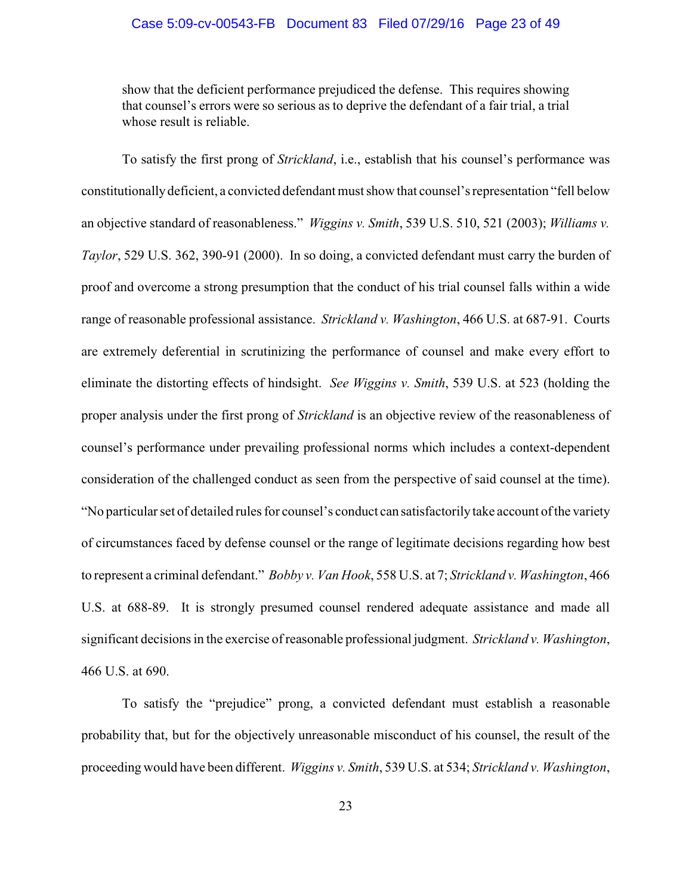> show that the deficient performance prejudiced the defense. This requires showing that counsel's errors were so serious as to deprive the defendant of a fair trial, a trial whose result is reliable.

To satisfy the first prong of *Strickland*, i.e., establish that his counsel's performance was constitutionally deficient, a convicted defendant must show that counsel's representation "fell below an objective standard of reasonableness." *Wiggins v. Smith*, 539 U.S. 510, 521 (2003); *Williams v. Taylor*, 529 U.S. 362, 390-91 (2000). In so doing, a convicted defendant must carry the burden of proof and overcome a strong presumption that the conduct of his trial counsel falls within a wide range of reasonable professional assistance. *Strickland v. Washington*, 466 U.S. at 687-91. Courts are extremely deferential in scrutinizing the performance of counsel and make every effort to eliminate the distorting effects of hindsight. *See Wiggins v. Smith*, 539 U.S. at 523 (holding the proper analysis under the first prong of *Strickland* is an objective review of the reasonableness of counsel's performance under prevailing professional norms which includes a context-dependent consideration of the challenged conduct as seen from the perspective of said counsel at the time). "No particular set of detailed rules for counsel's conduct can satisfactorily take account of the variety of circumstances faced by defense counsel or the range of legitimate decisions regarding how best to represent a criminal defendant." *Bobby v. Van Hook*, 558 U.S. at 7; *Strickland v. Washington*, 466 U.S. at 688-89. It is strongly presumed counsel rendered adequate assistance and made all significant decisions in the exercise of reasonable professional judgment. *Strickland v. Washington*, 466 U.S. at 690.

To satisfy the "prejudice" prong, a convicted defendant must establish a reasonable probability that, but for the objectively unreasonable misconduct of his counsel, the result of the proceeding would have been different. *Wiggins v. Smith*, 539 U.S. at 534; *Strickland v. Washington*,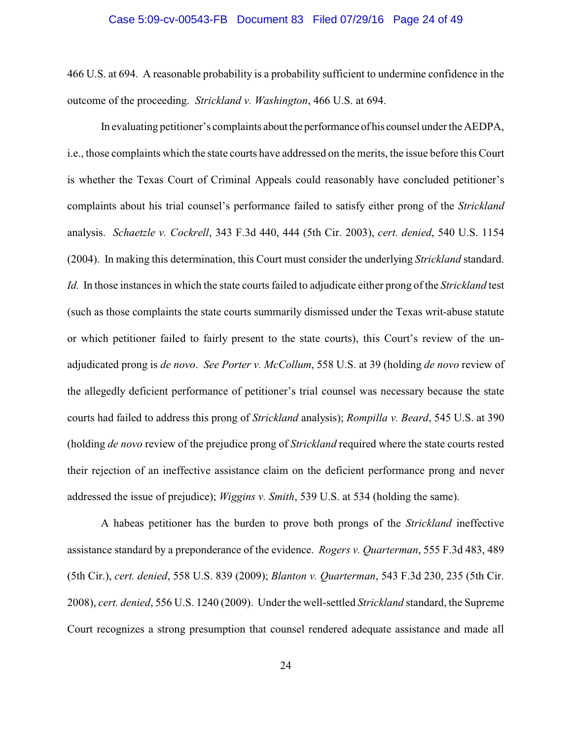466 U.S. at 694. A reasonable probability is a probability sufficient to undermine confidence in the outcome of the proceeding. *Strickland v. Washington*, 466 U.S. at 694.

In evaluating petitioner's complaints about the performance of his counsel under the AEDPA, i.e., those complaints which the state courts have addressed on the merits, the issue before this Court is whether the Texas Court of Criminal Appeals could reasonably have concluded petitioner's complaints about his trial counsel's performance failed to satisfy either prong of the *Strickland* analysis. *Schaetzle v. Cockrell*, 343 F.3d 440, 444 (5th Cir. 2003), *cert. denied*, 540 U.S. 1154 (2004). In making this determination, this Court must consider the underlying *Strickland* standard. *Id.* In those instances in which the state courts failed to adjudicate either prong of the *Strickland* test (such as those complaints the state courts summarily dismissed under the Texas writ-abuse statute or which petitioner failed to fairly present to the state courts), this Court's review of the un-adjudicated prong is *de novo*. *See Porter v. McCollum*, 558 U.S. at 39 (holding *de novo* review of the allegedly deficient performance of petitioner's trial counsel was necessary because the state courts had failed to address this prong of *Strickland* analysis); *Rompilla v. Beard*, 545 U.S. at 390 (holding *de novo* review of the prejudice prong of *Strickland* required where the state courts rested their rejection of an ineffective assistance claim on the deficient performance prong and never addressed the issue of prejudice); *Wiggins v. Smith*, 539 U.S. at 534 (holding the same).

A habeas petitioner has the burden to prove both prongs of the *Strickland* ineffective assistance standard by a preponderance of the evidence. *Rogers v. Quarterman*, 555 F.3d 483, 489 (5th Cir.), *cert. denied*, 558 U.S. 839 (2009); *Blanton v. Quarterman*, 543 F.3d 230, 235 (5th Cir. 2008), *cert. denied*, 556 U.S. 1240 (2009). Under the well-settled *Strickland* standard, the Supreme Court recognizes a strong presumption that counsel rendered adequate assistance and made all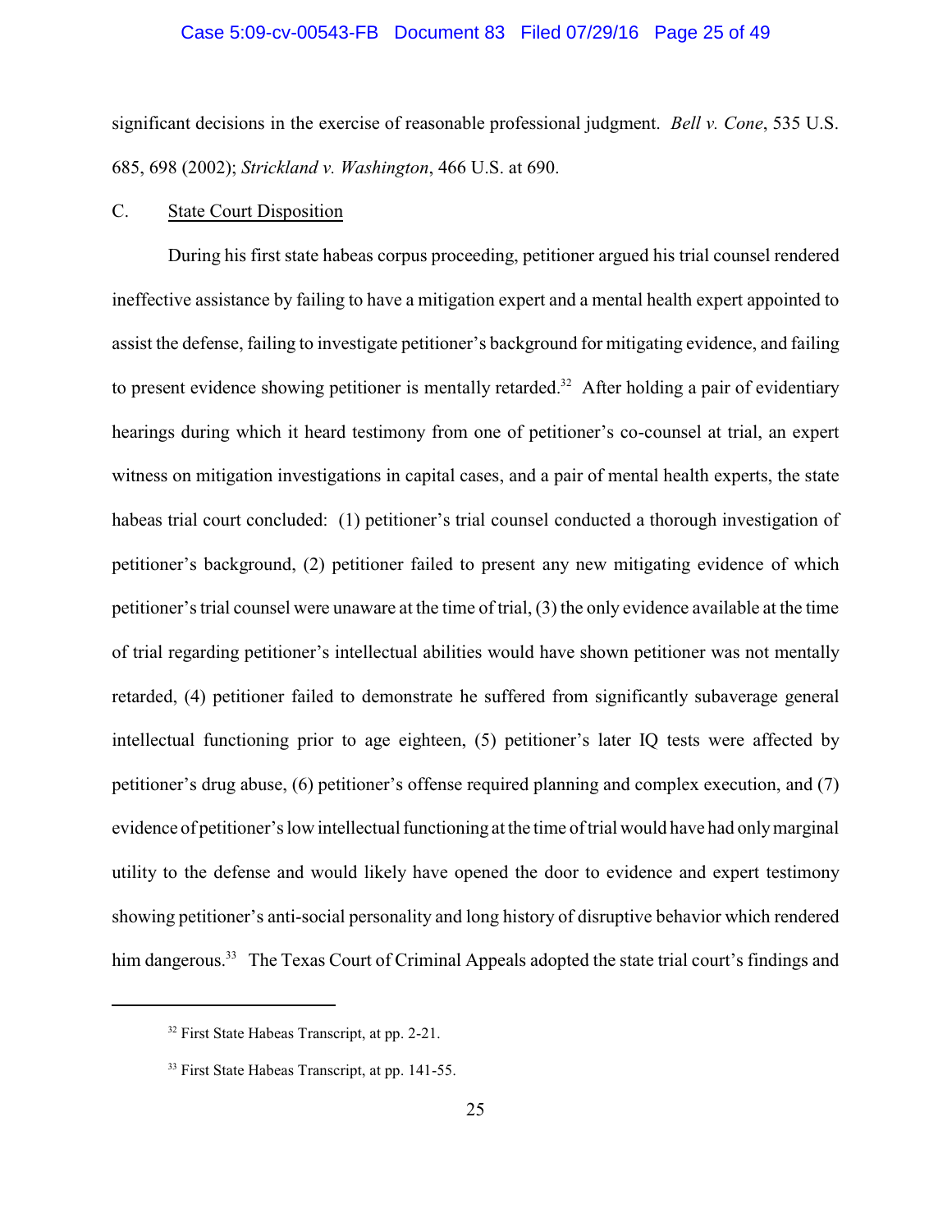significant decisions in the exercise of reasonable professional judgment. *Bell v. Cone*, 535 U.S. 685, 698 (2002); *Strickland v. Washington*, 466 U.S. at 690.

C. State Court Disposition

During his first state habeas corpus proceeding, petitioner argued his trial counsel rendered ineffective assistance by failing to have a mitigation expert and a mental health expert appointed to assist the defense, failing to investigate petitioner's background for mitigating evidence, and failing to present evidence showing petitioner is mentally retarded.[32] After holding a pair of evidentiary hearings during which it heard testimony from one of petitioner's co-counsel at trial, an expert witness on mitigation investigations in capital cases, and a pair of mental health experts, the state habeas trial court concluded: (1) petitioner's trial counsel conducted a thorough investigation of petitioner's background, (2) petitioner failed to present any new mitigating evidence of which petitioner's trial counsel were unaware at the time of trial, (3) the only evidence available at the time of trial regarding petitioner's intellectual abilities would have shown petitioner was not mentally retarded, (4) petitioner failed to demonstrate he suffered from significantly subaverage general intellectual functioning prior to age eighteen, (5) petitioner's later IQ tests were affected by petitioner's drug abuse, (6) petitioner's offense required planning and complex execution, and (7) evidence of petitioner's low intellectual functioning at the time of trial would have had only marginal utility to the defense and would likely have opened the door to evidence and expert testimony showing petitioner's anti-social personality and long history of disruptive behavior which rendered him dangerous.[33] The Texas Court of Criminal Appeals adopted the state trial court's findings and

---

[32] First State Habeas Transcript, at pp. 2-21.

[33] First State Habeas Transcript, at pp. 141-55.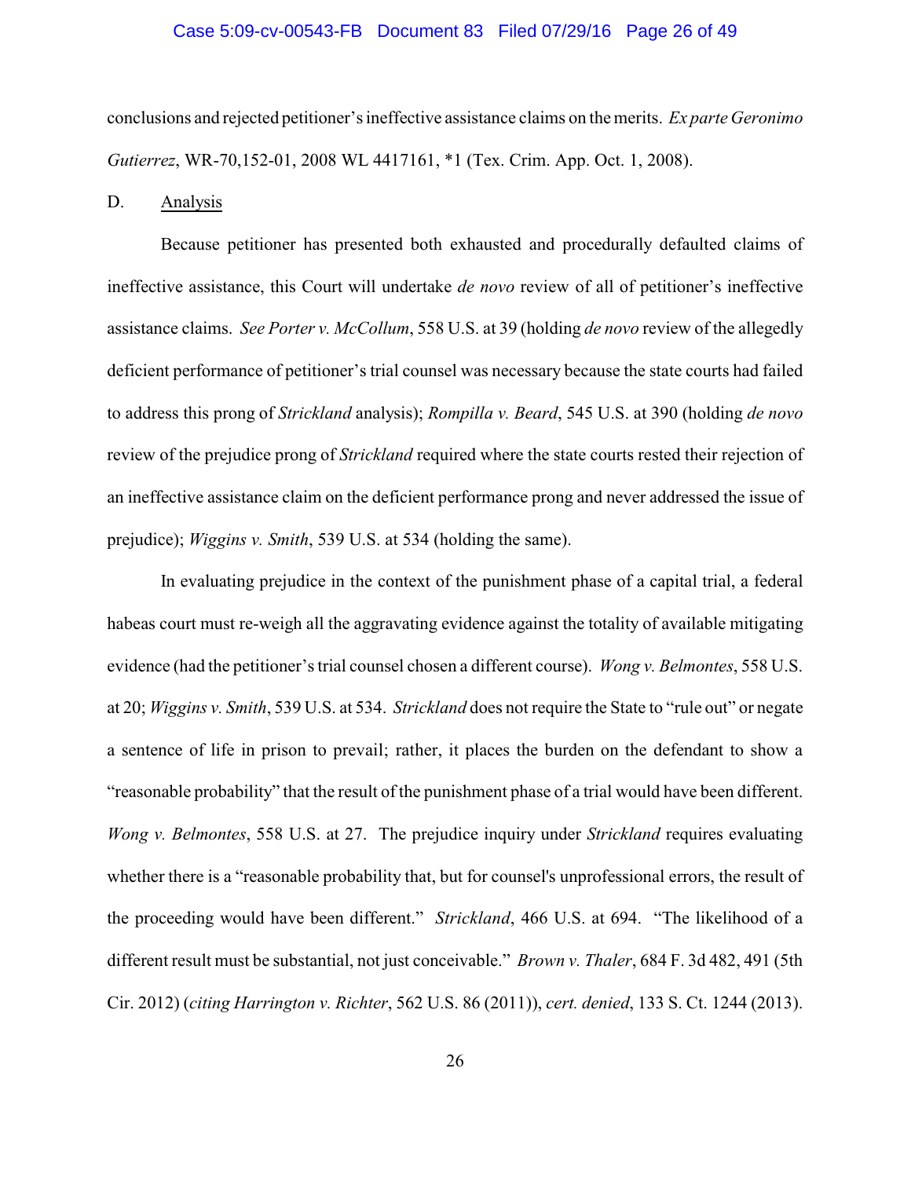conclusions and rejected petitioner's ineffective assistance claims on the merits. *Ex parte Geronimo Gutierrez*, WR-70,152-01, 2008 WL 4417161, *1 (Tex. Crim. App. Oct. 1, 2008).

D. <u>Analysis</u>

Because petitioner has presented both exhausted and procedurally defaulted claims of ineffective assistance, this Court will undertake *de novo* review of all of petitioner's ineffective assistance claims. *See Porter v. McCollum*, 558 U.S. at 39 (holding *de novo* review of the allegedly deficient performance of petitioner's trial counsel was necessary because the state courts had failed to address this prong of *Strickland* analysis); *Rompilla v. Beard*, 545 U.S. at 390 (holding *de novo* review of the prejudice prong of *Strickland* required where the state courts rested their rejection of an ineffective assistance claim on the deficient performance prong and never addressed the issue of prejudice); *Wiggins v. Smith*, 539 U.S. at 534 (holding the same).

In evaluating prejudice in the context of the punishment phase of a capital trial, a federal habeas court must re-weigh all the aggravating evidence against the totality of available mitigating evidence (had the petitioner's trial counsel chosen a different course). *Wong v. Belmontes*, 558 U.S. at 20; *Wiggins v. Smith*, 539 U.S. at 534. *Strickland* does not require the State to "rule out" or negate a sentence of life in prison to prevail; rather, it places the burden on the defendant to show a "reasonable probability" that the result of the punishment phase of a trial would have been different. *Wong v. Belmontes*, 558 U.S. at 27. The prejudice inquiry under *Strickland* requires evaluating whether there is a "reasonable probability that, but for counsel's unprofessional errors, the result of the proceeding would have been different." *Strickland*, 466 U.S. at 694. "The likelihood of a different result must be substantial, not just conceivable." *Brown v. Thaler*, 684 F. 3d 482, 491 (5th Cir. 2012) (*citing Harrington v. Richter*, 562 U.S. 86 (2011)), *cert. denied*, 133 S. Ct. 1244 (2013).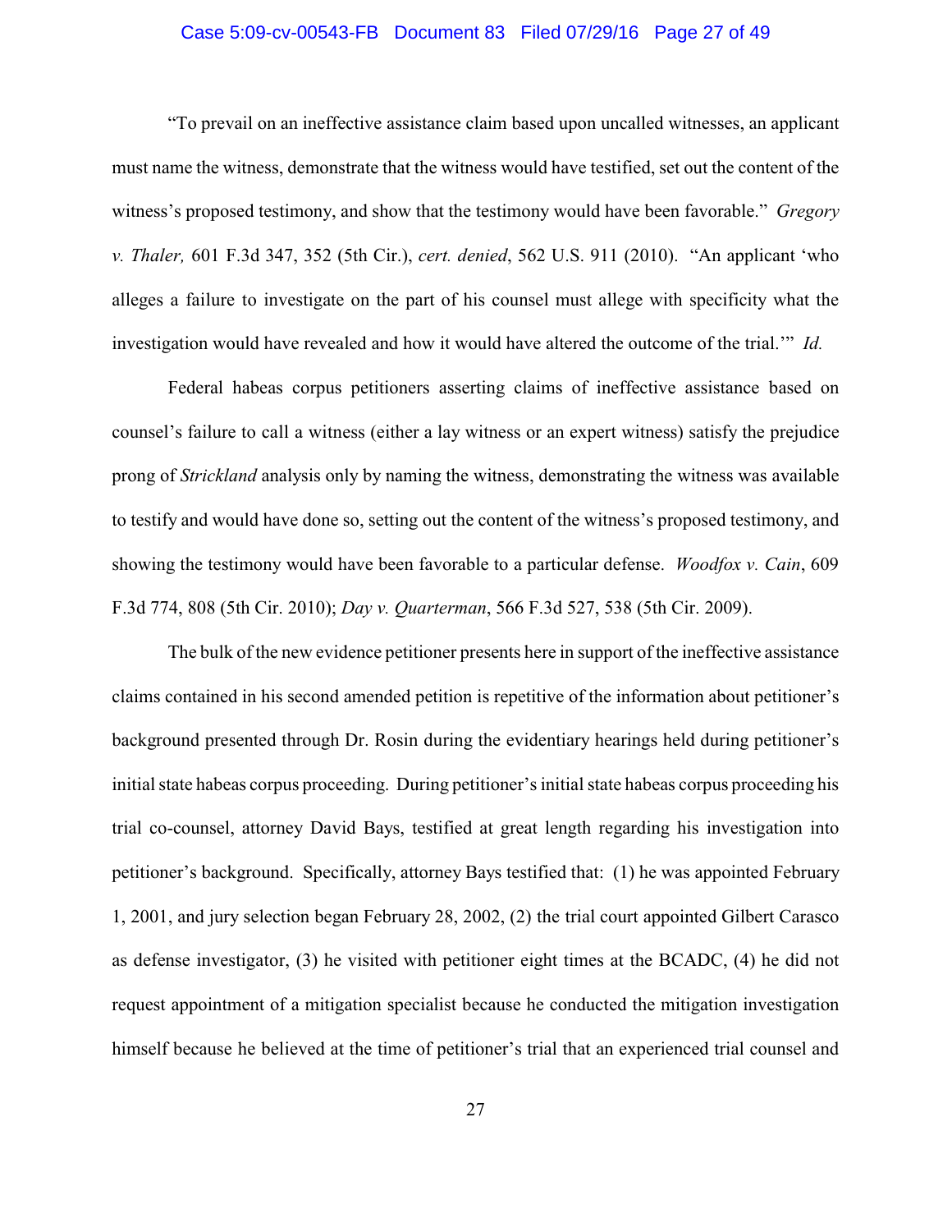"To prevail on an ineffective assistance claim based upon uncalled witnesses, an applicant must name the witness, demonstrate that the witness would have testified, set out the content of the witness's proposed testimony, and show that the testimony would have been favorable." *Gregory v. Thaler,* 601 F.3d 347, 352 (5th Cir.), *cert. denied*, 562 U.S. 911 (2010). "An applicant 'who alleges a failure to investigate on the part of his counsel must allege with specificity what the investigation would have revealed and how it would have altered the outcome of the trial.'" *Id.*

Federal habeas corpus petitioners asserting claims of ineffective assistance based on counsel's failure to call a witness (either a lay witness or an expert witness) satisfy the prejudice prong of *Strickland* analysis only by naming the witness, demonstrating the witness was available to testify and would have done so, setting out the content of the witness's proposed testimony, and showing the testimony would have been favorable to a particular defense. *Woodfox v. Cain*, 609 F.3d 774, 808 (5th Cir. 2010); *Day v. Quarterman*, 566 F.3d 527, 538 (5th Cir. 2009).

The bulk of the new evidence petitioner presents here in support of the ineffective assistance claims contained in his second amended petition is repetitive of the information about petitioner's background presented through Dr. Rosin during the evidentiary hearings held during petitioner's initial state habeas corpus proceeding. During petitioner's initial state habeas corpus proceeding his trial co-counsel, attorney David Bays, testified at great length regarding his investigation into petitioner's background. Specifically, attorney Bays testified that: (1) he was appointed February 1, 2001, and jury selection began February 28, 2002, (2) the trial court appointed Gilbert Carasco as defense investigator, (3) he visited with petitioner eight times at the BCADC, (4) he did not request appointment of a mitigation specialist because he conducted the mitigation investigation himself because he believed at the time of petitioner's trial that an experienced trial counsel and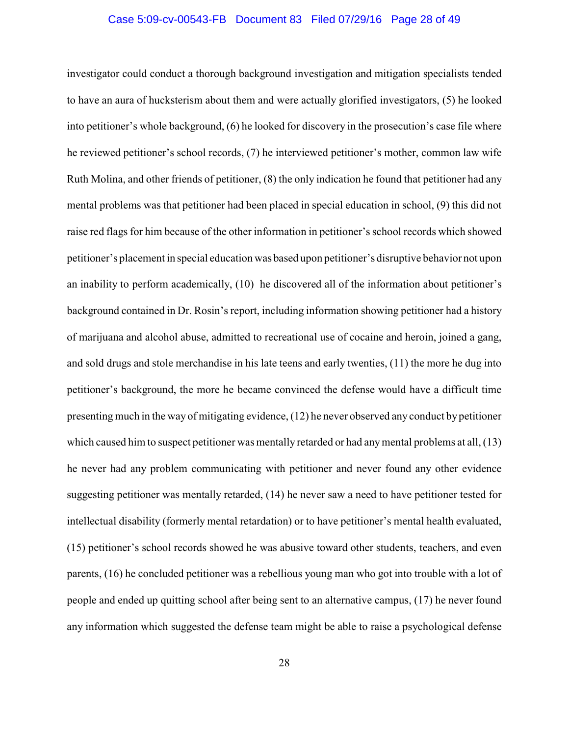investigator could conduct a thorough background investigation and mitigation specialists tended to have an aura of hucksterism about them and were actually glorified investigators, (5) he looked into petitioner's whole background, (6) he looked for discovery in the prosecution's case file where he reviewed petitioner's school records, (7) he interviewed petitioner's mother, common law wife Ruth Molina, and other friends of petitioner, (8) the only indication he found that petitioner had any mental problems was that petitioner had been placed in special education in school, (9) this did not raise red flags for him because of the other information in petitioner's school records which showed petitioner's placement in special education was based upon petitioner's disruptive behavior not upon an inability to perform academically, (10) he discovered all of the information about petitioner's background contained in Dr. Rosin's report, including information showing petitioner had a history of marijuana and alcohol abuse, admitted to recreational use of cocaine and heroin, joined a gang, and sold drugs and stole merchandise in his late teens and early twenties, (11) the more he dug into petitioner's background, the more he became convinced the defense would have a difficult time presenting much in the way of mitigating evidence, (12) he never observed any conduct by petitioner which caused him to suspect petitioner was mentally retarded or had any mental problems at all, (13) he never had any problem communicating with petitioner and never found any other evidence suggesting petitioner was mentally retarded, (14) he never saw a need to have petitioner tested for intellectual disability (formerly mental retardation) or to have petitioner's mental health evaluated, (15) petitioner's school records showed he was abusive toward other students, teachers, and even parents, (16) he concluded petitioner was a rebellious young man who got into trouble with a lot of people and ended up quitting school after being sent to an alternative campus, (17) he never found any information which suggested the defense team might be able to raise a psychological defense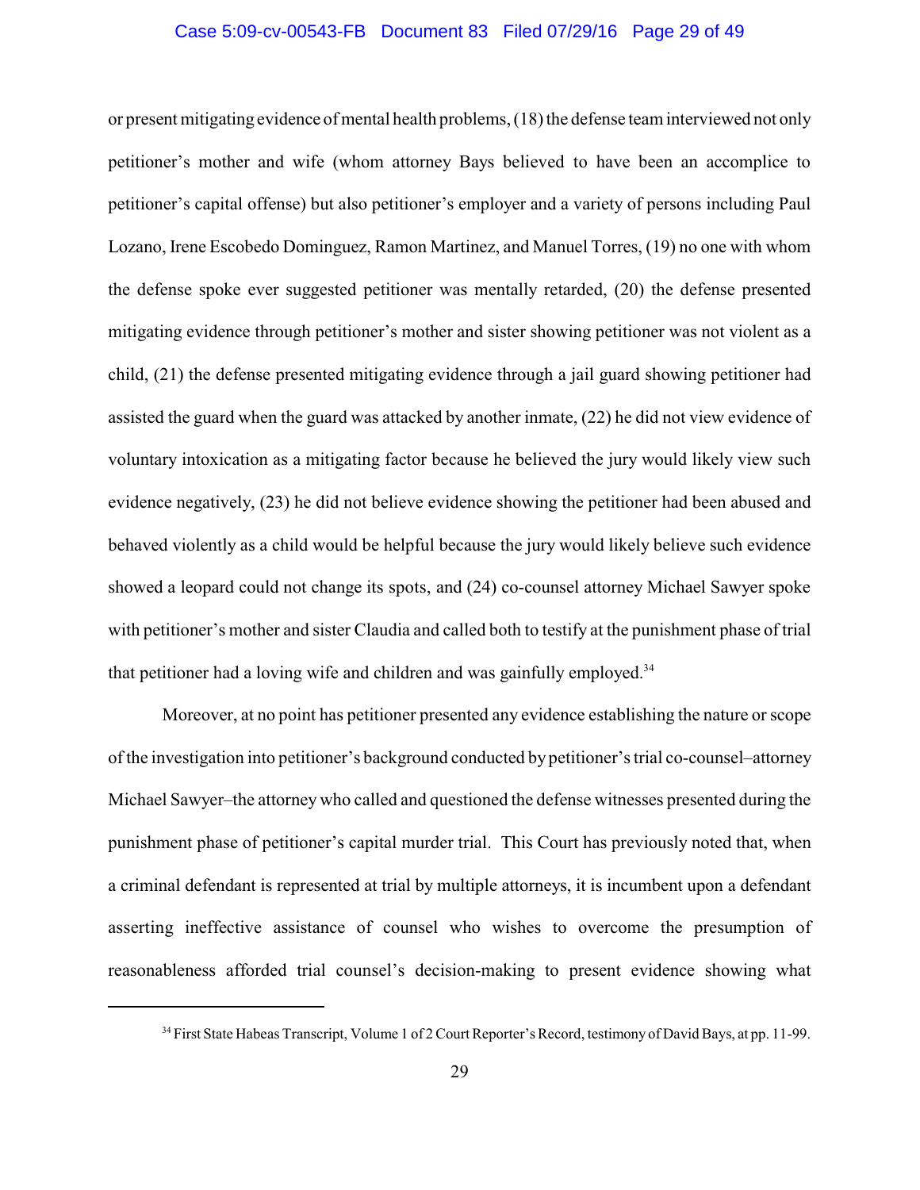or present mitigating evidence of mental health problems, (18) the defense team interviewed not only petitioner's mother and wife (whom attorney Bays believed to have been an accomplice to petitioner's capital offense) but also petitioner's employer and a variety of persons including Paul Lozano, Irene Escobedo Dominguez, Ramon Martinez, and Manuel Torres, (19) no one with whom the defense spoke ever suggested petitioner was mentally retarded, (20) the defense presented mitigating evidence through petitioner's mother and sister showing petitioner was not violent as a child, (21) the defense presented mitigating evidence through a jail guard showing petitioner had assisted the guard when the guard was attacked by another inmate, (22) he did not view evidence of voluntary intoxication as a mitigating factor because he believed the jury would likely view such evidence negatively, (23) he did not believe evidence showing the petitioner had been abused and behaved violently as a child would be helpful because the jury would likely believe such evidence showed a leopard could not change its spots, and (24) co-counsel attorney Michael Sawyer spoke with petitioner's mother and sister Claudia and called both to testify at the punishment phase of trial that petitioner had a loving wife and children and was gainfully employed.[34]

Moreover, at no point has petitioner presented any evidence establishing the nature or scope of the investigation into petitioner's background conducted by petitioner's trial co-counsel–attorney Michael Sawyer–the attorney who called and questioned the defense witnesses presented during the punishment phase of petitioner's capital murder trial. This Court has previously noted that, when a criminal defendant is represented at trial by multiple attorneys, it is incumbent upon a defendant asserting ineffective assistance of counsel who wishes to overcome the presumption of reasonableness afforded trial counsel's decision-making to present evidence showing what

---

[34] First State Habeas Transcript, Volume 1 of 2 Court Reporter's Record, testimony of David Bays, at pp. 11-99.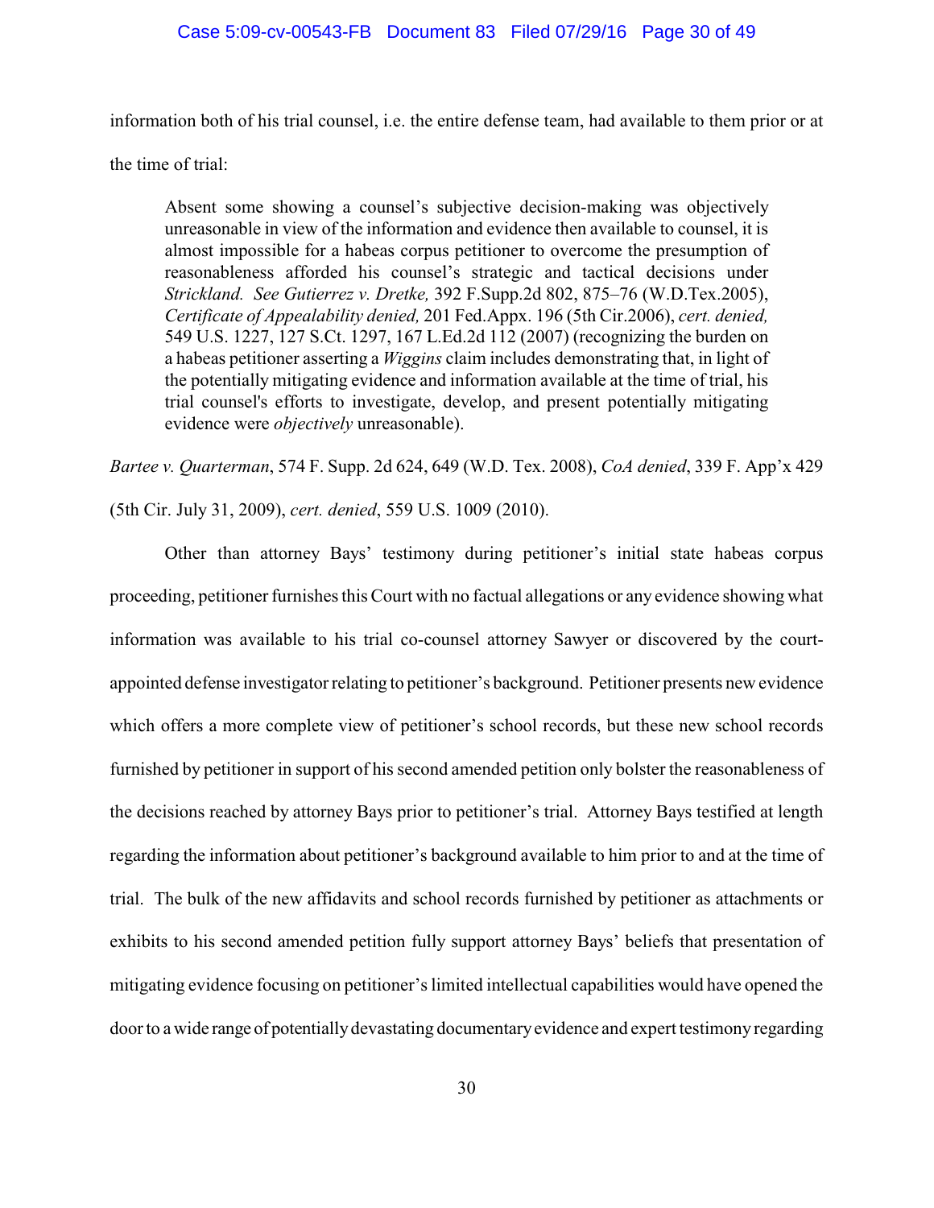information both of his trial counsel, i.e. the entire defense team, had available to them prior or at the time of trial:

> Absent some showing a counsel's subjective decision-making was objectively unreasonable in view of the information and evidence then available to counsel, it is almost impossible for a habeas corpus petitioner to overcome the presumption of reasonableness afforded his counsel's strategic and tactical decisions under *Strickland*. *See Gutierrez v. Dretke,* 392 F.Supp.2d 802, 875–76 (W.D.Tex.2005), *Certificate of Appealability denied,* 201 Fed.Appx. 196 (5th Cir.2006), *cert. denied,* 549 U.S. 1227, 127 S.Ct. 1297, 167 L.Ed.2d 112 (2007) (recognizing the burden on a habeas petitioner asserting a *Wiggins* claim includes demonstrating that, in light of the potentially mitigating evidence and information available at the time of trial, his trial counsel's efforts to investigate, develop, and present potentially mitigating evidence were *objectively* unreasonable).

*Bartee v. Quarterman*, 574 F. Supp. 2d 624, 649 (W.D. Tex. 2008), *CoA denied*, 339 F. App'x 429 (5th Cir. July 31, 2009), *cert. denied*, 559 U.S. 1009 (2010).

Other than attorney Bays' testimony during petitioner's initial state habeas corpus proceeding, petitioner furnishes this Court with no factual allegations or any evidence showing what information was available to his trial co-counsel attorney Sawyer or discovered by the court-appointed defense investigator relating to petitioner's background. Petitioner presents new evidence which offers a more complete view of petitioner's school records, but these new school records furnished by petitioner in support of his second amended petition only bolster the reasonableness of the decisions reached by attorney Bays prior to petitioner's trial. Attorney Bays testified at length regarding the information about petitioner's background available to him prior to and at the time of trial. The bulk of the new affidavits and school records furnished by petitioner as attachments or exhibits to his second amended petition fully support attorney Bays' beliefs that presentation of mitigating evidence focusing on petitioner's limited intellectual capabilities would have opened the door to a wide range of potentially devastating documentary evidence and expert testimony regarding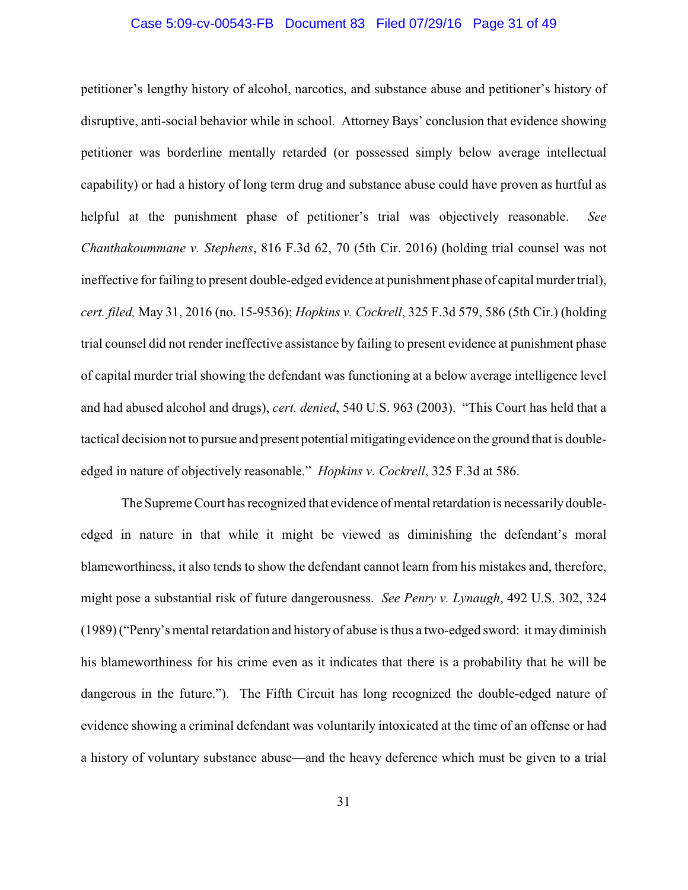petitioner's lengthy history of alcohol, narcotics, and substance abuse and petitioner's history of disruptive, anti-social behavior while in school. Attorney Bays' conclusion that evidence showing petitioner was borderline mentally retarded (or possessed simply below average intellectual capability) or had a history of long term drug and substance abuse could have proven as hurtful as helpful at the punishment phase of petitioner's trial was objectively reasonable. *See Chanthakoummane v. Stephens*, 816 F.3d 62, 70 (5th Cir. 2016) (holding trial counsel was not ineffective for failing to present double-edged evidence at punishment phase of capital murder trial), *cert. filed,* May 31, 2016 (no. 15-9536); *Hopkins v. Cockrell*, 325 F.3d 579, 586 (5th Cir.) (holding trial counsel did not render ineffective assistance by failing to present evidence at punishment phase of capital murder trial showing the defendant was functioning at a below average intelligence level and had abused alcohol and drugs), *cert. denied*, 540 U.S. 963 (2003). "This Court has held that a tactical decision not to pursue and present potential mitigating evidence on the ground that is double-edged in nature of objectively reasonable." *Hopkins v. Cockrell*, 325 F.3d at 586.

The Supreme Court has recognized that evidence of mental retardation is necessarily double-edged in nature in that while it might be viewed as diminishing the defendant's moral blameworthiness, it also tends to show the defendant cannot learn from his mistakes and, therefore, might pose a substantial risk of future dangerousness. *See Penry v. Lynaugh*, 492 U.S. 302, 324 (1989) ("Penry's mental retardation and history of abuse is thus a two-edged sword: it may diminish his blameworthiness for his crime even as it indicates that there is a probability that he will be dangerous in the future."). The Fifth Circuit has long recognized the double-edged nature of evidence showing a criminal defendant was voluntarily intoxicated at the time of an offense or had a history of voluntary substance abuse—and the heavy deference which must be given to a trial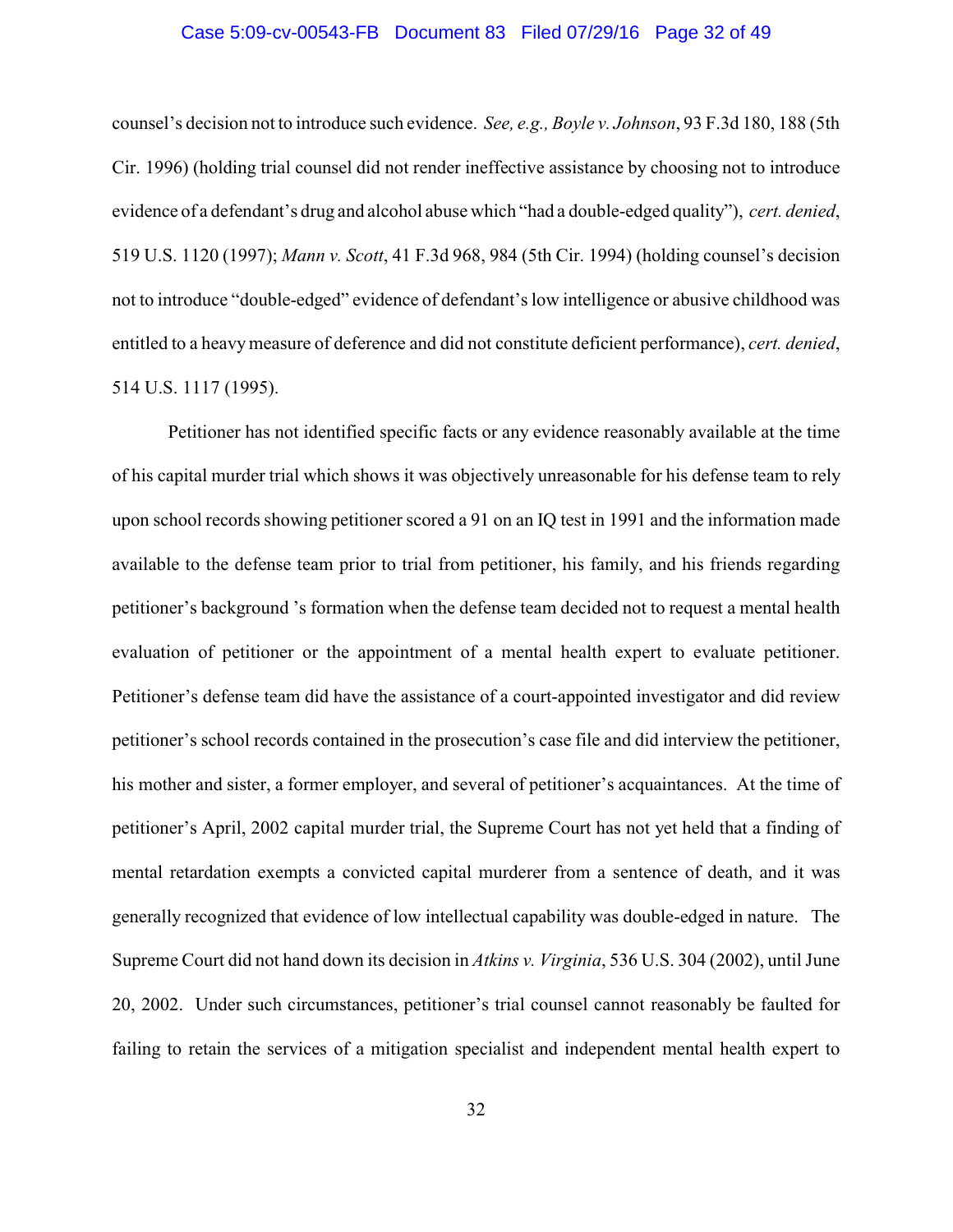counsel's decision not to introduce such evidence. *See, e.g., Boyle v. Johnson*, 93 F.3d 180, 188 (5th Cir. 1996) (holding trial counsel did not render ineffective assistance by choosing not to introduce evidence of a defendant's drug and alcohol abuse which "had a double-edged quality"), *cert. denied*, 519 U.S. 1120 (1997); *Mann v. Scott*, 41 F.3d 968, 984 (5th Cir. 1994) (holding counsel's decision not to introduce "double-edged" evidence of defendant's low intelligence or abusive childhood was entitled to a heavy measure of deference and did not constitute deficient performance), *cert. denied*, 514 U.S. 1117 (1995).

Petitioner has not identified specific facts or any evidence reasonably available at the time of his capital murder trial which shows it was objectively unreasonable for his defense team to rely upon school records showing petitioner scored a 91 on an IQ test in 1991 and the information made available to the defense team prior to trial from petitioner, his family, and his friends regarding petitioner's background 's formation when the defense team decided not to request a mental health evaluation of petitioner or the appointment of a mental health expert to evaluate petitioner. Petitioner's defense team did have the assistance of a court-appointed investigator and did review petitioner's school records contained in the prosecution's case file and did interview the petitioner, his mother and sister, a former employer, and several of petitioner's acquaintances. At the time of petitioner's April, 2002 capital murder trial, the Supreme Court has not yet held that a finding of mental retardation exempts a convicted capital murderer from a sentence of death, and it was generally recognized that evidence of low intellectual capability was double-edged in nature. The Supreme Court did not hand down its decision in *Atkins v. Virginia*, 536 U.S. 304 (2002), until June 20, 2002. Under such circumstances, petitioner's trial counsel cannot reasonably be faulted for failing to retain the services of a mitigation specialist and independent mental health expert to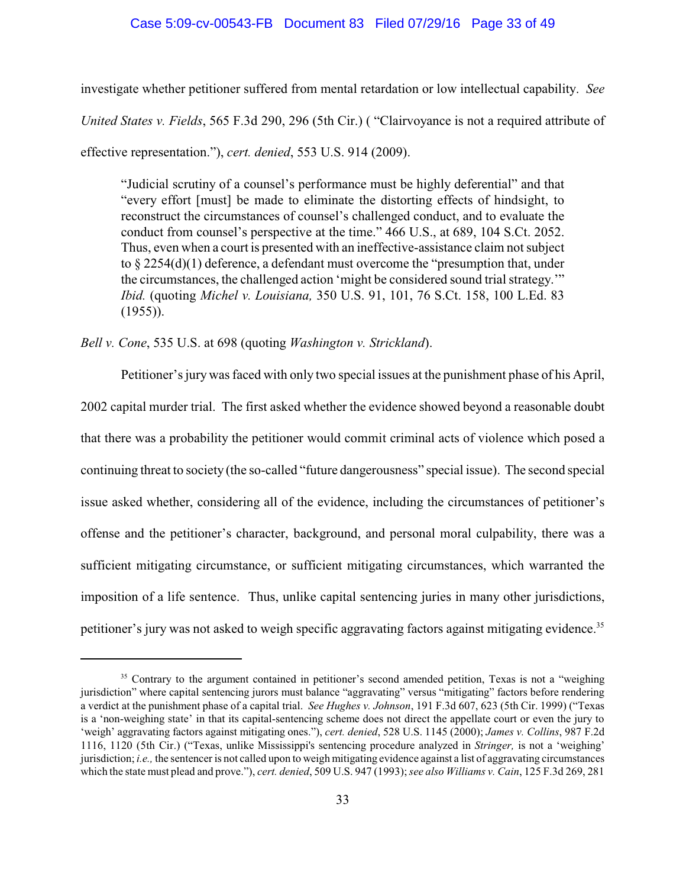investigate whether petitioner suffered from mental retardation or low intellectual capability. *See United States v. Fields*, 565 F.3d 290, 296 (5th Cir.) ( "Clairvoyance is not a required attribute of effective representation."), *cert. denied*, 553 U.S. 914 (2009).

> "Judicial scrutiny of a counsel's performance must be highly deferential" and that "every effort [must] be made to eliminate the distorting effects of hindsight, to reconstruct the circumstances of counsel's challenged conduct, and to evaluate the conduct from counsel's perspective at the time." 466 U.S., at 689, 104 S.Ct. 2052. Thus, even when a court is presented with an ineffective-assistance claim not subject to § 2254(d)(1) deference, a defendant must overcome the "presumption that, under the circumstances, the challenged action 'might be considered sound trial strategy.'" *Ibid.* (quoting *Michel v. Louisiana,* 350 U.S. 91, 101, 76 S.Ct. 158, 100 L.Ed. 83 (1955)).

*Bell v. Cone*, 535 U.S. at 698 (quoting *Washington v. Strickland*).

Petitioner's jury was faced with only two special issues at the punishment phase of his April, 2002 capital murder trial. The first asked whether the evidence showed beyond a reasonable doubt that there was a probability the petitioner would commit criminal acts of violence which posed a continuing threat to society (the so-called "future dangerousness" special issue). The second special issue asked whether, considering all of the evidence, including the circumstances of petitioner's offense and the petitioner's character, background, and personal moral culpability, there was a sufficient mitigating circumstance, or sufficient mitigating circumstances, which warranted the imposition of a life sentence. Thus, unlike capital sentencing juries in many other jurisdictions, petitioner's jury was not asked to weigh specific aggravating factors against mitigating evidence.[35]

---

[35] Contrary to the argument contained in petitioner's second amended petition, Texas is not a "weighing jurisdiction" where capital sentencing jurors must balance "aggravating" versus "mitigating" factors before rendering a verdict at the punishment phase of a capital trial. *See Hughes v. Johnson*, 191 F.3d 607, 623 (5th Cir. 1999) ("Texas is a 'non-weighing state' in that its capital-sentencing scheme does not direct the appellate court or even the jury to 'weigh' aggravating factors against mitigating ones."), *cert. denied*, 528 U.S. 1145 (2000); *James v. Collins*, 987 F.2d 1116, 1120 (5th Cir.) ("Texas, unlike Mississippi's sentencing procedure analyzed in *Stringer,* is not a 'weighing' jurisdiction; *i.e.,* the sentencer is not called upon to weigh mitigating evidence against a list of aggravating circumstances which the state must plead and prove."), *cert. denied*, 509 U.S. 947 (1993); *see also Williams v. Cain*, 125 F.3d 269, 281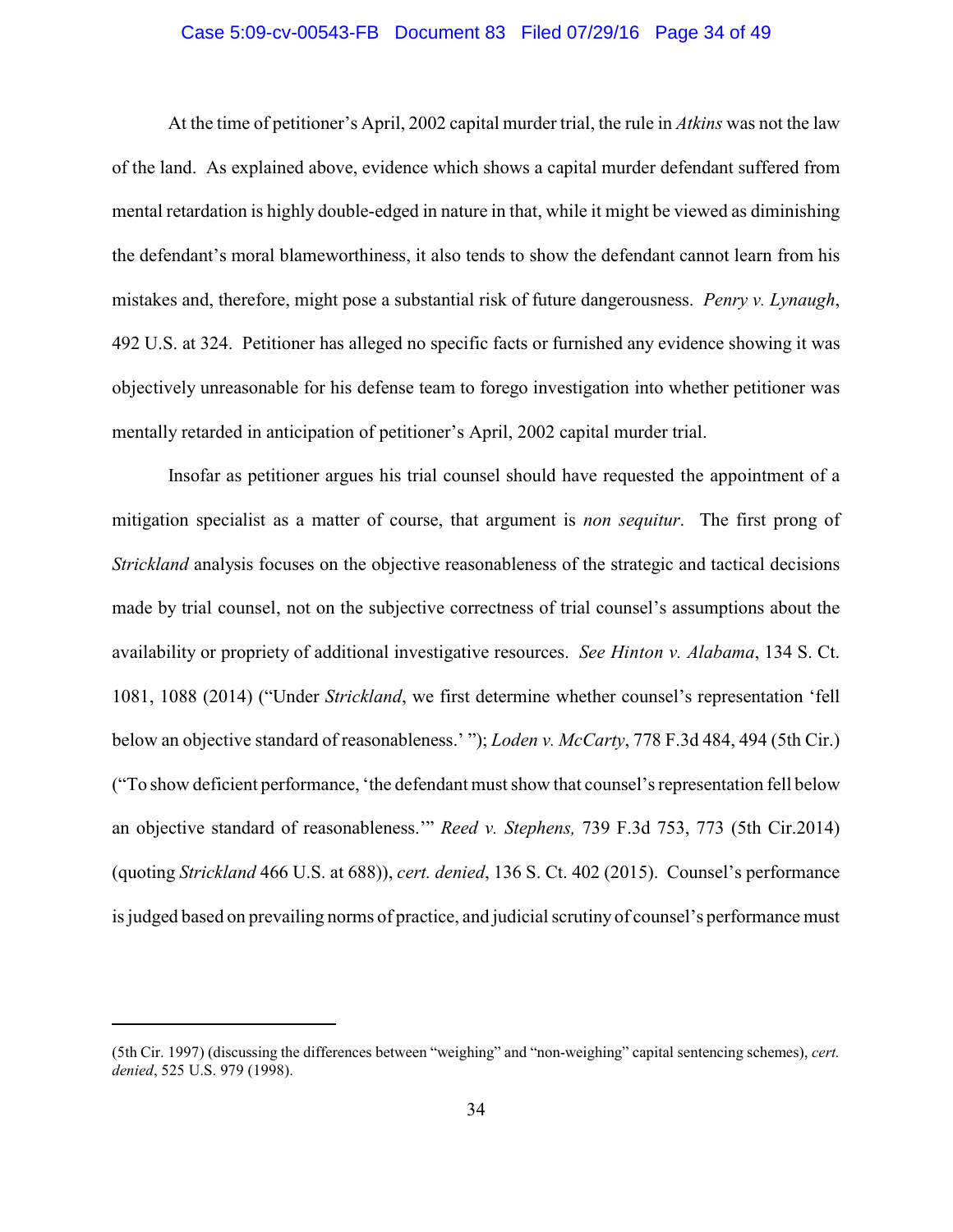At the time of petitioner's April, 2002 capital murder trial, the rule in *Atkins* was not the law of the land. As explained above, evidence which shows a capital murder defendant suffered from mental retardation is highly double-edged in nature in that, while it might be viewed as diminishing the defendant's moral blameworthiness, it also tends to show the defendant cannot learn from his mistakes and, therefore, might pose a substantial risk of future dangerousness. *Penry v. Lynaugh*, 492 U.S. at 324. Petitioner has alleged no specific facts or furnished any evidence showing it was objectively unreasonable for his defense team to forego investigation into whether petitioner was mentally retarded in anticipation of petitioner's April, 2002 capital murder trial.

Insofar as petitioner argues his trial counsel should have requested the appointment of a mitigation specialist as a matter of course, that argument is *non sequitur*. The first prong of *Strickland* analysis focuses on the objective reasonableness of the strategic and tactical decisions made by trial counsel, not on the subjective correctness of trial counsel's assumptions about the availability or propriety of additional investigative resources. *See Hinton v. Alabama*, 134 S. Ct. 1081, 1088 (2014) ("Under *Strickland*, we first determine whether counsel's representation 'fell below an objective standard of reasonableness.' "); *Loden v. McCarty*, 778 F.3d 484, 494 (5th Cir.) ("To show deficient performance, 'the defendant must show that counsel's representation fell below an objective standard of reasonableness.'" *Reed v. Stephens,* 739 F.3d 753, 773 (5th Cir.2014) (quoting *Strickland* 466 U.S. at 688)), *cert. denied*, 136 S. Ct. 402 (2015). Counsel's performance is judged based on prevailing norms of practice, and judicial scrutiny of counsel's performance must

---

(5th Cir. 1997) (discussing the differences between "weighing" and "non-weighing" capital sentencing schemes), *cert. denied*, 525 U.S. 979 (1998).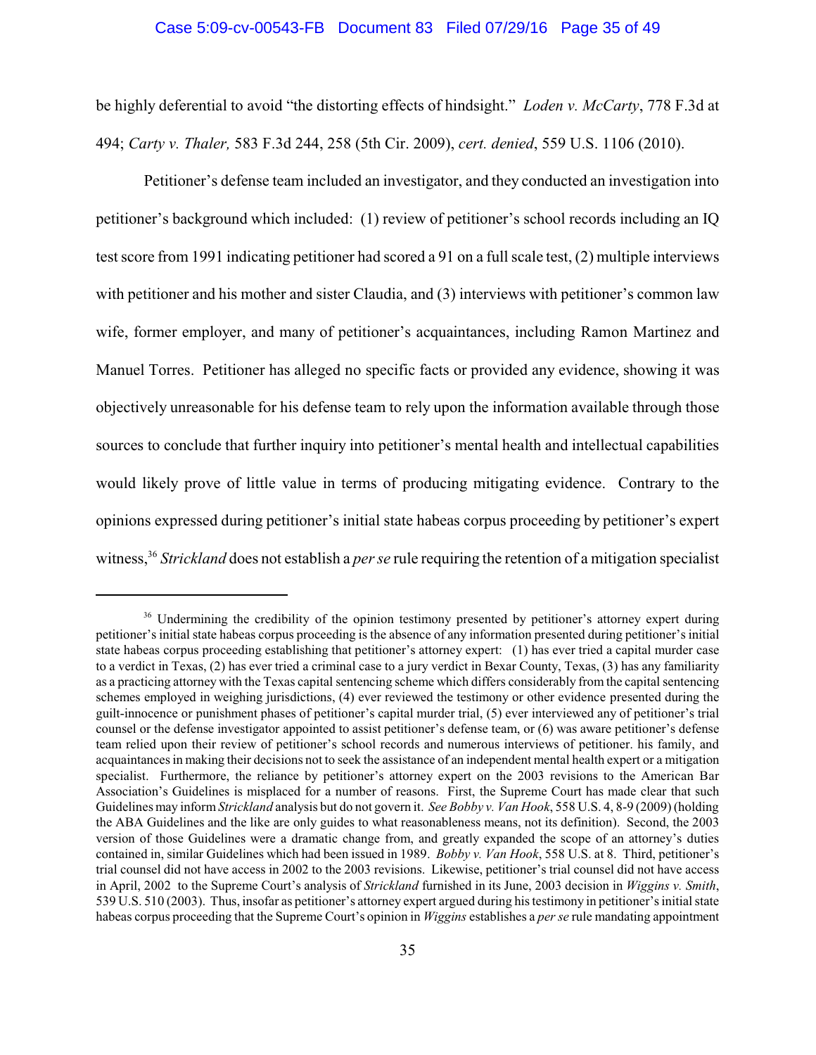be highly deferential to avoid "the distorting effects of hindsight." *Loden v. McCarty*, 778 F.3d at 494; *Carty v. Thaler,* 583 F.3d 244, 258 (5th Cir. 2009), *cert. denied*, 559 U.S. 1106 (2010).

Petitioner's defense team included an investigator, and they conducted an investigation into petitioner's background which included: (1) review of petitioner's school records including an IQ test score from 1991 indicating petitioner had scored a 91 on a full scale test, (2) multiple interviews with petitioner and his mother and sister Claudia, and (3) interviews with petitioner's common law wife, former employer, and many of petitioner's acquaintances, including Ramon Martinez and Manuel Torres. Petitioner has alleged no specific facts or provided any evidence, showing it was objectively unreasonable for his defense team to rely upon the information available through those sources to conclude that further inquiry into petitioner's mental health and intellectual capabilities would likely prove of little value in terms of producing mitigating evidence. Contrary to the opinions expressed during petitioner's initial state habeas corpus proceeding by petitioner's expert witness,[36] *Strickland* does not establish a *per se* rule requiring the retention of a mitigation specialist

---

[36] Undermining the credibility of the opinion testimony presented by petitioner's attorney expert during petitioner's initial state habeas corpus proceeding is the absence of any information presented during petitioner's initial state habeas corpus proceeding establishing that petitioner's attorney expert: (1) has ever tried a capital murder case to a verdict in Texas, (2) has ever tried a criminal case to a jury verdict in Bexar County, Texas, (3) has any familiarity as a practicing attorney with the Texas capital sentencing scheme which differs considerably from the capital sentencing schemes employed in weighing jurisdictions, (4) ever reviewed the testimony or other evidence presented during the guilt-innocence or punishment phases of petitioner's capital murder trial, (5) ever interviewed any of petitioner's trial counsel or the defense investigator appointed to assist petitioner's defense team, or (6) was aware petitioner's defense team relied upon their review of petitioner's school records and numerous interviews of petitioner. his family, and acquaintances in making their decisions not to seek the assistance of an independent mental health expert or a mitigation specialist. Furthermore, the reliance by petitioner's attorney expert on the 2003 revisions to the American Bar Association's Guidelines is misplaced for a number of reasons. First, the Supreme Court has made clear that such Guidelines may inform *Strickland* analysis but do not govern it. *See Bobby v. Van Hook*, 558 U.S. 4, 8-9 (2009) (holding the ABA Guidelines and the like are only guides to what reasonableness means, not its definition). Second, the 2003 version of those Guidelines were a dramatic change from, and greatly expanded the scope of an attorney's duties contained in, similar Guidelines which had been issued in 1989. *Bobby v. Van Hook*, 558 U.S. at 8. Third, petitioner's trial counsel did not have access in 2002 to the 2003 revisions. Likewise, petitioner's trial counsel did not have access in April, 2002 to the Supreme Court's analysis of *Strickland* furnished in its June, 2003 decision in *Wiggins v. Smith*, 539 U.S. 510 (2003). Thus, insofar as petitioner's attorney expert argued during his testimony in petitioner's initial state habeas corpus proceeding that the Supreme Court's opinion in *Wiggins* establishes a *per se* rule mandating appointment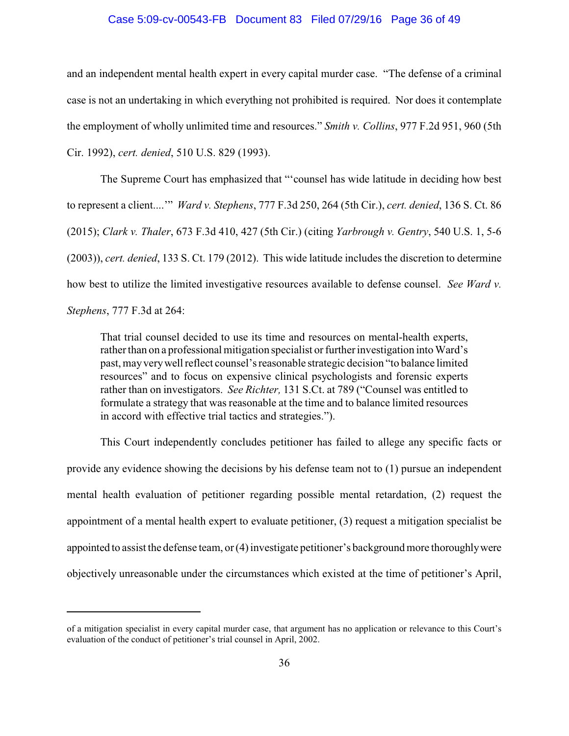and an independent mental health expert in every capital murder case. "The defense of a criminal case is not an undertaking in which everything not prohibited is required. Nor does it contemplate the employment of wholly unlimited time and resources." *Smith v. Collins*, 977 F.2d 951, 960 (5th Cir. 1992), *cert. denied*, 510 U.S. 829 (1993).

The Supreme Court has emphasized that "'counsel has wide latitude in deciding how best to represent a client....'" *Ward v. Stephens*, 777 F.3d 250, 264 (5th Cir.), *cert. denied*, 136 S. Ct. 86 (2015); *Clark v. Thaler*, 673 F.3d 410, 427 (5th Cir.) (citing *Yarbrough v. Gentry*, 540 U.S. 1, 5-6 (2003)), *cert. denied*, 133 S. Ct. 179 (2012). This wide latitude includes the discretion to determine how best to utilize the limited investigative resources available to defense counsel. *See Ward v. Stephens*, 777 F.3d at 264:

> That trial counsel decided to use its time and resources on mental-health experts, rather than on a professional mitigation specialist or further investigation into Ward's past, may very well reflect counsel's reasonable strategic decision "to balance limited resources" and to focus on expensive clinical psychologists and forensic experts rather than on investigators. *See Richter,* 131 S.Ct. at 789 ("Counsel was entitled to formulate a strategy that was reasonable at the time and to balance limited resources in accord with effective trial tactics and strategies.").

This Court independently concludes petitioner has failed to allege any specific facts or provide any evidence showing the decisions by his defense team not to (1) pursue an independent mental health evaluation of petitioner regarding possible mental retardation, (2) request the appointment of a mental health expert to evaluate petitioner, (3) request a mitigation specialist be appointed to assist the defense team, or (4) investigate petitioner's background more thoroughly were objectively unreasonable under the circumstances which existed at the time of petitioner's April,

---

of a mitigation specialist in every capital murder case, that argument has no application or relevance to this Court's evaluation of the conduct of petitioner's trial counsel in April, 2002.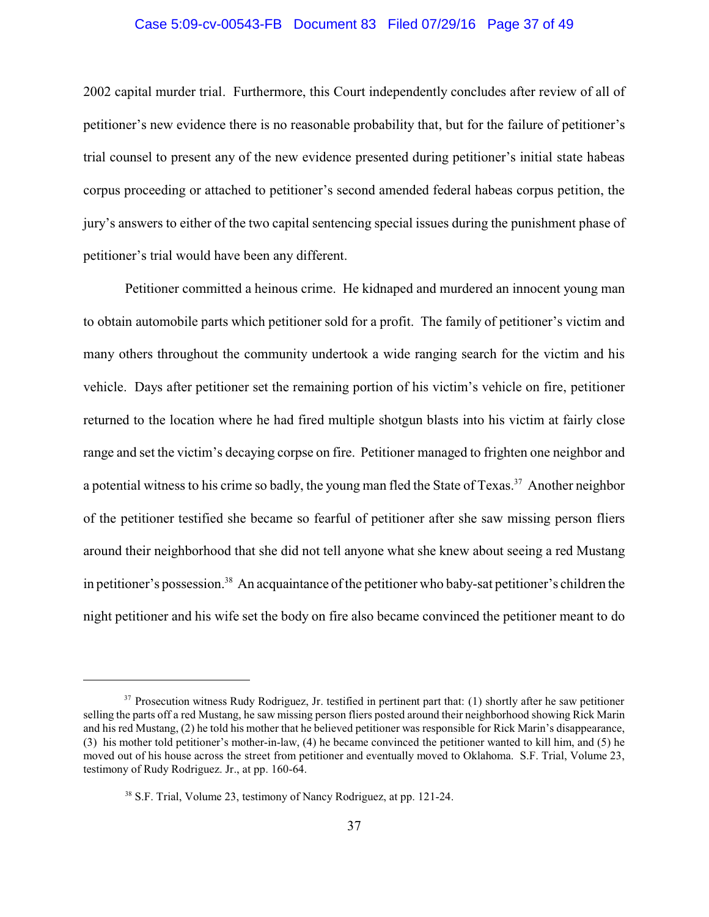2002 capital murder trial. Furthermore, this Court independently concludes after review of all of petitioner's new evidence there is no reasonable probability that, but for the failure of petitioner's trial counsel to present any of the new evidence presented during petitioner's initial state habeas corpus proceeding or attached to petitioner's second amended federal habeas corpus petition, the jury's answers to either of the two capital sentencing special issues during the punishment phase of petitioner's trial would have been any different.

Petitioner committed a heinous crime. He kidnaped and murdered an innocent young man to obtain automobile parts which petitioner sold for a profit. The family of petitioner's victim and many others throughout the community undertook a wide ranging search for the victim and his vehicle. Days after petitioner set the remaining portion of his victim's vehicle on fire, petitioner returned to the location where he had fired multiple shotgun blasts into his victim at fairly close range and set the victim's decaying corpse on fire. Petitioner managed to frighten one neighbor and a potential witness to his crime so badly, the young man fled the State of Texas.[37] Another neighbor of the petitioner testified she became so fearful of petitioner after she saw missing person fliers around their neighborhood that she did not tell anyone what she knew about seeing a red Mustang in petitioner's possession.[38] An acquaintance of the petitioner who baby-sat petitioner's children the night petitioner and his wife set the body on fire also became convinced the petitioner meant to do

---

[37] Prosecution witness Rudy Rodriguez, Jr. testified in pertinent part that: (1) shortly after he saw petitioner selling the parts off a red Mustang, he saw missing person fliers posted around their neighborhood showing Rick Marin and his red Mustang, (2) he told his mother that he believed petitioner was responsible for Rick Marin's disappearance, (3) his mother told petitioner's mother-in-law, (4) he became convinced the petitioner wanted to kill him, and (5) he moved out of his house across the street from petitioner and eventually moved to Oklahoma. S.F. Trial, Volume 23, testimony of Rudy Rodriguez. Jr., at pp. 160-64.

[38] S.F. Trial, Volume 23, testimony of Nancy Rodriguez, at pp. 121-24.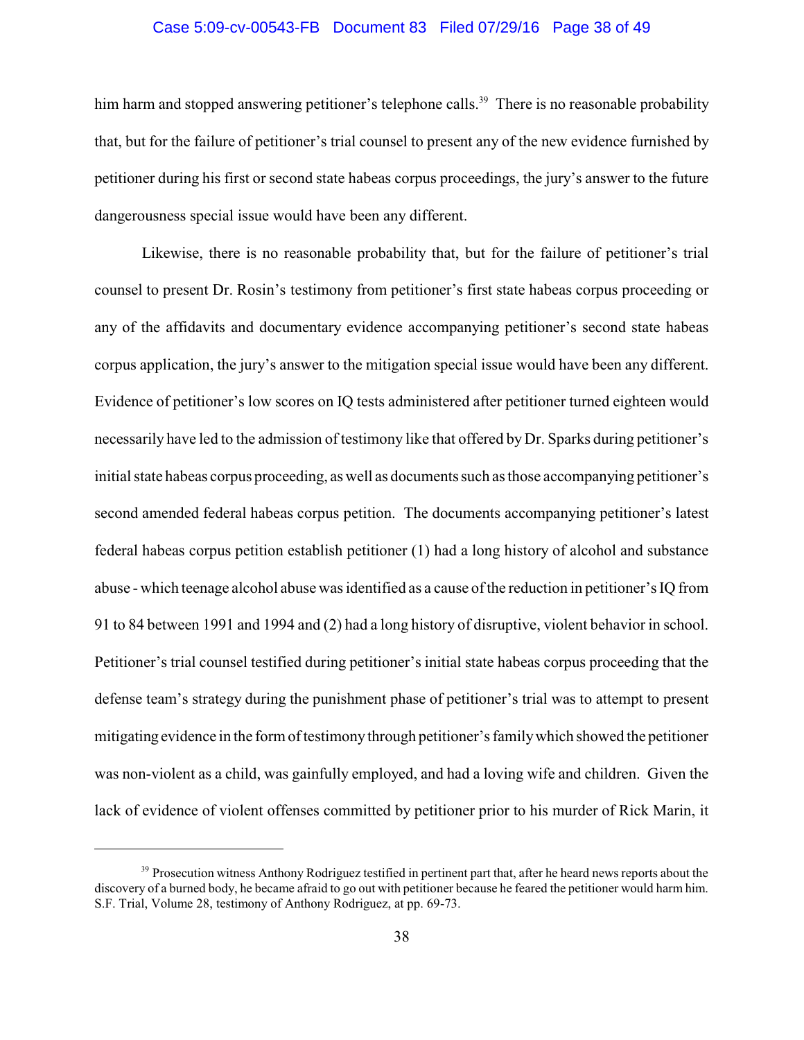him harm and stopped answering petitioner's telephone calls.[39] There is no reasonable probability that, but for the failure of petitioner's trial counsel to present any of the new evidence furnished by petitioner during his first or second state habeas corpus proceedings, the jury's answer to the future dangerousness special issue would have been any different.

Likewise, there is no reasonable probability that, but for the failure of petitioner's trial counsel to present Dr. Rosin's testimony from petitioner's first state habeas corpus proceeding or any of the affidavits and documentary evidence accompanying petitioner's second state habeas corpus application, the jury's answer to the mitigation special issue would have been any different. Evidence of petitioner's low scores on IQ tests administered after petitioner turned eighteen would necessarily have led to the admission of testimony like that offered by Dr. Sparks during petitioner's initial state habeas corpus proceeding, as well as documents such as those accompanying petitioner's second amended federal habeas corpus petition. The documents accompanying petitioner's latest federal habeas corpus petition establish petitioner (1) had a long history of alcohol and substance abuse - which teenage alcohol abuse was identified as a cause of the reduction in petitioner's IQ from 91 to 84 between 1991 and 1994 and (2) had a long history of disruptive, violent behavior in school. Petitioner's trial counsel testified during petitioner's initial state habeas corpus proceeding that the defense team's strategy during the punishment phase of petitioner's trial was to attempt to present mitigating evidence in the form of testimony through petitioner's family which showed the petitioner was non-violent as a child, was gainfully employed, and had a loving wife and children. Given the lack of evidence of violent offenses committed by petitioner prior to his murder of Rick Marin, it

---

[39] Prosecution witness Anthony Rodriguez testified in pertinent part that, after he heard news reports about the discovery of a burned body, he became afraid to go out with petitioner because he feared the petitioner would harm him. S.F. Trial, Volume 28, testimony of Anthony Rodriguez, at pp. 69-73.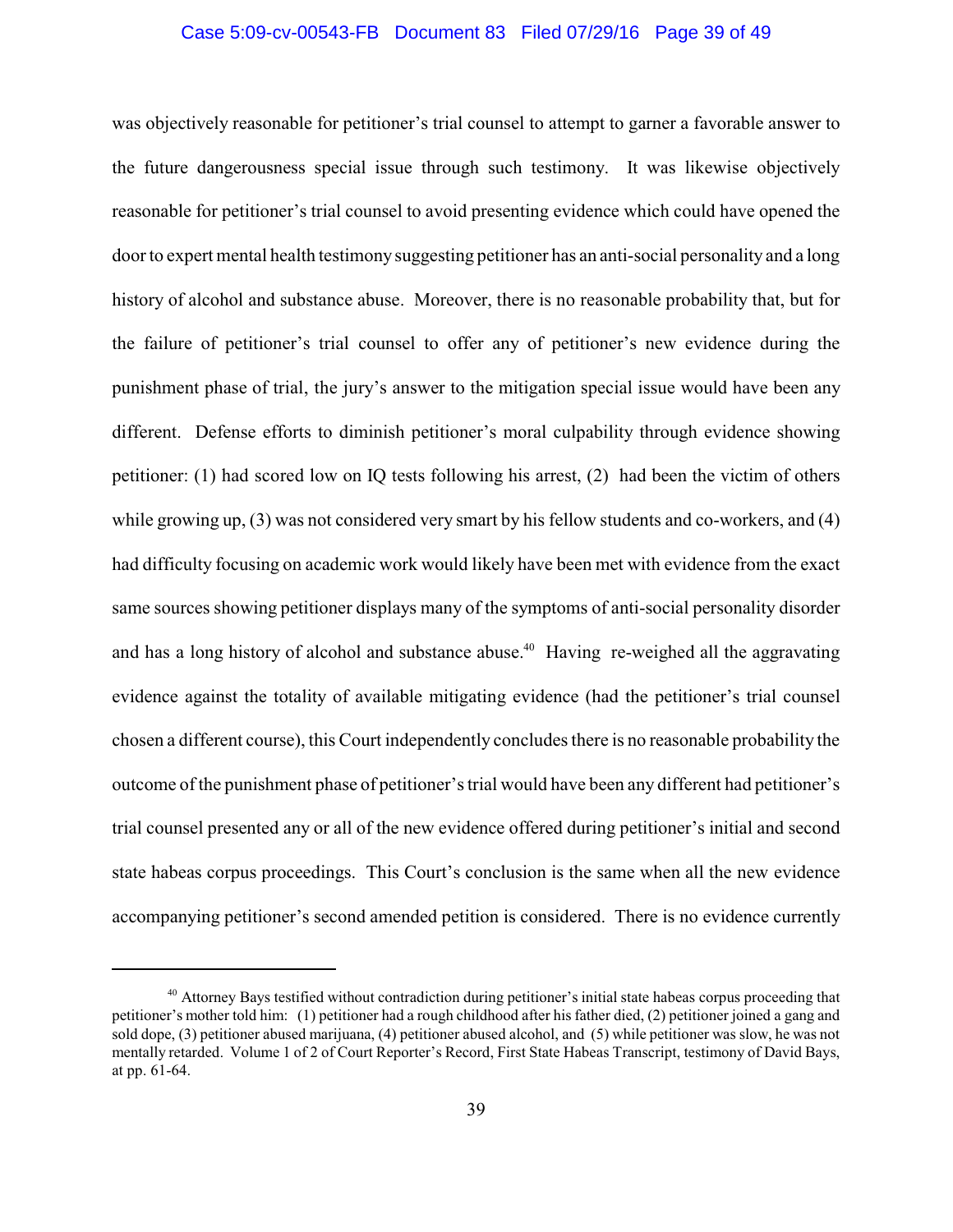was objectively reasonable for petitioner's trial counsel to attempt to garner a favorable answer to the future dangerousness special issue through such testimony. It was likewise objectively reasonable for petitioner's trial counsel to avoid presenting evidence which could have opened the door to expert mental health testimony suggesting petitioner has an anti-social personality and a long history of alcohol and substance abuse. Moreover, there is no reasonable probability that, but for the failure of petitioner's trial counsel to offer any of petitioner's new evidence during the punishment phase of trial, the jury's answer to the mitigation special issue would have been any different. Defense efforts to diminish petitioner's moral culpability through evidence showing petitioner: (1) had scored low on IQ tests following his arrest, (2) had been the victim of others while growing up, (3) was not considered very smart by his fellow students and co-workers, and (4) had difficulty focusing on academic work would likely have been met with evidence from the exact same sources showing petitioner displays many of the symptoms of anti-social personality disorder and has a long history of alcohol and substance abuse.[40] Having re-weighed all the aggravating evidence against the totality of available mitigating evidence (had the petitioner's trial counsel chosen a different course), this Court independently concludes there is no reasonable probability the outcome of the punishment phase of petitioner's trial would have been any different had petitioner's trial counsel presented any or all of the new evidence offered during petitioner's initial and second state habeas corpus proceedings. This Court's conclusion is the same when all the new evidence accompanying petitioner's second amended petition is considered. There is no evidence currently

---

[40] Attorney Bays testified without contradiction during petitioner's initial state habeas corpus proceeding that petitioner's mother told him: (1) petitioner had a rough childhood after his father died, (2) petitioner joined a gang and sold dope, (3) petitioner abused marijuana, (4) petitioner abused alcohol, and (5) while petitioner was slow, he was not mentally retarded. Volume 1 of 2 of Court Reporter's Record, First State Habeas Transcript, testimony of David Bays, at pp. 61-64.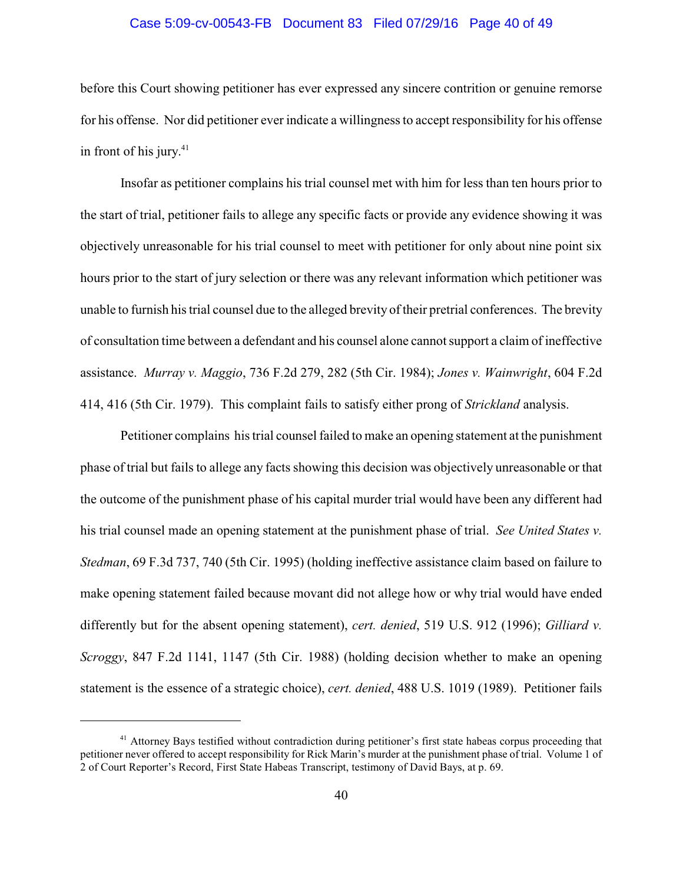before this Court showing petitioner has ever expressed any sincere contrition or genuine remorse for his offense. Nor did petitioner ever indicate a willingness to accept responsibility for his offense in front of his jury.[41]

Insofar as petitioner complains his trial counsel met with him for less than ten hours prior to the start of trial, petitioner fails to allege any specific facts or provide any evidence showing it was objectively unreasonable for his trial counsel to meet with petitioner for only about nine point six hours prior to the start of jury selection or there was any relevant information which petitioner was unable to furnish his trial counsel due to the alleged brevity of their pretrial conferences. The brevity of consultation time between a defendant and his counsel alone cannot support a claim of ineffective assistance. *Murray v. Maggio*, 736 F.2d 279, 282 (5th Cir. 1984); *Jones v. Wainwright*, 604 F.2d 414, 416 (5th Cir. 1979). This complaint fails to satisfy either prong of *Strickland* analysis.

Petitioner complains his trial counsel failed to make an opening statement at the punishment phase of trial but fails to allege any facts showing this decision was objectively unreasonable or that the outcome of the punishment phase of his capital murder trial would have been any different had his trial counsel made an opening statement at the punishment phase of trial. *See United States v. Stedman*, 69 F.3d 737, 740 (5th Cir. 1995) (holding ineffective assistance claim based on failure to make opening statement failed because movant did not allege how or why trial would have ended differently but for the absent opening statement), *cert. denied*, 519 U.S. 912 (1996); *Gilliard v. Scroggy*, 847 F.2d 1141, 1147 (5th Cir. 1988) (holding decision whether to make an opening statement is the essence of a strategic choice), *cert. denied*, 488 U.S. 1019 (1989). Petitioner fails

---

[41] Attorney Bays testified without contradiction during petitioner's first state habeas corpus proceeding that petitioner never offered to accept responsibility for Rick Marin's murder at the punishment phase of trial. Volume 1 of 2 of Court Reporter's Record, First State Habeas Transcript, testimony of David Bays, at p. 69.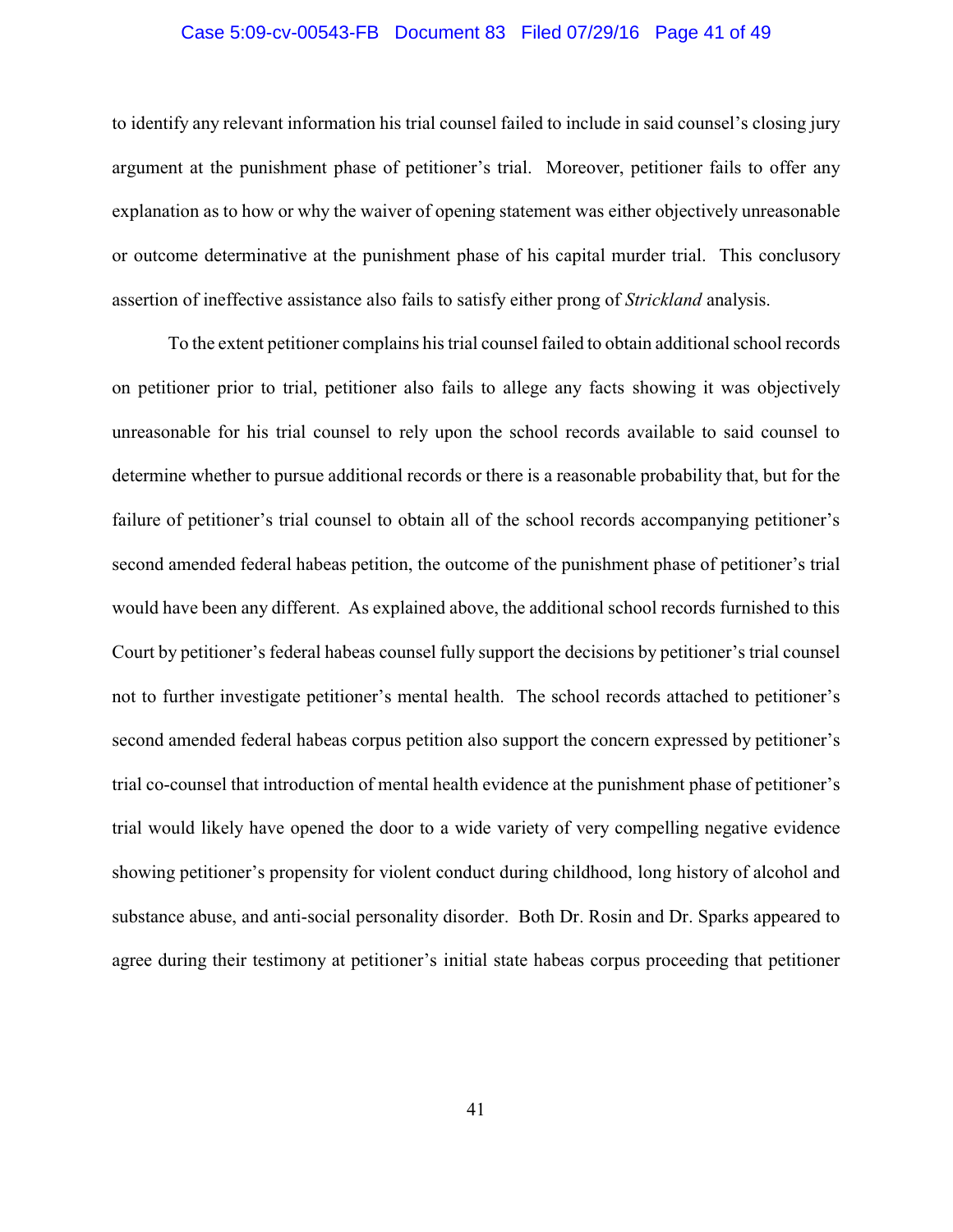to identify any relevant information his trial counsel failed to include in said counsel's closing jury argument at the punishment phase of petitioner's trial. Moreover, petitioner fails to offer any explanation as to how or why the waiver of opening statement was either objectively unreasonable or outcome determinative at the punishment phase of his capital murder trial. This conclusory assertion of ineffective assistance also fails to satisfy either prong of *Strickland* analysis.

To the extent petitioner complains his trial counsel failed to obtain additional school records on petitioner prior to trial, petitioner also fails to allege any facts showing it was objectively unreasonable for his trial counsel to rely upon the school records available to said counsel to determine whether to pursue additional records or there is a reasonable probability that, but for the failure of petitioner's trial counsel to obtain all of the school records accompanying petitioner's second amended federal habeas petition, the outcome of the punishment phase of petitioner's trial would have been any different. As explained above, the additional school records furnished to this Court by petitioner's federal habeas counsel fully support the decisions by petitioner's trial counsel not to further investigate petitioner's mental health. The school records attached to petitioner's second amended federal habeas corpus petition also support the concern expressed by petitioner's trial co-counsel that introduction of mental health evidence at the punishment phase of petitioner's trial would likely have opened the door to a wide variety of very compelling negative evidence showing petitioner's propensity for violent conduct during childhood, long history of alcohol and substance abuse, and anti-social personality disorder. Both Dr. Rosin and Dr. Sparks appeared to agree during their testimony at petitioner's initial state habeas corpus proceeding that petitioner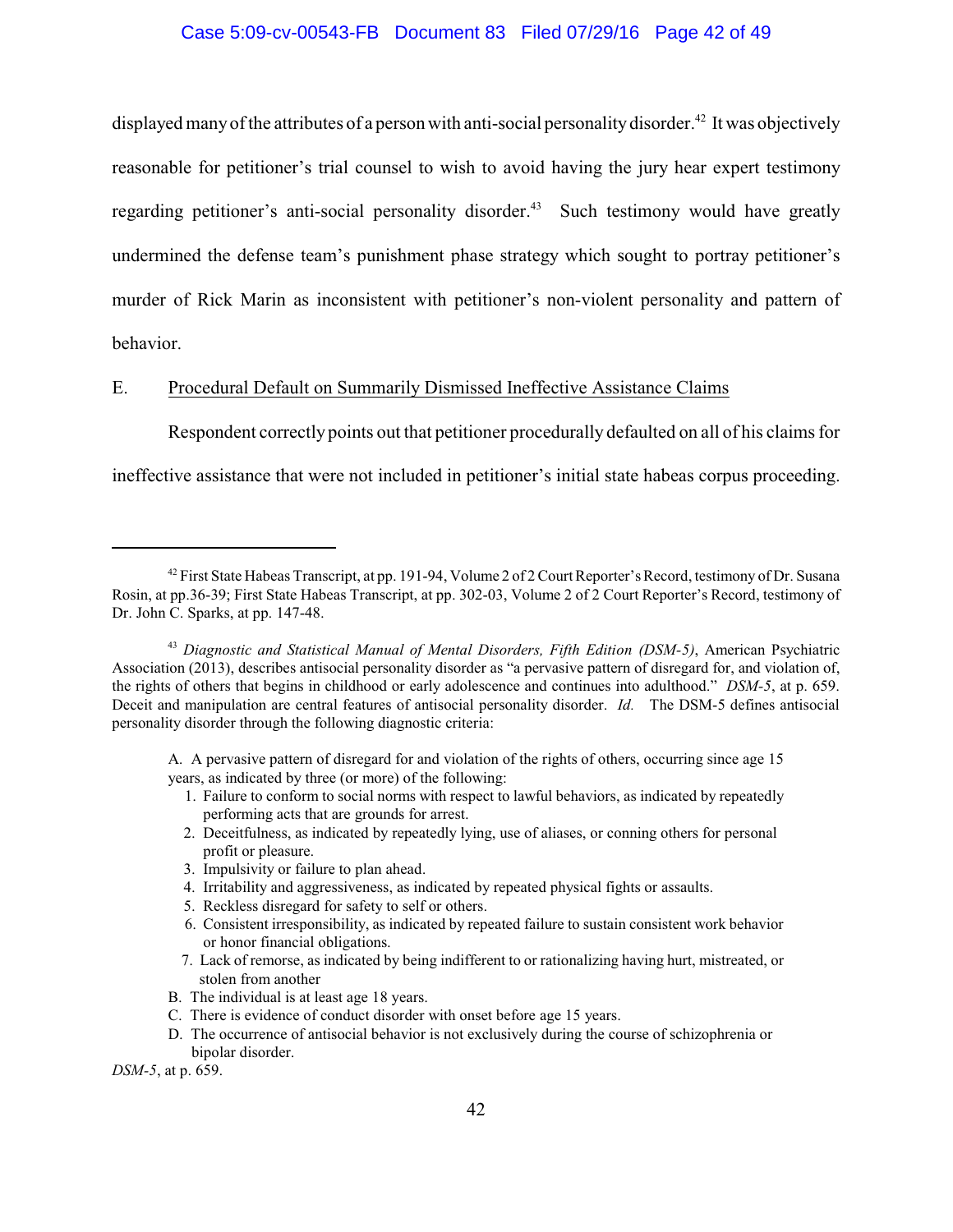displayed many of the attributes of a person with anti-social personality disorder.[42] It was objectively reasonable for petitioner's trial counsel to wish to avoid having the jury hear expert testimony regarding petitioner's anti-social personality disorder.[43] Such testimony would have greatly undermined the defense team's punishment phase strategy which sought to portray petitioner's murder of Rick Marin as inconsistent with petitioner's non-violent personality and pattern of behavior.

E. Procedural Default on Summarily Dismissed Ineffective Assistance Claims

Respondent correctly points out that petitioner procedurally defaulted on all of his claims for ineffective assistance that were not included in petitioner's initial state habeas corpus proceeding.

---

[42] First State Habeas Transcript, at pp. 191-94, Volume 2 of 2 Court Reporter's Record, testimony of Dr. Susana Rosin, at pp.36-39; First State Habeas Transcript, at pp. 302-03, Volume 2 of 2 Court Reporter's Record, testimony of Dr. John C. Sparks, at pp. 147-48.

[43] *Diagnostic and Statistical Manual of Mental Disorders, Fifth Edition (DSM-5)*, American Psychiatric Association (2013), describes antisocial personality disorder as "a pervasive pattern of disregard for, and violation of, the rights of others that begins in childhood or early adolescence and continues into adulthood." *DSM-5*, at p. 659. Deceit and manipulation are central features of antisocial personality disorder. *Id.* The DSM-5 defines antisocial personality disorder through the following diagnostic criteria:

> A. A pervasive pattern of disregard for and violation of the rights of others, occurring since age 15 years, as indicated by three (or more) of the following:
>
> 1. Failure to conform to social norms with respect to lawful behaviors, as indicated by repeatedly performing acts that are grounds for arrest.
> 2. Deceitfulness, as indicated by repeatedly lying, use of aliases, or conning others for personal profit or pleasure.
> 3. Impulsivity or failure to plan ahead.
> 4. Irritability and aggressiveness, as indicated by repeated physical fights or assaults.
> 5. Reckless disregard for safety to self or others.
> 6. Consistent irresponsibility, as indicated by repeated failure to sustain consistent work behavior or honor financial obligations.
> 7. Lack of remorse, as indicated by being indifferent to or rationalizing having hurt, mistreated, or stolen from another
>
> B. The individual is at least age 18 years.
>
> C. There is evidence of conduct disorder with onset before age 15 years.
>
> D. The occurrence of antisocial behavior is not exclusively during the course of schizophrenia or bipolar disorder.

*DSM-5*, at p. 659.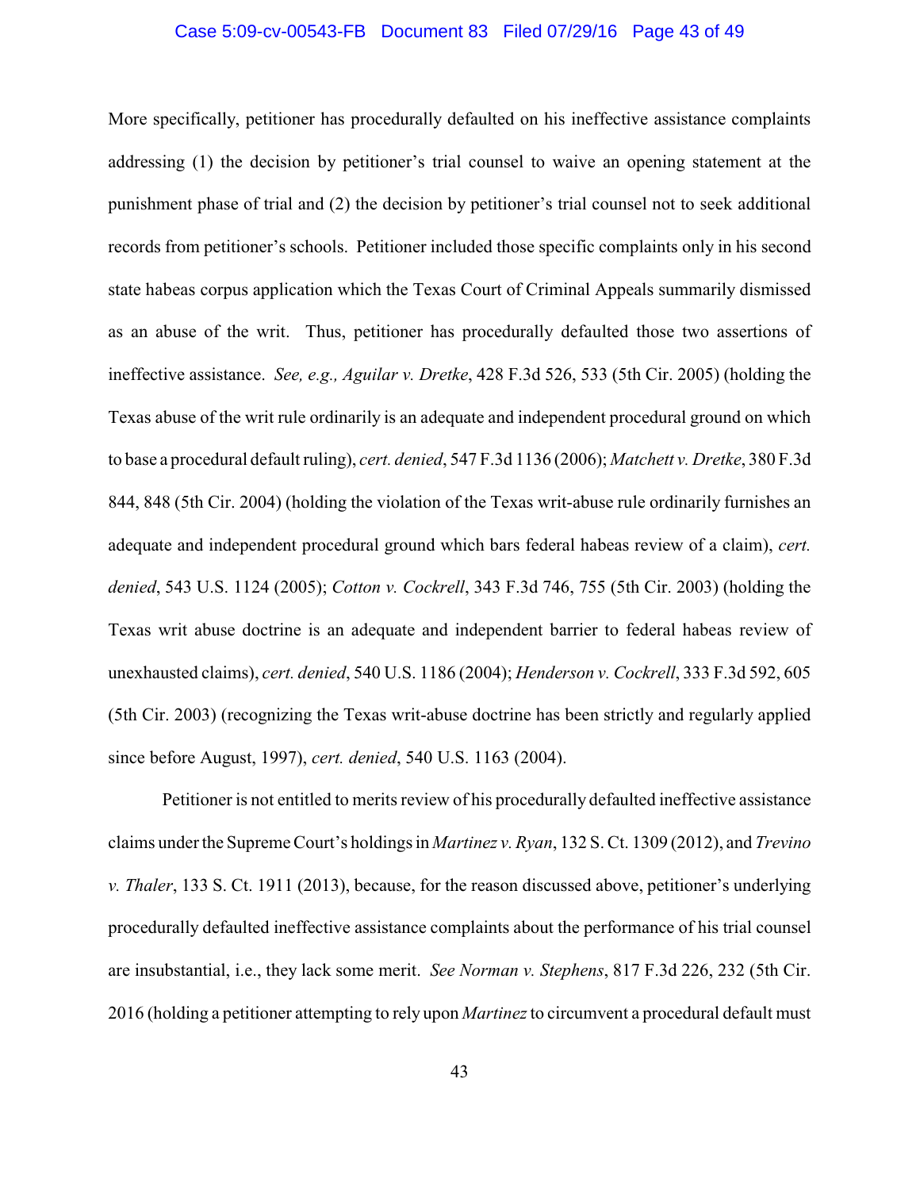More specifically, petitioner has procedurally defaulted on his ineffective assistance complaints addressing (1) the decision by petitioner's trial counsel to waive an opening statement at the punishment phase of trial and (2) the decision by petitioner's trial counsel not to seek additional records from petitioner's schools. Petitioner included those specific complaints only in his second state habeas corpus application which the Texas Court of Criminal Appeals summarily dismissed as an abuse of the writ. Thus, petitioner has procedurally defaulted those two assertions of ineffective assistance. *See, e.g., Aguilar v. Dretke*, 428 F.3d 526, 533 (5th Cir. 2005) (holding the Texas abuse of the writ rule ordinarily is an adequate and independent procedural ground on which to base a procedural default ruling), *cert. denied*, 547 F.3d 1136 (2006); *Matchett v. Dretke*, 380 F.3d 844, 848 (5th Cir. 2004) (holding the violation of the Texas writ-abuse rule ordinarily furnishes an adequate and independent procedural ground which bars federal habeas review of a claim), *cert. denied*, 543 U.S. 1124 (2005); *Cotton v. Cockrell*, 343 F.3d 746, 755 (5th Cir. 2003) (holding the Texas writ abuse doctrine is an adequate and independent barrier to federal habeas review of unexhausted claims), *cert. denied*, 540 U.S. 1186 (2004); *Henderson v. Cockrell*, 333 F.3d 592, 605 (5th Cir. 2003) (recognizing the Texas writ-abuse doctrine has been strictly and regularly applied since before August, 1997), *cert. denied*, 540 U.S. 1163 (2004).

Petitioner is not entitled to merits review of his procedurally defaulted ineffective assistance claims under the Supreme Court's holdings in *Martinez v. Ryan*, 132 S. Ct. 1309 (2012), and *Trevino v. Thaler*, 133 S. Ct. 1911 (2013), because, for the reason discussed above, petitioner's underlying procedurally defaulted ineffective assistance complaints about the performance of his trial counsel are insubstantial, i.e., they lack some merit. *See Norman v. Stephens*, 817 F.3d 226, 232 (5th Cir. 2016 (holding a petitioner attempting to rely upon *Martinez* to circumvent a procedural default must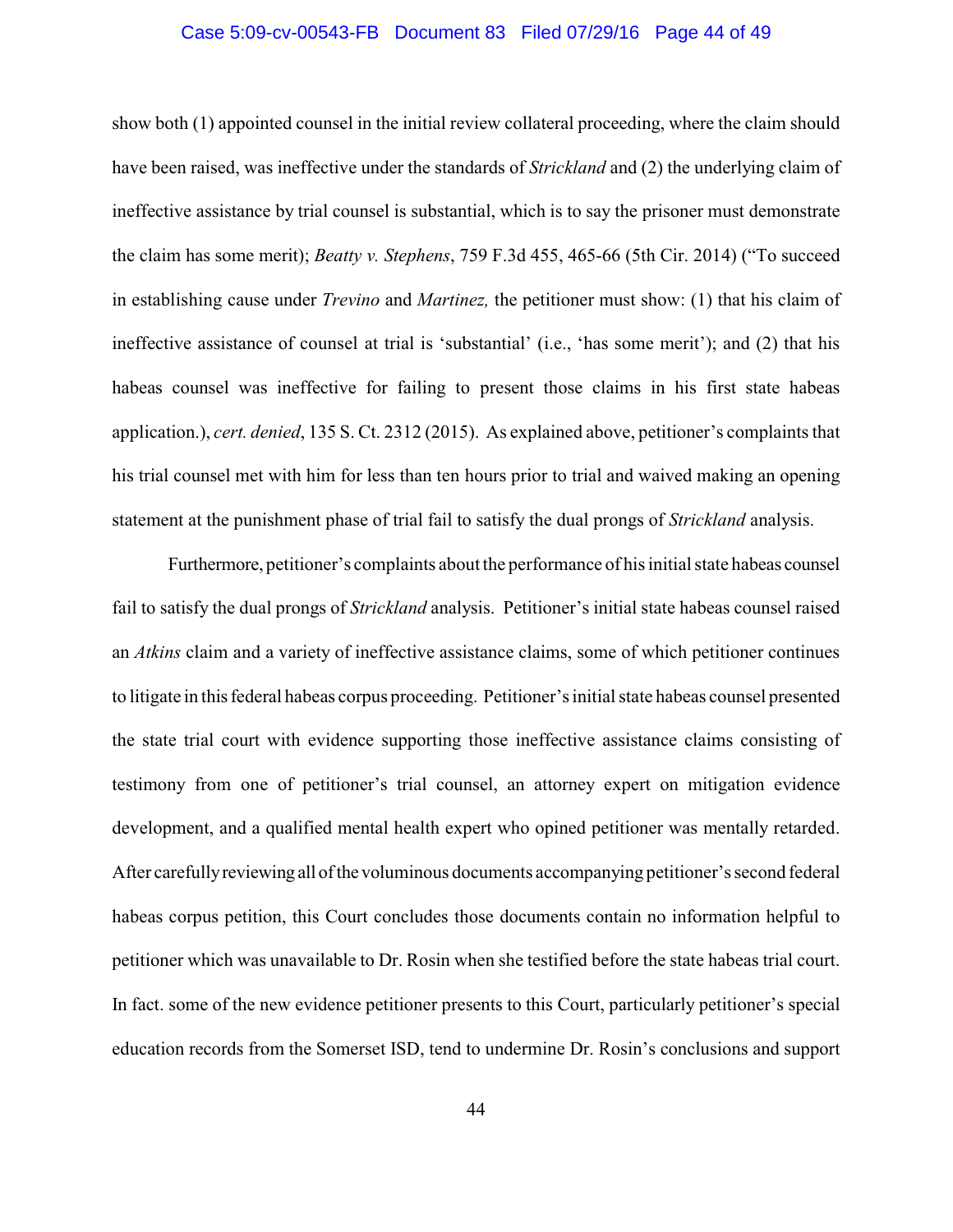show both (1) appointed counsel in the initial review collateral proceeding, where the claim should have been raised, was ineffective under the standards of *Strickland* and (2) the underlying claim of ineffective assistance by trial counsel is substantial, which is to say the prisoner must demonstrate the claim has some merit); *Beatty v. Stephens*, 759 F.3d 455, 465-66 (5th Cir. 2014) ("To succeed in establishing cause under *Trevino* and *Martinez,* the petitioner must show: (1) that his claim of ineffective assistance of counsel at trial is 'substantial' (i.e., 'has some merit'); and (2) that his habeas counsel was ineffective for failing to present those claims in his first state habeas application.), *cert. denied*, 135 S. Ct. 2312 (2015). As explained above, petitioner's complaints that his trial counsel met with him for less than ten hours prior to trial and waived making an opening statement at the punishment phase of trial fail to satisfy the dual prongs of *Strickland* analysis.

Furthermore, petitioner's complaints about the performance of his initial state habeas counsel fail to satisfy the dual prongs of *Strickland* analysis. Petitioner's initial state habeas counsel raised an *Atkins* claim and a variety of ineffective assistance claims, some of which petitioner continues to litigate in this federal habeas corpus proceeding. Petitioner's initial state habeas counsel presented the state trial court with evidence supporting those ineffective assistance claims consisting of testimony from one of petitioner's trial counsel, an attorney expert on mitigation evidence development, and a qualified mental health expert who opined petitioner was mentally retarded. After carefully reviewing all of the voluminous documents accompanying petitioner's second federal habeas corpus petition, this Court concludes those documents contain no information helpful to petitioner which was unavailable to Dr. Rosin when she testified before the state habeas trial court. In fact. some of the new evidence petitioner presents to this Court, particularly petitioner's special education records from the Somerset ISD, tend to undermine Dr. Rosin's conclusions and support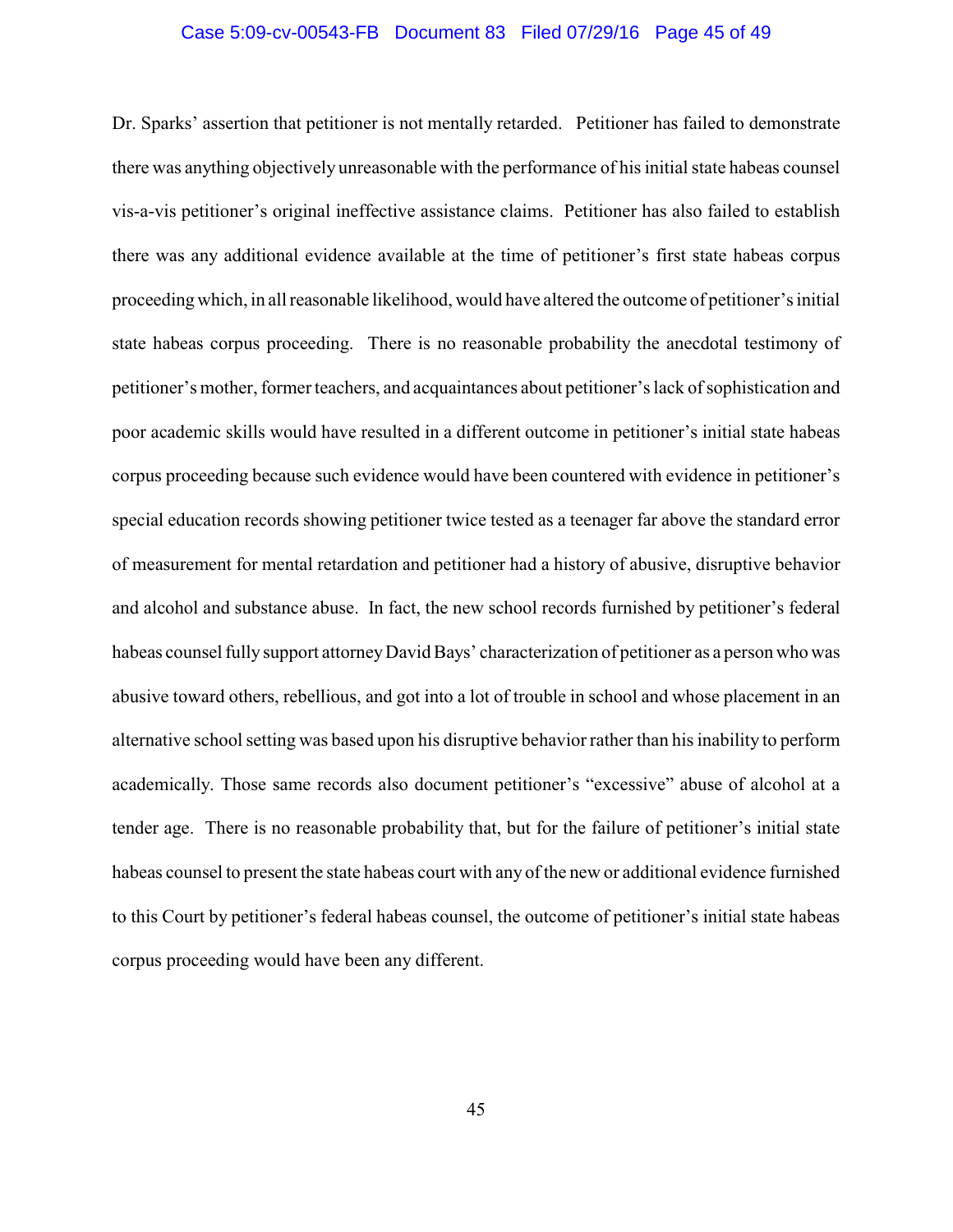Dr. Sparks' assertion that petitioner is not mentally retarded. Petitioner has failed to demonstrate there was anything objectively unreasonable with the performance of his initial state habeas counsel vis-a-vis petitioner's original ineffective assistance claims. Petitioner has also failed to establish there was any additional evidence available at the time of petitioner's first state habeas corpus proceeding which, in all reasonable likelihood, would have altered the outcome of petitioner's initial state habeas corpus proceeding. There is no reasonable probability the anecdotal testimony of petitioner's mother, former teachers, and acquaintances about petitioner's lack of sophistication and poor academic skills would have resulted in a different outcome in petitioner's initial state habeas corpus proceeding because such evidence would have been countered with evidence in petitioner's special education records showing petitioner twice tested as a teenager far above the standard error of measurement for mental retardation and petitioner had a history of abusive, disruptive behavior and alcohol and substance abuse. In fact, the new school records furnished by petitioner's federal habeas counsel fully support attorney David Bays' characterization of petitioner as a person who was abusive toward others, rebellious, and got into a lot of trouble in school and whose placement in an alternative school setting was based upon his disruptive behavior rather than his inability to perform academically. Those same records also document petitioner's "excessive" abuse of alcohol at a tender age. There is no reasonable probability that, but for the failure of petitioner's initial state habeas counsel to present the state habeas court with any of the new or additional evidence furnished to this Court by petitioner's federal habeas counsel, the outcome of petitioner's initial state habeas corpus proceeding would have been any different.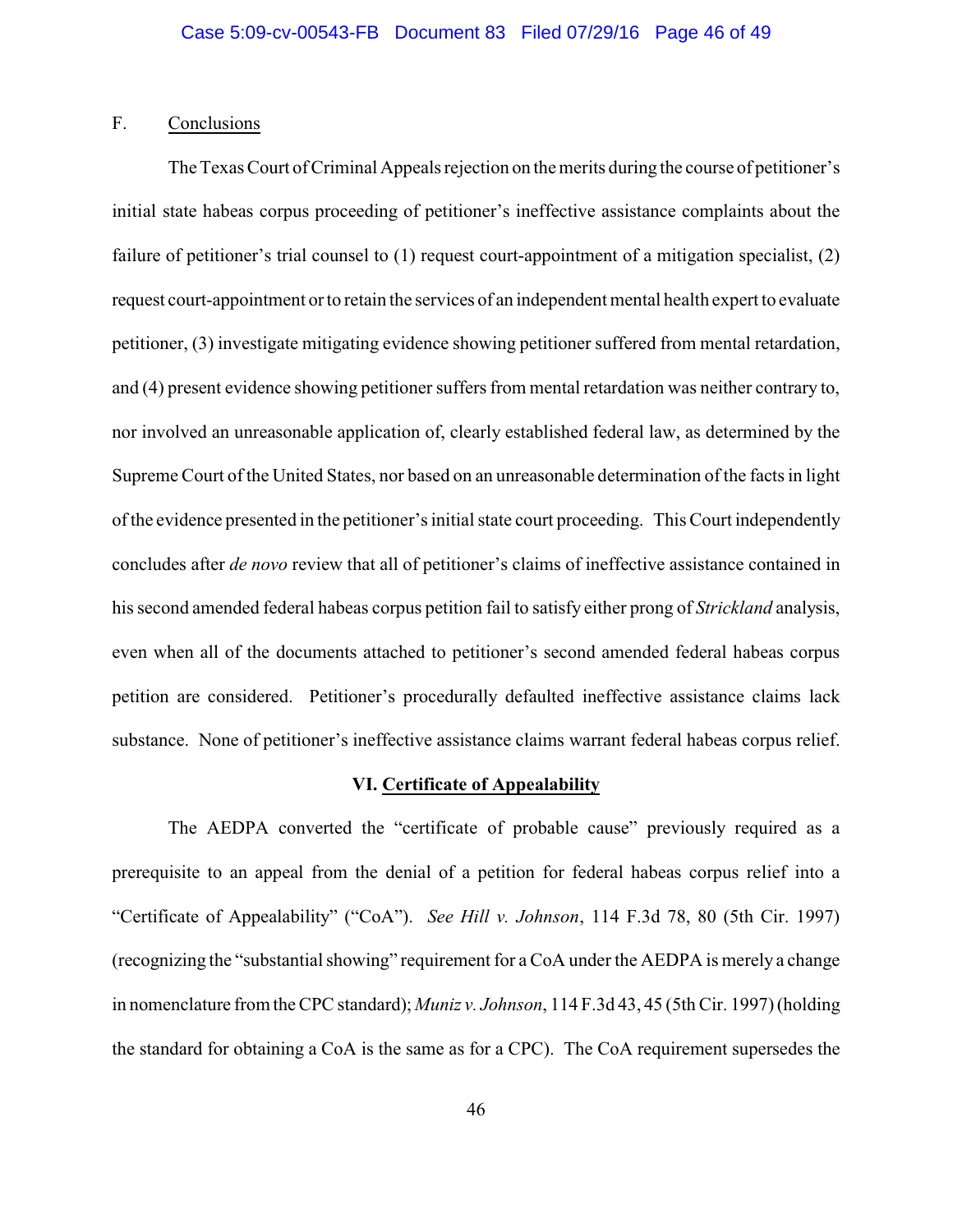F. Conclusions

The Texas Court of Criminal Appeals rejection on the merits during the course of petitioner's initial state habeas corpus proceeding of petitioner's ineffective assistance complaints about the failure of petitioner's trial counsel to (1) request court-appointment of a mitigation specialist, (2) request court-appointment or to retain the services of an independent mental health expert to evaluate petitioner, (3) investigate mitigating evidence showing petitioner suffered from mental retardation, and (4) present evidence showing petitioner suffers from mental retardation was neither contrary to, nor involved an unreasonable application of, clearly established federal law, as determined by the Supreme Court of the United States, nor based on an unreasonable determination of the facts in light of the evidence presented in the petitioner's initial state court proceeding. This Court independently concludes after *de novo* review that all of petitioner's claims of ineffective assistance contained in his second amended federal habeas corpus petition fail to satisfy either prong of *Strickland* analysis, even when all of the documents attached to petitioner's second amended federal habeas corpus petition are considered. Petitioner's procedurally defaulted ineffective assistance claims lack substance. None of petitioner's ineffective assistance claims warrant federal habeas corpus relief.

## VI. Certificate of Appealability

The AEDPA converted the "certificate of probable cause" previously required as a prerequisite to an appeal from the denial of a petition for federal habeas corpus relief into a "Certificate of Appealability" ("CoA"). *See Hill v. Johnson*, 114 F.3d 78, 80 (5th Cir. 1997) (recognizing the "substantial showing" requirement for a CoA under the AEDPA is merely a change in nomenclature from the CPC standard); *Muniz v. Johnson*, 114 F.3d 43, 45 (5th Cir. 1997) (holding the standard for obtaining a CoA is the same as for a CPC). The CoA requirement supersedes the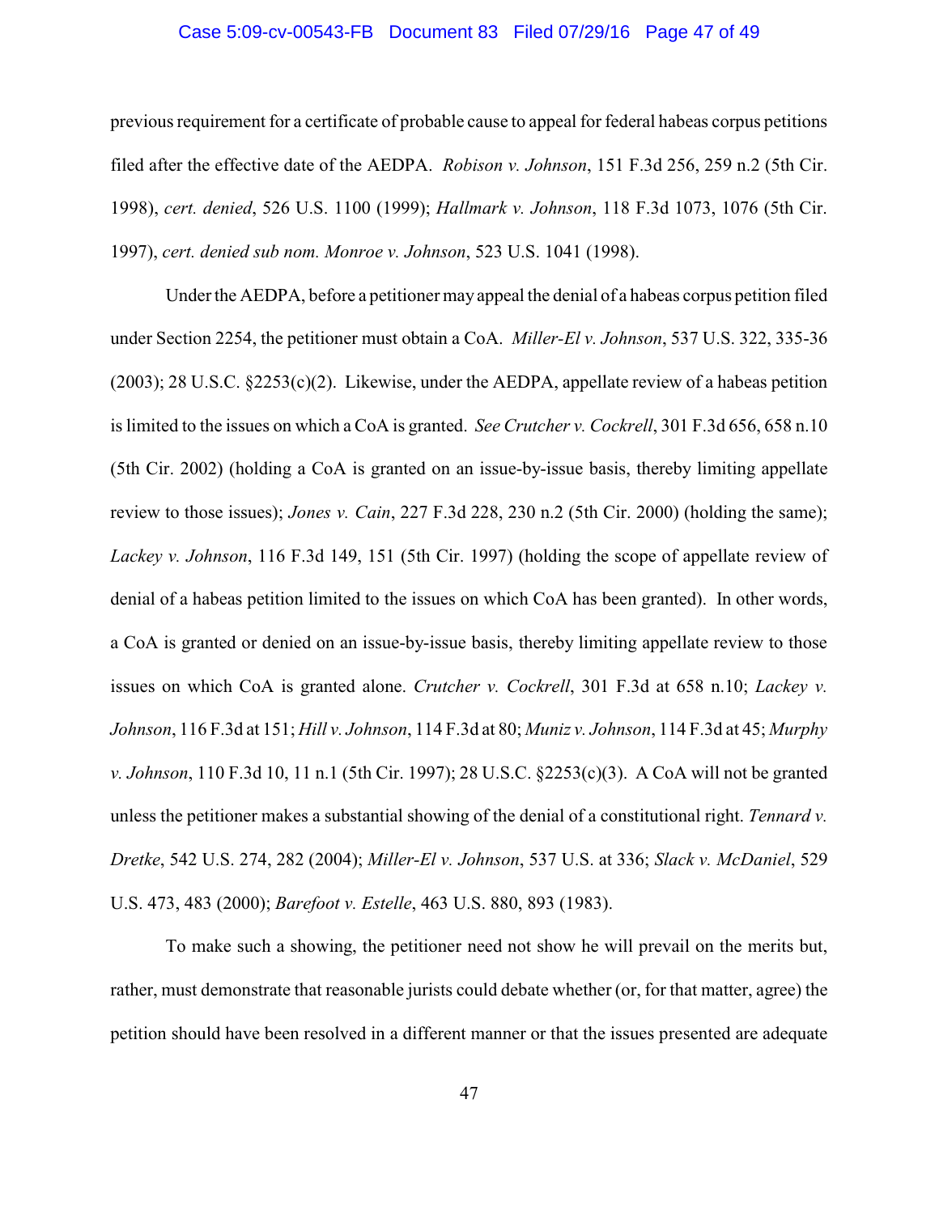previous requirement for a certificate of probable cause to appeal for federal habeas corpus petitions filed after the effective date of the AEDPA. *Robison v. Johnson*, 151 F.3d 256, 259 n.2 (5th Cir. 1998), *cert. denied*, 526 U.S. 1100 (1999); *Hallmark v. Johnson*, 118 F.3d 1073, 1076 (5th Cir. 1997), *cert. denied sub nom. Monroe v. Johnson*, 523 U.S. 1041 (1998).

Under the AEDPA, before a petitioner may appeal the denial of a habeas corpus petition filed under Section 2254, the petitioner must obtain a CoA. *Miller-El v. Johnson*, 537 U.S. 322, 335-36 (2003); 28 U.S.C. §2253(c)(2). Likewise, under the AEDPA, appellate review of a habeas petition is limited to the issues on which a CoA is granted. *See Crutcher v. Cockrell*, 301 F.3d 656, 658 n.10 (5th Cir. 2002) (holding a CoA is granted on an issue-by-issue basis, thereby limiting appellate review to those issues); *Jones v. Cain*, 227 F.3d 228, 230 n.2 (5th Cir. 2000) (holding the same); *Lackey v. Johnson*, 116 F.3d 149, 151 (5th Cir. 1997) (holding the scope of appellate review of denial of a habeas petition limited to the issues on which CoA has been granted). In other words, a CoA is granted or denied on an issue-by-issue basis, thereby limiting appellate review to those issues on which CoA is granted alone. *Crutcher v. Cockrell*, 301 F.3d at 658 n.10; *Lackey v. Johnson*, 116 F.3d at 151; *Hill v. Johnson*, 114 F.3d at 80; *Muniz v. Johnson*, 114 F.3d at 45; *Murphy v. Johnson*, 110 F.3d 10, 11 n.1 (5th Cir. 1997); 28 U.S.C. §2253(c)(3). A CoA will not be granted unless the petitioner makes a substantial showing of the denial of a constitutional right. *Tennard v. Dretke*, 542 U.S. 274, 282 (2004); *Miller-El v. Johnson*, 537 U.S. at 336; *Slack v. McDaniel*, 529 U.S. 473, 483 (2000); *Barefoot v. Estelle*, 463 U.S. 880, 893 (1983).

To make such a showing, the petitioner need not show he will prevail on the merits but, rather, must demonstrate that reasonable jurists could debate whether (or, for that matter, agree) the petition should have been resolved in a different manner or that the issues presented are adequate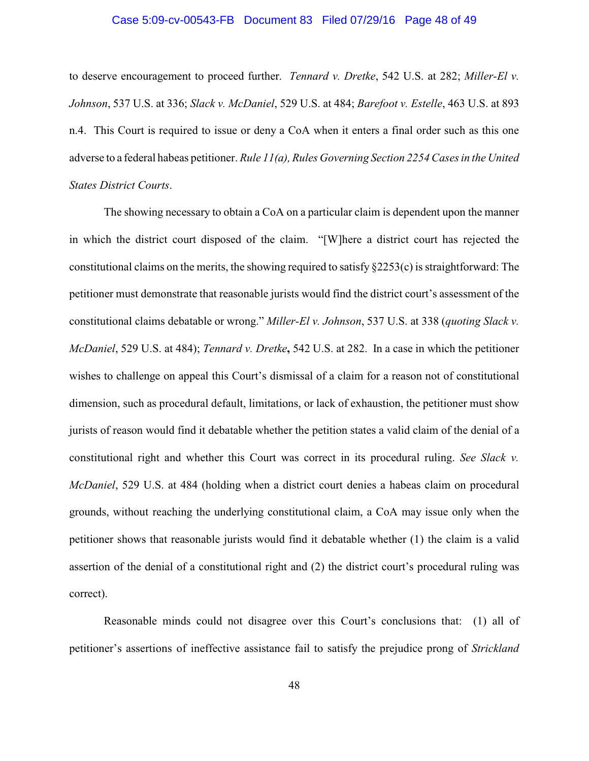to deserve encouragement to proceed further. *Tennard v. Dretke*, 542 U.S. at 282; *Miller-El v. Johnson*, 537 U.S. at 336; *Slack v. McDaniel*, 529 U.S. at 484; *Barefoot v. Estelle*, 463 U.S. at 893 n.4. This Court is required to issue or deny a CoA when it enters a final order such as this one adverse to a federal habeas petitioner. *Rule 11(a), Rules Governing Section 2254 Cases in the United States District Courts*.

The showing necessary to obtain a CoA on a particular claim is dependent upon the manner in which the district court disposed of the claim. "[W]here a district court has rejected the constitutional claims on the merits, the showing required to satisfy §2253(c) is straightforward: The petitioner must demonstrate that reasonable jurists would find the district court's assessment of the constitutional claims debatable or wrong." *Miller-El v. Johnson*, 537 U.S. at 338 (*quoting Slack v. McDaniel*, 529 U.S. at 484); *Tennard v. Dretke*, 542 U.S. at 282. In a case in which the petitioner wishes to challenge on appeal this Court's dismissal of a claim for a reason not of constitutional dimension, such as procedural default, limitations, or lack of exhaustion, the petitioner must show jurists of reason would find it debatable whether the petition states a valid claim of the denial of a constitutional right and whether this Court was correct in its procedural ruling. *See Slack v. McDaniel*, 529 U.S. at 484 (holding when a district court denies a habeas claim on procedural grounds, without reaching the underlying constitutional claim, a CoA may issue only when the petitioner shows that reasonable jurists would find it debatable whether (1) the claim is a valid assertion of the denial of a constitutional right and (2) the district court's procedural ruling was correct).

Reasonable minds could not disagree over this Court's conclusions that: (1) all of petitioner's assertions of ineffective assistance fail to satisfy the prejudice prong of *Strickland*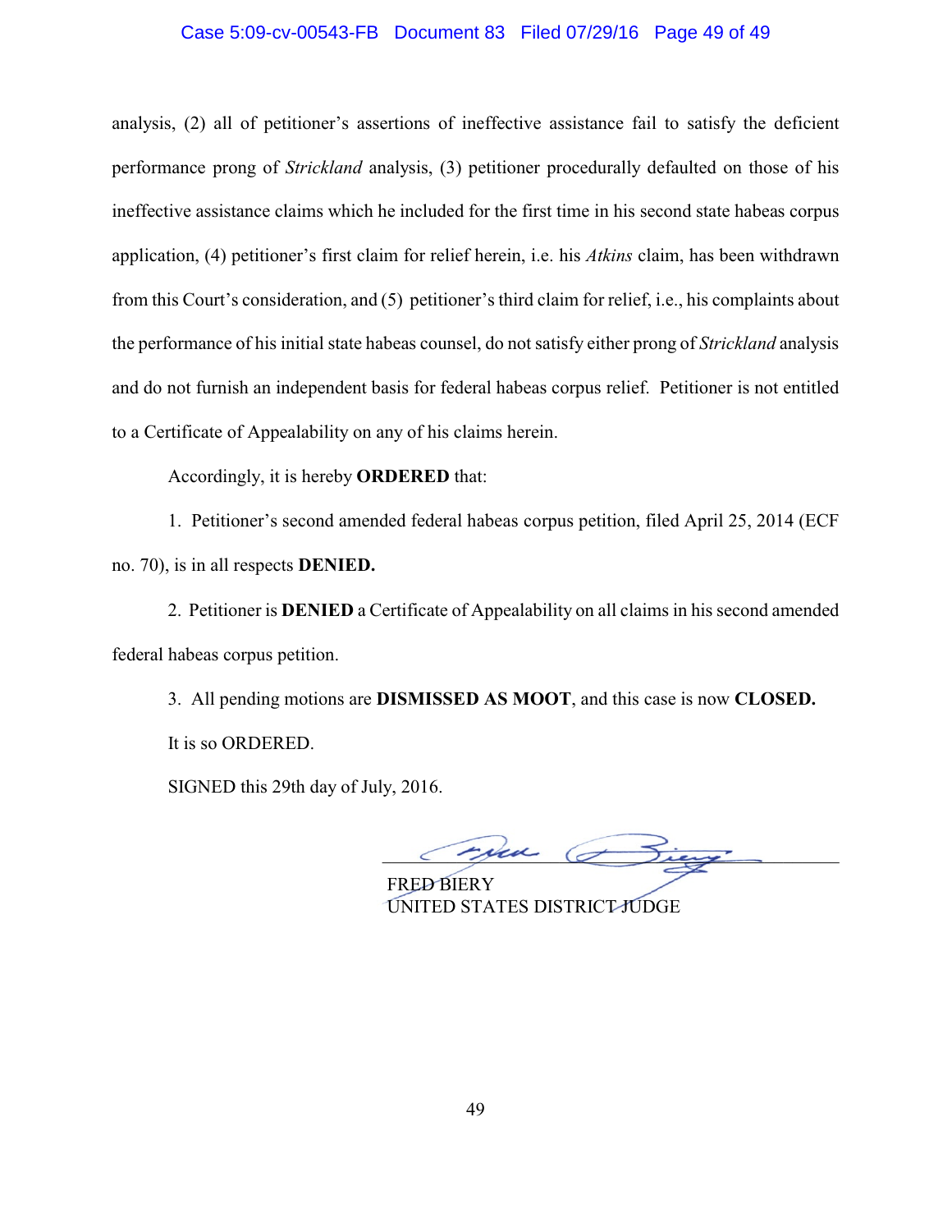analysis, (2) all of petitioner's assertions of ineffective assistance fail to satisfy the deficient performance prong of *Strickland* analysis, (3) petitioner procedurally defaulted on those of his ineffective assistance claims which he included for the first time in his second state habeas corpus application, (4) petitioner's first claim for relief herein, i.e. his *Atkins* claim, has been withdrawn from this Court's consideration, and (5) petitioner's third claim for relief, i.e., his complaints about the performance of his initial state habeas counsel, do not satisfy either prong of *Strickland* analysis and do not furnish an independent basis for federal habeas corpus relief. Petitioner is not entitled to a Certificate of Appealability on any of his claims herein.

Accordingly, it is hereby **ORDERED** that:

1. Petitioner's second amended federal habeas corpus petition, filed April 25, 2014 (ECF no. 70), is in all respects **DENIED.**

2. Petitioner is **DENIED** a Certificate of Appealability on all claims in his second amended federal habeas corpus petition.

3. All pending motions are **DISMISSED AS MOOT**, and this case is now **CLOSED.**

It is so ORDERED.

SIGNED this 29th day of July, 2016.

FRED BIERY
UNITED STATES DISTRICT JUDGE